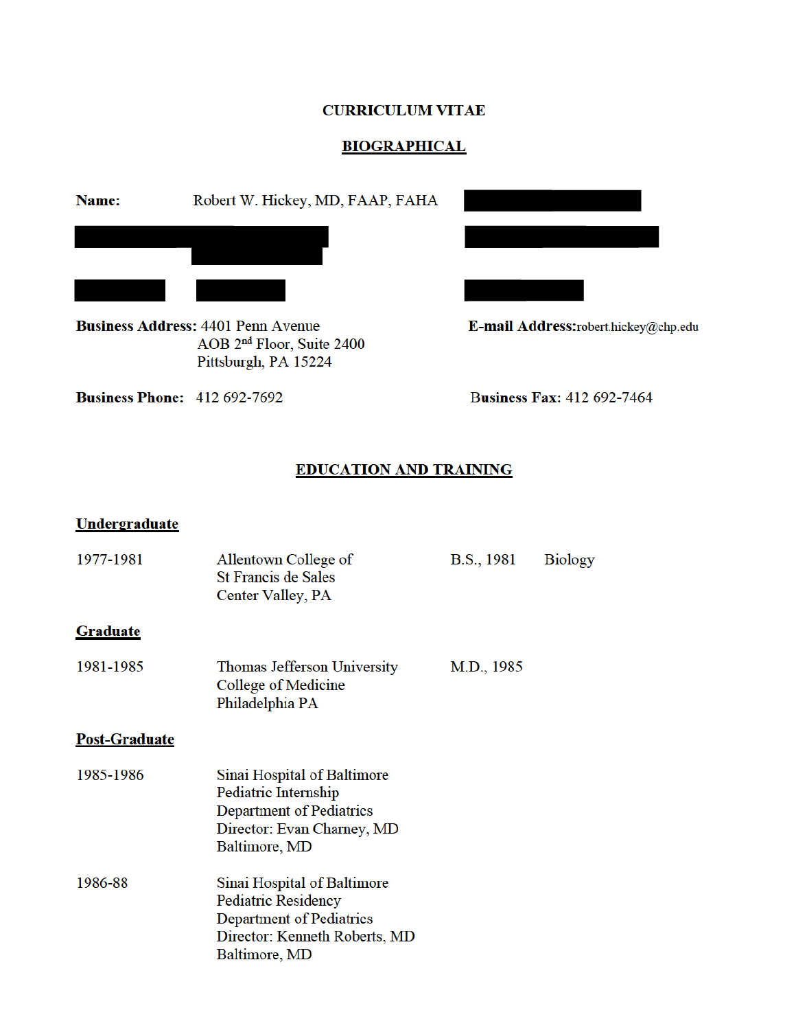# CURRICULUM VITAE

## BIOGRAPHICAL

**Name:** Robert W. Hickey, MD, FAAP, FAHA

**Business Address:** 4401 Penn Avenue
AOB 2nd Floor, Suite 2400
Pittsburgh, PA 15224

**E-mail Address:** robert.hickey@chp.edu

**Business Phone:** 412 692-7692

**Business Fax:** 412 692-7464

## EDUCATION AND TRAINING

### Undergraduate

| | | | |
|---|---|---|---|
| 1977-1981 | Allentown College of St Francis de Sales, Center Valley, PA | B.S., 1981 | Biology |

### Graduate

| | | |
|---|---|---|
| 1981-1985 | Thomas Jefferson University, College of Medicine, Philadelphia PA | M.D., 1985 |

### Post-Graduate

1985-1986 Sinai Hospital of Baltimore
Pediatric Internship
Department of Pediatrics
Director: Evan Charney, MD
Baltimore, MD

1986-88 Sinai Hospital of Baltimore
Pediatric Residency
Department of Pediatrics
Director: Kenneth Roberts, MD
Baltimore, MD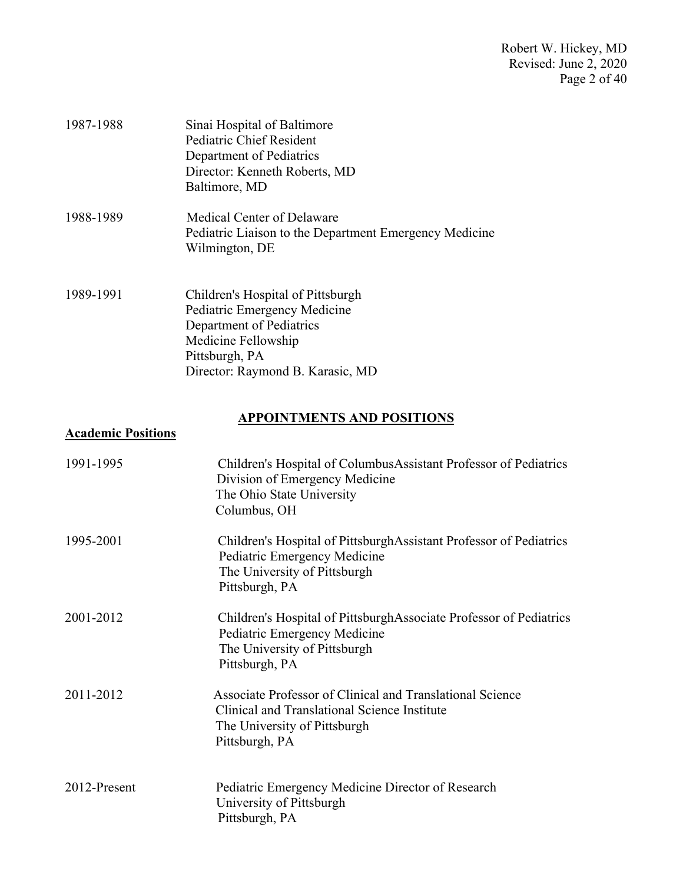1987-1988 | Sinai Hospital of Baltimore
Pediatric Chief Resident
Department of Pediatrics
Director: Kenneth Roberts, MD
Baltimore, MD

1988-1989 | Medical Center of Delaware
Pediatric Liaison to the Department Emergency Medicine
Wilmington, DE

1989-1991 | Children's Hospital of Pittsburgh
Pediatric Emergency Medicine
Department of Pediatrics
Medicine Fellowship
Pittsburgh, PA
Director: Raymond B. Karasic, MD

## APPOINTMENTS AND POSITIONS

### Academic Positions

1991-1995 | Children's Hospital of ColumbusAssistant Professor of Pediatrics
Division of Emergency Medicine
The Ohio State University
Columbus, OH

1995-2001 | Children's Hospital of PittsburghAssistant Professor of Pediatrics
Pediatric Emergency Medicine
The University of Pittsburgh
Pittsburgh, PA

2001-2012 | Children's Hospital of PittsburghAssociate Professor of Pediatrics
Pediatric Emergency Medicine
The University of Pittsburgh
Pittsburgh, PA

2011-2012 | Associate Professor of Clinical and Translational Science
Clinical and Translational Science Institute
The University of Pittsburgh
Pittsburgh, PA

2012-Present | Pediatric Emergency Medicine Director of Research
University of Pittsburgh
Pittsburgh, PA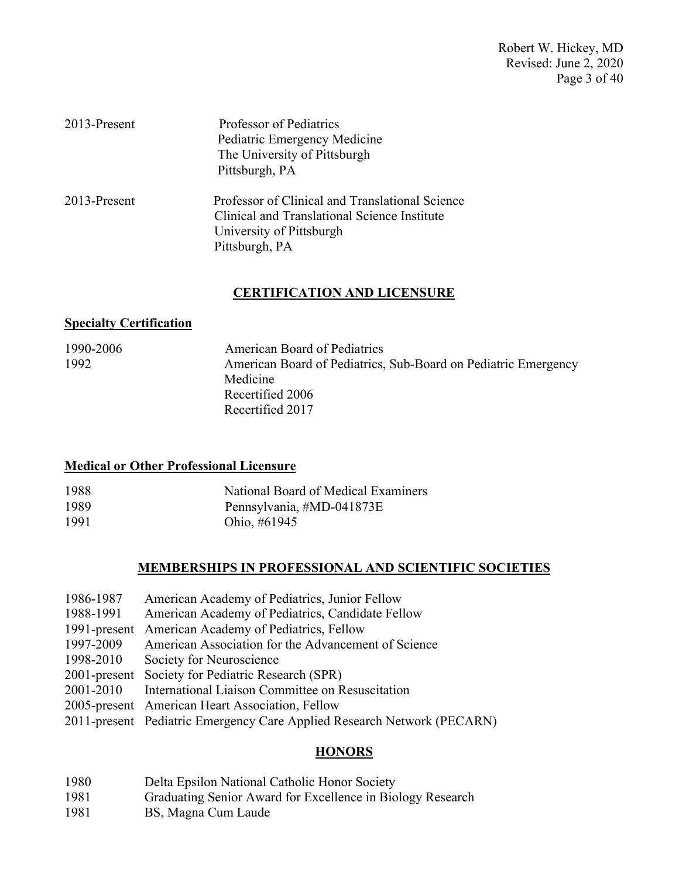| | |
|---|---|
| 2013-Present | Professor of Pediatrics<br>Pediatric Emergency Medicine<br>The University of Pittsburgh<br>Pittsburgh, PA |
| 2013-Present | Professor of Clinical and Translational Science<br>Clinical and Translational Science Institute<br>University of Pittsburgh<br>Pittsburgh, PA |

## CERTIFICATION AND LICENSURE

### Specialty Certification

| | |
|---|---|
| 1990-2006 | American Board of Pediatrics |
| 1992 | American Board of Pediatrics, Sub-Board on Pediatric Emergency Medicine<br>Recertified 2006<br>Recertified 2017 |

### Medical or Other Professional Licensure

| | |
|---|---|
| 1988 | National Board of Medical Examiners |
| 1989 | Pennsylvania, #MD-041873E |
| 1991 | Ohio, #61945 |

## MEMBERSHIPS IN PROFESSIONAL AND SCIENTIFIC SOCIETIES

| | |
|---|---|
| 1986-1987 | American Academy of Pediatrics, Junior Fellow |
| 1988-1991 | American Academy of Pediatrics, Candidate Fellow |
| 1991-present | American Academy of Pediatrics, Fellow |
| 1997-2009 | American Association for the Advancement of Science |
| 1998-2010 | Society for Neuroscience |
| 2001-present | Society for Pediatric Research (SPR) |
| 2001-2010 | International Liaison Committee on Resuscitation |
| 2005-present | American Heart Association, Fellow |
| 2011-present | Pediatric Emergency Care Applied Research Network (PECARN) |

## HONORS

| | |
|---|---|
| 1980 | Delta Epsilon National Catholic Honor Society |
| 1981 | Graduating Senior Award for Excellence in Biology Research |
| 1981 | BS, Magna Cum Laude |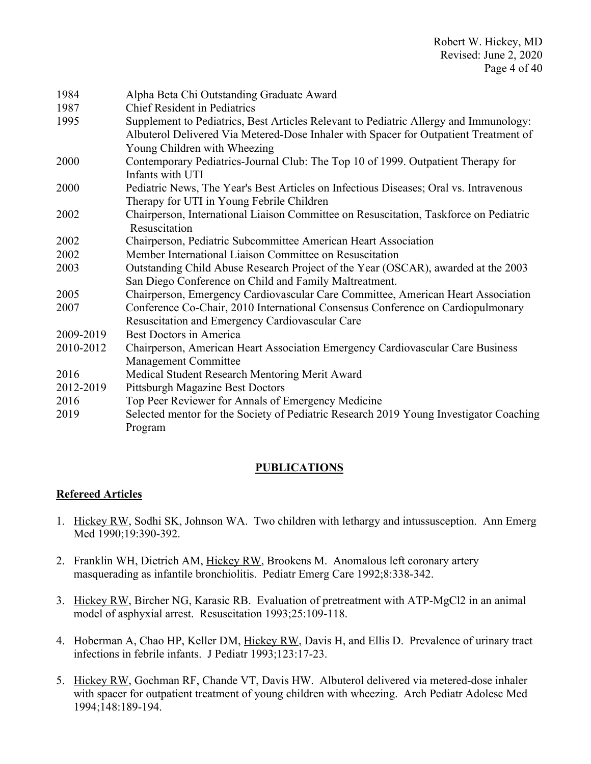| | |
|---|---|
| 1984 | Alpha Beta Chi Outstanding Graduate Award |
| 1987 | Chief Resident in Pediatrics |
| 1995 | Supplement to Pediatrics, Best Articles Relevant to Pediatric Allergy and Immunology: Albuterol Delivered Via Metered-Dose Inhaler with Spacer for Outpatient Treatment of Young Children with Wheezing |
| 2000 | Contemporary Pediatrics-Journal Club: The Top 10 of 1999. Outpatient Therapy for Infants with UTI |
| 2000 | Pediatric News, The Year's Best Articles on Infectious Diseases; Oral vs. Intravenous Therapy for UTI in Young Febrile Children |
| 2002 | Chairperson, International Liaison Committee on Resuscitation, Taskforce on Pediatric Resuscitation |
| 2002 | Chairperson, Pediatric Subcommittee American Heart Association |
| 2002 | Member International Liaison Committee on Resuscitation |
| 2003 | Outstanding Child Abuse Research Project of the Year (OSCAR), awarded at the 2003 San Diego Conference on Child and Family Maltreatment. |
| 2005 | Chairperson, Emergency Cardiovascular Care Committee, American Heart Association |
| 2007 | Conference Co-Chair, 2010 International Consensus Conference on Cardiopulmonary Resuscitation and Emergency Cardiovascular Care |
| 2009-2019 | Best Doctors in America |
| 2010-2012 | Chairperson, American Heart Association Emergency Cardiovascular Care Business Management Committee |
| 2016 | Medical Student Research Mentoring Merit Award |
| 2012-2019 | Pittsburgh Magazine Best Doctors |
| 2016 | Top Peer Reviewer for Annals of Emergency Medicine |
| 2019 | Selected mentor for the Society of Pediatric Research 2019 Young Investigator Coaching Program |

## PUBLICATIONS

### Refereed Articles

1. Hickey RW, Sodhi SK, Johnson WA. Two children with lethargy and intussusception. Ann Emerg Med 1990;19:390-392.

2. Franklin WH, Dietrich AM, Hickey RW, Brookens M. Anomalous left coronary artery masquerading as infantile bronchiolitis. Pediatr Emerg Care 1992;8:338-342.

3. Hickey RW, Bircher NG, Karasic RB. Evaluation of pretreatment with ATP-$MgCl_2$ in an animal model of asphyxial arrest. Resuscitation 1993;25:109-118.

4. Hoberman A, Chao HP, Keller DM, Hickey RW, Davis H, and Ellis D. Prevalence of urinary tract infections in febrile infants. J Pediatr 1993;123:17-23.

5. Hickey RW, Gochman RF, Chande VT, Davis HW. Albuterol delivered via metered-dose inhaler with spacer for outpatient treatment of young children with wheezing. Arch Pediatr Adolesc Med 1994;148:189-194.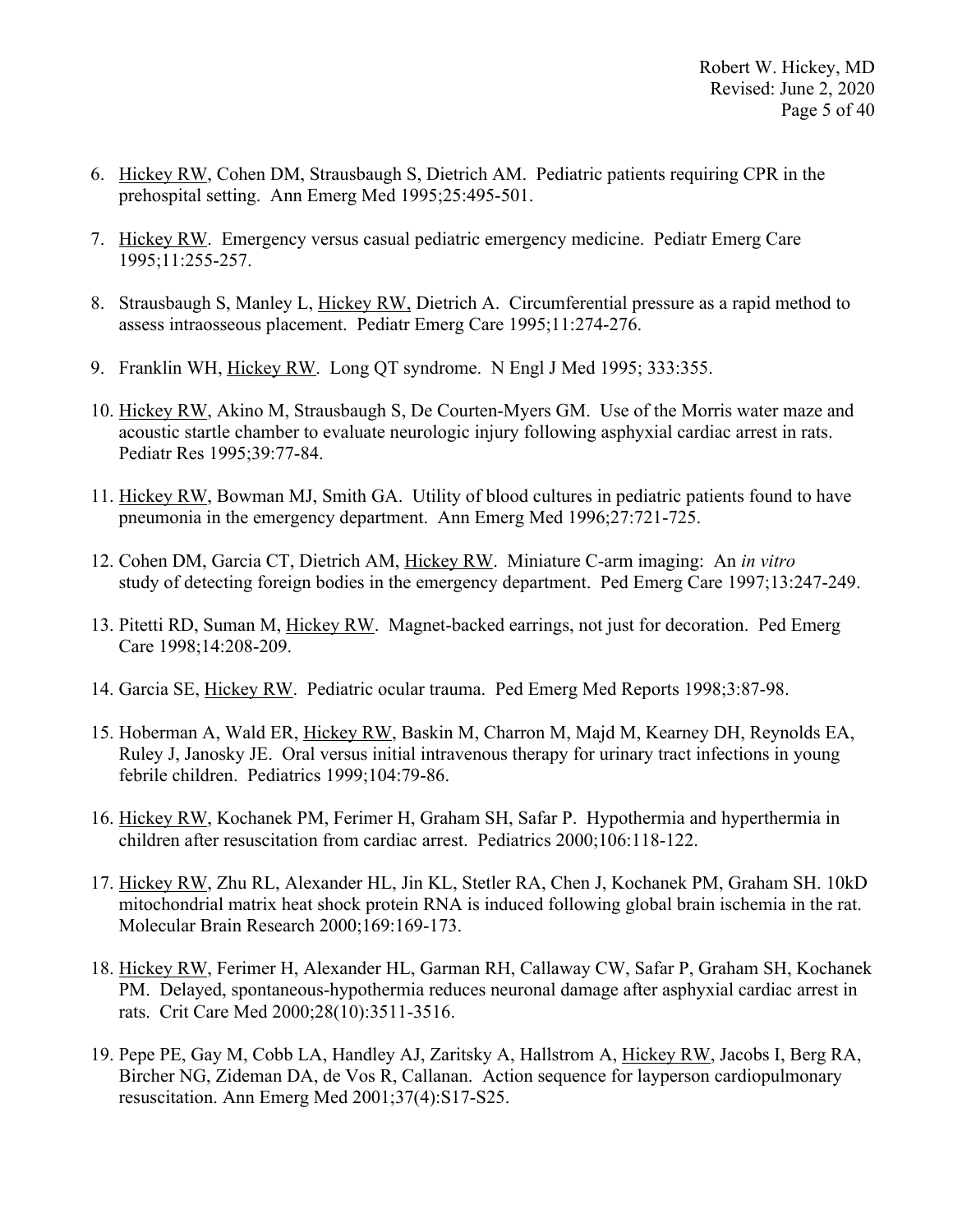6. Hickey RW, Cohen DM, Strausbaugh S, Dietrich AM. Pediatric patients requiring CPR in the prehospital setting. Ann Emerg Med 1995;25:495-501.

7. Hickey RW. Emergency versus casual pediatric emergency medicine. Pediatr Emerg Care 1995;11:255-257.

8. Strausbaugh S, Manley L, Hickey RW, Dietrich A. Circumferential pressure as a rapid method to assess intraosseous placement. Pediatr Emerg Care 1995;11:274-276.

9. Franklin WH, Hickey RW. Long QT syndrome. N Engl J Med 1995; 333:355.

10. Hickey RW, Akino M, Strausbaugh S, De Courten-Myers GM. Use of the Morris water maze and acoustic startle chamber to evaluate neurologic injury following asphyxial cardiac arrest in rats. Pediatr Res 1995;39:77-84.

11. Hickey RW, Bowman MJ, Smith GA. Utility of blood cultures in pediatric patients found to have pneumonia in the emergency department. Ann Emerg Med 1996;27:721-725.

12. Cohen DM, Garcia CT, Dietrich AM, Hickey RW. Miniature C-arm imaging: An *in vitro* study of detecting foreign bodies in the emergency department. Ped Emerg Care 1997;13:247-249.

13. Pitetti RD, Suman M, Hickey RW. Magnet-backed earrings, not just for decoration. Ped Emerg Care 1998;14:208-209.

14. Garcia SE, Hickey RW. Pediatric ocular trauma. Ped Emerg Med Reports 1998;3:87-98.

15. Hoberman A, Wald ER, Hickey RW, Baskin M, Charron M, Majd M, Kearney DH, Reynolds EA, Ruley J, Janosky JE. Oral versus initial intravenous therapy for urinary tract infections in young febrile children. Pediatrics 1999;104:79-86.

16. Hickey RW, Kochanek PM, Ferimer H, Graham SH, Safar P. Hypothermia and hyperthermia in children after resuscitation from cardiac arrest. Pediatrics 2000;106:118-122.

17. Hickey RW, Zhu RL, Alexander HL, Jin KL, Stetler RA, Chen J, Kochanek PM, Graham SH. 10kD mitochondrial matrix heat shock protein RNA is induced following global brain ischemia in the rat. Molecular Brain Research 2000;169:169-173.

18. Hickey RW, Ferimer H, Alexander HL, Garman RH, Callaway CW, Safar P, Graham SH, Kochanek PM. Delayed, spontaneous-hypothermia reduces neuronal damage after asphyxial cardiac arrest in rats. Crit Care Med 2000;28(10):3511-3516.

19. Pepe PE, Gay M, Cobb LA, Handley AJ, Zaritsky A, Hallstrom A, Hickey RW, Jacobs I, Berg RA, Bircher NG, Zideman DA, de Vos R, Callanan. Action sequence for layperson cardiopulmonary resuscitation. Ann Emerg Med 2001;37(4):S17-S25.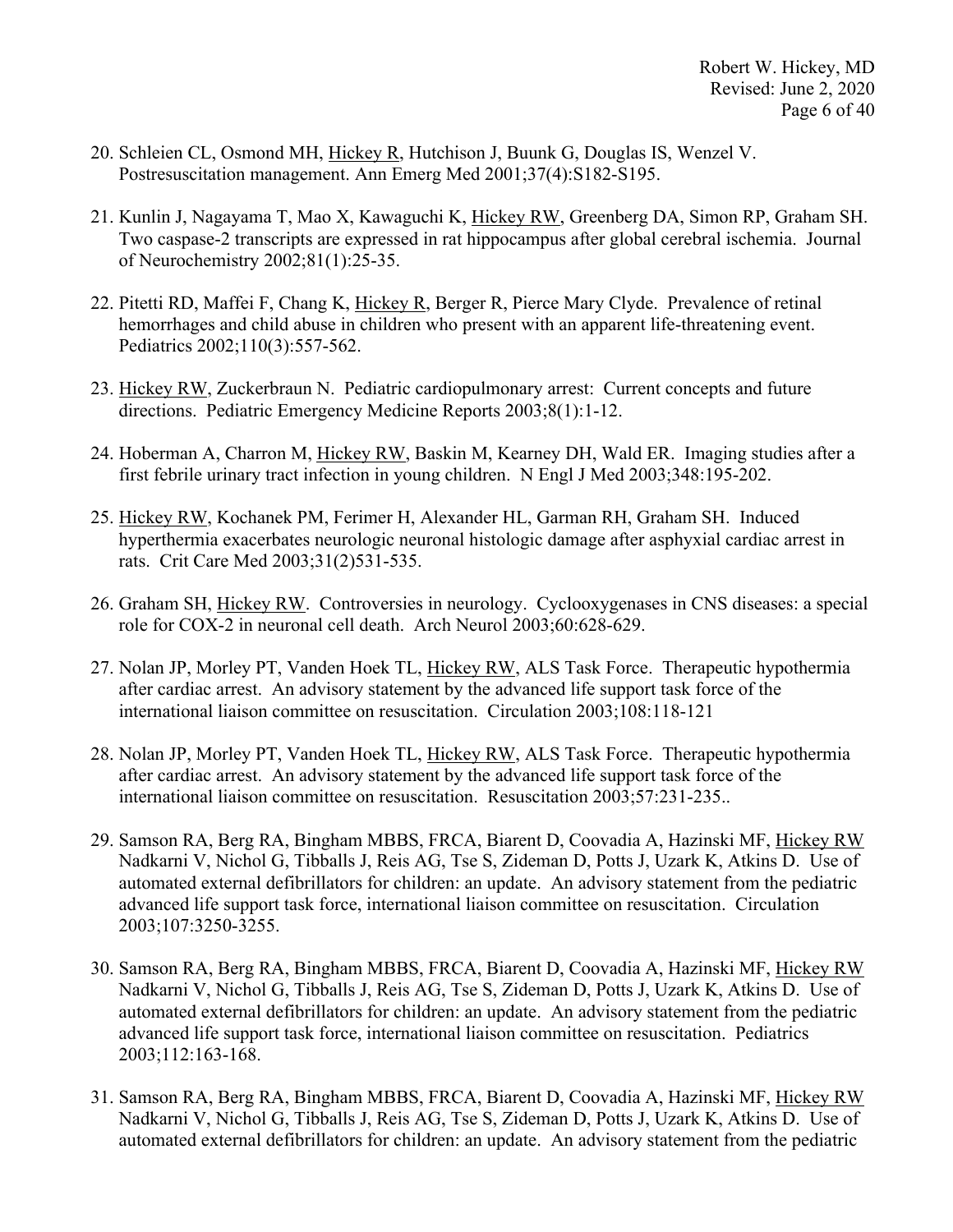20. Schleien CL, Osmond MH, Hickey R, Hutchison J, Buunk G, Douglas IS, Wenzel V. Postresuscitation management. Ann Emerg Med 2001;37(4):S182-S195.

21. Kunlin J, Nagayama T, Mao X, Kawaguchi K, Hickey RW, Greenberg DA, Simon RP, Graham SH. Two caspase-2 transcripts are expressed in rat hippocampus after global cerebral ischemia. Journal of Neurochemistry 2002;81(1):25-35.

22. Pitetti RD, Maffei F, Chang K, Hickey R, Berger R, Pierce Mary Clyde. Prevalence of retinal hemorrhages and child abuse in children who present with an apparent life-threatening event. Pediatrics 2002;110(3):557-562.

23. Hickey RW, Zuckerbraun N. Pediatric cardiopulmonary arrest: Current concepts and future directions. Pediatric Emergency Medicine Reports 2003;8(1):1-12.

24. Hoberman A, Charron M, Hickey RW, Baskin M, Kearney DH, Wald ER. Imaging studies after a first febrile urinary tract infection in young children. N Engl J Med 2003;348:195-202.

25. Hickey RW, Kochanek PM, Ferimer H, Alexander HL, Garman RH, Graham SH. Induced hyperthermia exacerbates neurologic neuronal histologic damage after asphyxial cardiac arrest in rats. Crit Care Med 2003;31(2)531-535.

26. Graham SH, Hickey RW. Controversies in neurology. Cyclooxygenases in CNS diseases: a special role for COX-2 in neuronal cell death. Arch Neurol 2003;60:628-629.

27. Nolan JP, Morley PT, Vanden Hoek TL, Hickey RW, ALS Task Force. Therapeutic hypothermia after cardiac arrest. An advisory statement by the advanced life support task force of the international liaison committee on resuscitation. Circulation 2003;108:118-121

28. Nolan JP, Morley PT, Vanden Hoek TL, Hickey RW, ALS Task Force. Therapeutic hypothermia after cardiac arrest. An advisory statement by the advanced life support task force of the international liaison committee on resuscitation. Resuscitation 2003;57:231-235..

29. Samson RA, Berg RA, Bingham MBBS, FRCA, Biarent D, Coovadia A, Hazinski MF, Hickey RW Nadkarni V, Nichol G, Tibballs J, Reis AG, Tse S, Zideman D, Potts J, Uzark K, Atkins D. Use of automated external defibrillators for children: an update. An advisory statement from the pediatric advanced life support task force, international liaison committee on resuscitation. Circulation 2003;107:3250-3255.

30. Samson RA, Berg RA, Bingham MBBS, FRCA, Biarent D, Coovadia A, Hazinski MF, Hickey RW Nadkarni V, Nichol G, Tibballs J, Reis AG, Tse S, Zideman D, Potts J, Uzark K, Atkins D. Use of automated external defibrillators for children: an update. An advisory statement from the pediatric advanced life support task force, international liaison committee on resuscitation. Pediatrics 2003;112:163-168.

31. Samson RA, Berg RA, Bingham MBBS, FRCA, Biarent D, Coovadia A, Hazinski MF, Hickey RW Nadkarni V, Nichol G, Tibballs J, Reis AG, Tse S, Zideman D, Potts J, Uzark K, Atkins D. Use of automated external defibrillators for children: an update. An advisory statement from the pediatric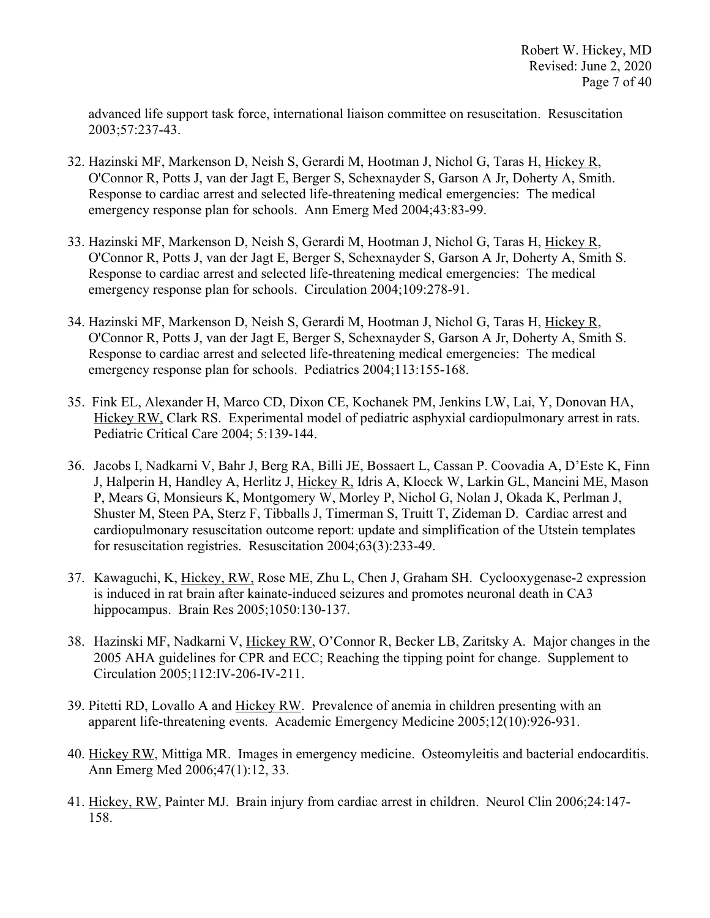advanced life support task force, international liaison committee on resuscitation. Resuscitation 2003;57:237-43.

32. Hazinski MF, Markenson D, Neish S, Gerardi M, Hootman J, Nichol G, Taras H, Hickey R, O'Connor R, Potts J, van der Jagt E, Berger S, Schexnayder S, Garson A Jr, Doherty A, Smith. Response to cardiac arrest and selected life-threatening medical emergencies: The medical emergency response plan for schools. Ann Emerg Med 2004;43:83-99.

33. Hazinski MF, Markenson D, Neish S, Gerardi M, Hootman J, Nichol G, Taras H, Hickey R, O'Connor R, Potts J, van der Jagt E, Berger S, Schexnayder S, Garson A Jr, Doherty A, Smith S. Response to cardiac arrest and selected life-threatening medical emergencies: The medical emergency response plan for schools. Circulation 2004;109:278-91.

34. Hazinski MF, Markenson D, Neish S, Gerardi M, Hootman J, Nichol G, Taras H, Hickey R, O'Connor R, Potts J, van der Jagt E, Berger S, Schexnayder S, Garson A Jr, Doherty A, Smith S. Response to cardiac arrest and selected life-threatening medical emergencies: The medical emergency response plan for schools. Pediatrics 2004;113:155-168.

35. Fink EL, Alexander H, Marco CD, Dixon CE, Kochanek PM, Jenkins LW, Lai, Y, Donovan HA, Hickey RW, Clark RS. Experimental model of pediatric asphyxial cardiopulmonary arrest in rats. Pediatric Critical Care 2004; 5:139-144.

36. Jacobs I, Nadkarni V, Bahr J, Berg RA, Billi JE, Bossaert L, Cassan P. Coovadia A, D'Este K, Finn J, Halperin H, Handley A, Herlitz J, Hickey R, Idris A, Kloeck W, Larkin GL, Mancini ME, Mason P, Mears G, Monsieurs K, Montgomery W, Morley P, Nichol G, Nolan J, Okada K, Perlman J, Shuster M, Steen PA, Sterz F, Tibballs J, Timerman S, Truitt T, Zideman D. Cardiac arrest and cardiopulmonary resuscitation outcome report: update and simplification of the Utstein templates for resuscitation registries. Resuscitation 2004;63(3):233-49.

37. Kawaguchi, K, Hickey, RW, Rose ME, Zhu L, Chen J, Graham SH. Cyclooxygenase-2 expression is induced in rat brain after kainate-induced seizures and promotes neuronal death in CA3 hippocampus. Brain Res 2005;1050:130-137.

38. Hazinski MF, Nadkarni V, Hickey RW, O'Connor R, Becker LB, Zaritsky A. Major changes in the 2005 AHA guidelines for CPR and ECC; Reaching the tipping point for change. Supplement to Circulation 2005;112:IV-206-IV-211.

39. Pitetti RD, Lovallo A and Hickey RW. Prevalence of anemia in children presenting with an apparent life-threatening events. Academic Emergency Medicine 2005;12(10):926-931.

40. Hickey RW, Mittiga MR. Images in emergency medicine. Osteomyleitis and bacterial endocarditis. Ann Emerg Med 2006;47(1):12, 33.

41. Hickey, RW, Painter MJ. Brain injury from cardiac arrest in children. Neurol Clin 2006;24:147-158.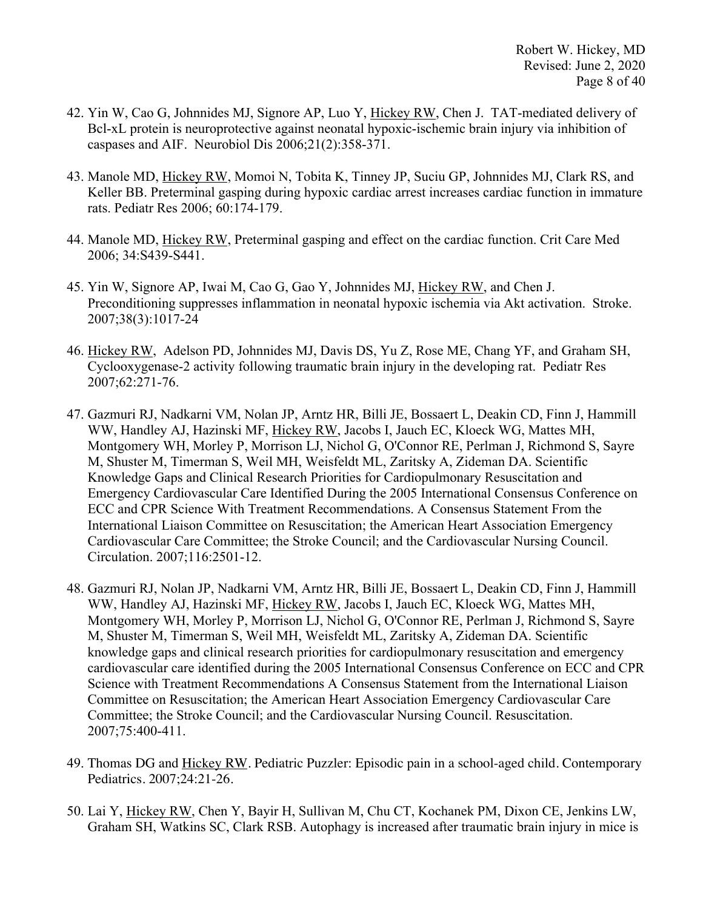42. Yin W, Cao G, Johnnides MJ, Signore AP, Luo Y, Hickey RW, Chen J. TAT-mediated delivery of Bcl-xL protein is neuroprotective against neonatal hypoxic-ischemic brain injury via inhibition of caspases and AIF. Neurobiol Dis 2006;21(2):358-371.

43. Manole MD, Hickey RW, Momoi N, Tobita K, Tinney JP, Suciu GP, Johnnides MJ, Clark RS, and Keller BB. Preterminal gasping during hypoxic cardiac arrest increases cardiac function in immature rats. Pediatr Res 2006; 60:174-179.

44. Manole MD, Hickey RW, Preterminal gasping and effect on the cardiac function. Crit Care Med 2006; 34:S439-S441.

45. Yin W, Signore AP, Iwai M, Cao G, Gao Y, Johnnides MJ, Hickey RW, and Chen J. Preconditioning suppresses inflammation in neonatal hypoxic ischemia via Akt activation. Stroke. 2007;38(3):1017-24

46. Hickey RW, Adelson PD, Johnnides MJ, Davis DS, Yu Z, Rose ME, Chang YF, and Graham SH, Cyclooxygenase-2 activity following traumatic brain injury in the developing rat. Pediatr Res 2007;62:271-76.

47. Gazmuri RJ, Nadkarni VM, Nolan JP, Arntz HR, Billi JE, Bossaert L, Deakin CD, Finn J, Hammill WW, Handley AJ, Hazinski MF, Hickey RW, Jacobs I, Jauch EC, Kloeck WG, Mattes MH, Montgomery WH, Morley P, Morrison LJ, Nichol G, O'Connor RE, Perlman J, Richmond S, Sayre M, Shuster M, Timerman S, Weil MH, Weisfeldt ML, Zaritsky A, Zideman DA. Scientific Knowledge Gaps and Clinical Research Priorities for Cardiopulmonary Resuscitation and Emergency Cardiovascular Care Identified During the 2005 International Consensus Conference on ECC and CPR Science With Treatment Recommendations. A Consensus Statement From the International Liaison Committee on Resuscitation; the American Heart Association Emergency Cardiovascular Care Committee; the Stroke Council; and the Cardiovascular Nursing Council. Circulation. 2007;116:2501-12.

48. Gazmuri RJ, Nolan JP, Nadkarni VM, Arntz HR, Billi JE, Bossaert L, Deakin CD, Finn J, Hammill WW, Handley AJ, Hazinski MF, Hickey RW, Jacobs I, Jauch EC, Kloeck WG, Mattes MH, Montgomery WH, Morley P, Morrison LJ, Nichol G, O'Connor RE, Perlman J, Richmond S, Sayre M, Shuster M, Timerman S, Weil MH, Weisfeldt ML, Zaritsky A, Zideman DA. Scientific knowledge gaps and clinical research priorities for cardiopulmonary resuscitation and emergency cardiovascular care identified during the 2005 International Consensus Conference on ECC and CPR Science with Treatment Recommendations A Consensus Statement from the International Liaison Committee on Resuscitation; the American Heart Association Emergency Cardiovascular Care Committee; the Stroke Council; and the Cardiovascular Nursing Council. Resuscitation. 2007;75:400-411.

49. Thomas DG and Hickey RW. Pediatric Puzzler: Episodic pain in a school-aged child. Contemporary Pediatrics. 2007;24:21-26.

50. Lai Y, Hickey RW, Chen Y, Bayir H, Sullivan M, Chu CT, Kochanek PM, Dixon CE, Jenkins LW, Graham SH, Watkins SC, Clark RSB. Autophagy is increased after traumatic brain injury in mice is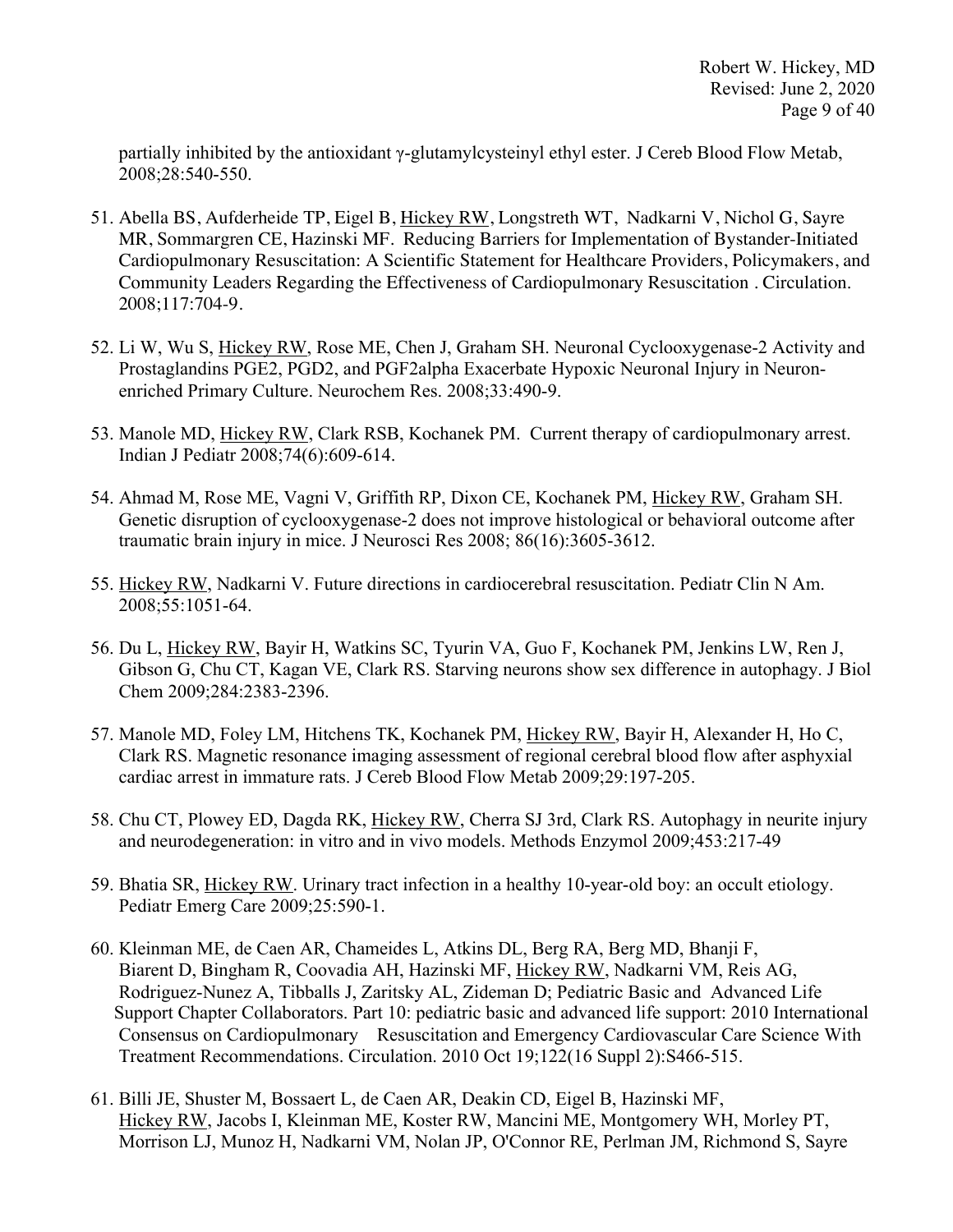partially inhibited by the antioxidant γ-glutamylcysteinyl ethyl ester. J Cereb Blood Flow Metab, 2008;28:540-550.

51. Abella BS, Aufderheide TP, Eigel B, Hickey RW, Longstreth WT, Nadkarni V, Nichol G, Sayre MR, Sommargren CE, Hazinski MF. Reducing Barriers for Implementation of Bystander-Initiated Cardiopulmonary Resuscitation: A Scientific Statement for Healthcare Providers, Policymakers, and Community Leaders Regarding the Effectiveness of Cardiopulmonary Resuscitation . Circulation. 2008;117:704-9.

52. Li W, Wu S, Hickey RW, Rose ME, Chen J, Graham SH. Neuronal Cyclooxygenase-2 Activity and Prostaglandins PGE2, PGD2, and PGF2alpha Exacerbate Hypoxic Neuronal Injury in Neuron-enriched Primary Culture. Neurochem Res. 2008;33:490-9.

53. Manole MD, Hickey RW, Clark RSB, Kochanek PM. Current therapy of cardiopulmonary arrest. Indian J Pediatr 2008;74(6):609-614.

54. Ahmad M, Rose ME, Vagni V, Griffith RP, Dixon CE, Kochanek PM, Hickey RW, Graham SH. Genetic disruption of cyclooxygenase-2 does not improve histological or behavioral outcome after traumatic brain injury in mice. J Neurosci Res 2008; 86(16):3605-3612.

55. Hickey RW, Nadkarni V. Future directions in cardiocerebral resuscitation. Pediatr Clin N Am. 2008;55:1051-64.

56. Du L, Hickey RW, Bayir H, Watkins SC, Tyurin VA, Guo F, Kochanek PM, Jenkins LW, Ren J, Gibson G, Chu CT, Kagan VE, Clark RS. Starving neurons show sex difference in autophagy. J Biol Chem 2009;284:2383-2396.

57. Manole MD, Foley LM, Hitchens TK, Kochanek PM, Hickey RW, Bayir H, Alexander H, Ho C, Clark RS. Magnetic resonance imaging assessment of regional cerebral blood flow after asphyxial cardiac arrest in immature rats. J Cereb Blood Flow Metab 2009;29:197-205.

58. Chu CT, Plowey ED, Dagda RK, Hickey RW, Cherra SJ 3rd, Clark RS. Autophagy in neurite injury and neurodegeneration: in vitro and in vivo models. Methods Enzymol 2009;453:217-49

59. Bhatia SR, Hickey RW. Urinary tract infection in a healthy 10-year-old boy: an occult etiology. Pediatr Emerg Care 2009;25:590-1.

60. Kleinman ME, de Caen AR, Chameides L, Atkins DL, Berg RA, Berg MD, Bhanji F, Biarent D, Bingham R, Coovadia AH, Hazinski MF, Hickey RW, Nadkarni VM, Reis AG, Rodriguez-Nunez A, Tibballs J, Zaritsky AL, Zideman D; Pediatric Basic and Advanced Life Support Chapter Collaborators. Part 10: pediatric basic and advanced life support: 2010 International Consensus on Cardiopulmonary Resuscitation and Emergency Cardiovascular Care Science With Treatment Recommendations. Circulation. 2010 Oct 19;122(16 Suppl 2):S466-515.

61. Billi JE, Shuster M, Bossaert L, de Caen AR, Deakin CD, Eigel B, Hazinski MF, Hickey RW, Jacobs I, Kleinman ME, Koster RW, Mancini ME, Montgomery WH, Morley PT, Morrison LJ, Munoz H, Nadkarni VM, Nolan JP, O'Connor RE, Perlman JM, Richmond S, Sayre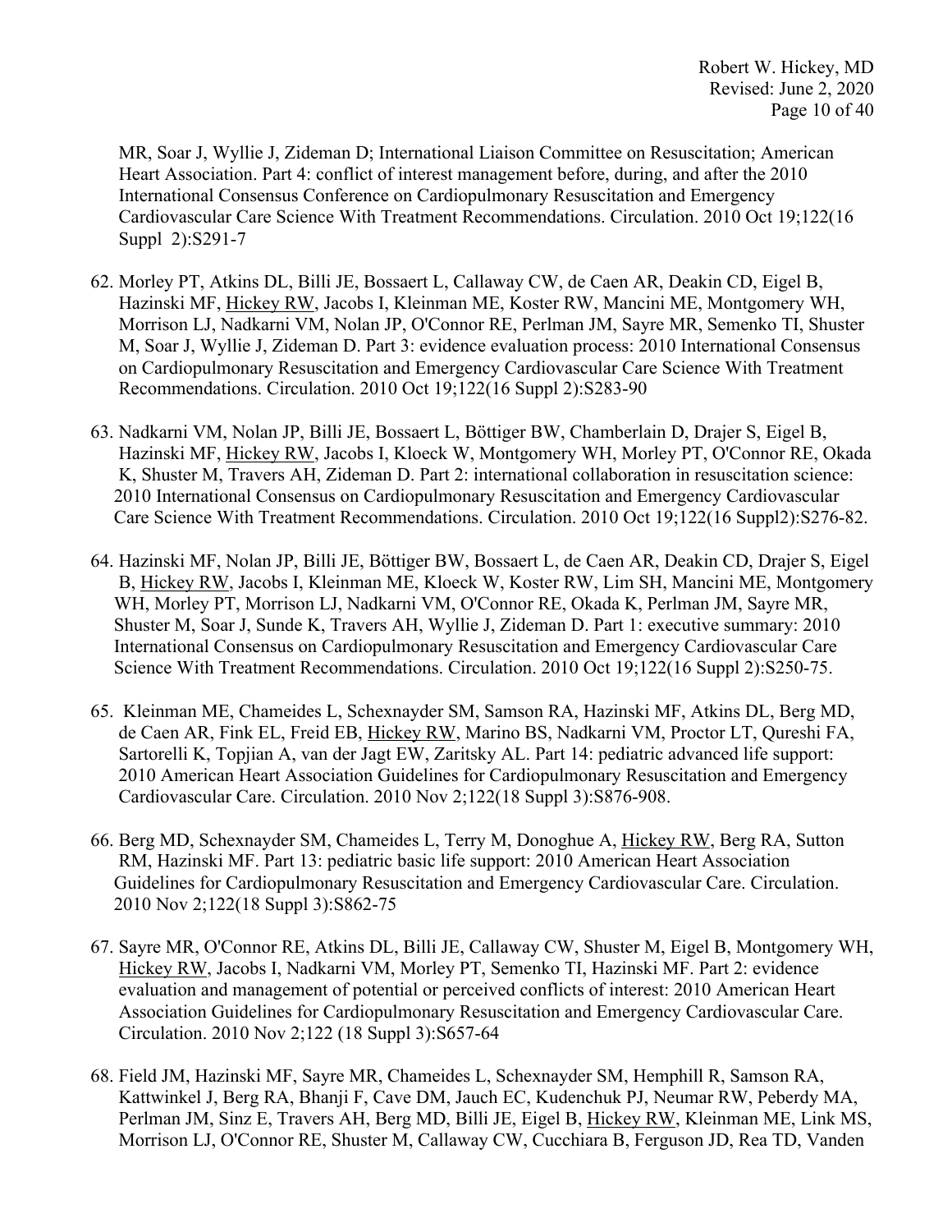MR, Soar J, Wyllie J, Zideman D; International Liaison Committee on Resuscitation; American Heart Association. Part 4: conflict of interest management before, during, and after the 2010 International Consensus Conference on Cardiopulmonary Resuscitation and Emergency Cardiovascular Care Science With Treatment Recommendations. Circulation. 2010 Oct 19;122(16 Suppl 2):S291-7

62. Morley PT, Atkins DL, Billi JE, Bossaert L, Callaway CW, de Caen AR, Deakin CD, Eigel B, Hazinski MF, Hickey RW, Jacobs I, Kleinman ME, Koster RW, Mancini ME, Montgomery WH, Morrison LJ, Nadkarni VM, Nolan JP, O'Connor RE, Perlman JM, Sayre MR, Semenko TI, Shuster M, Soar J, Wyllie J, Zideman D. Part 3: evidence evaluation process: 2010 International Consensus on Cardiopulmonary Resuscitation and Emergency Cardiovascular Care Science With Treatment Recommendations. Circulation. 2010 Oct 19;122(16 Suppl 2):S283-90

63. Nadkarni VM, Nolan JP, Billi JE, Bossaert L, Böttiger BW, Chamberlain D, Drajer S, Eigel B, Hazinski MF, Hickey RW, Jacobs I, Kloeck W, Montgomery WH, Morley PT, O'Connor RE, Okada K, Shuster M, Travers AH, Zideman D. Part 2: international collaboration in resuscitation science: 2010 International Consensus on Cardiopulmonary Resuscitation and Emergency Cardiovascular Care Science With Treatment Recommendations. Circulation. 2010 Oct 19;122(16 Suppl2):S276-82.

64. Hazinski MF, Nolan JP, Billi JE, Böttiger BW, Bossaert L, de Caen AR, Deakin CD, Drajer S, Eigel B, Hickey RW, Jacobs I, Kleinman ME, Kloeck W, Koster RW, Lim SH, Mancini ME, Montgomery WH, Morley PT, Morrison LJ, Nadkarni VM, O'Connor RE, Okada K, Perlman JM, Sayre MR, Shuster M, Soar J, Sunde K, Travers AH, Wyllie J, Zideman D. Part 1: executive summary: 2010 International Consensus on Cardiopulmonary Resuscitation and Emergency Cardiovascular Care Science With Treatment Recommendations. Circulation. 2010 Oct 19;122(16 Suppl 2):S250-75.

65. Kleinman ME, Chameides L, Schexnayder SM, Samson RA, Hazinski MF, Atkins DL, Berg MD, de Caen AR, Fink EL, Freid EB, Hickey RW, Marino BS, Nadkarni VM, Proctor LT, Qureshi FA, Sartorelli K, Topjian A, van der Jagt EW, Zaritsky AL. Part 14: pediatric advanced life support: 2010 American Heart Association Guidelines for Cardiopulmonary Resuscitation and Emergency Cardiovascular Care. Circulation. 2010 Nov 2;122(18 Suppl 3):S876-908.

66. Berg MD, Schexnayder SM, Chameides L, Terry M, Donoghue A, Hickey RW, Berg RA, Sutton RM, Hazinski MF. Part 13: pediatric basic life support: 2010 American Heart Association Guidelines for Cardiopulmonary Resuscitation and Emergency Cardiovascular Care. Circulation. 2010 Nov 2;122(18 Suppl 3):S862-75

67. Sayre MR, O'Connor RE, Atkins DL, Billi JE, Callaway CW, Shuster M, Eigel B, Montgomery WH, Hickey RW, Jacobs I, Nadkarni VM, Morley PT, Semenko TI, Hazinski MF. Part 2: evidence evaluation and management of potential or perceived conflicts of interest: 2010 American Heart Association Guidelines for Cardiopulmonary Resuscitation and Emergency Cardiovascular Care. Circulation. 2010 Nov 2;122 (18 Suppl 3):S657-64

68. Field JM, Hazinski MF, Sayre MR, Chameides L, Schexnayder SM, Hemphill R, Samson RA, Kattwinkel J, Berg RA, Bhanji F, Cave DM, Jauch EC, Kudenchuk PJ, Neumar RW, Peberdy MA, Perlman JM, Sinz E, Travers AH, Berg MD, Billi JE, Eigel B, Hickey RW, Kleinman ME, Link MS, Morrison LJ, O'Connor RE, Shuster M, Callaway CW, Cucchiara B, Ferguson JD, Rea TD, Vanden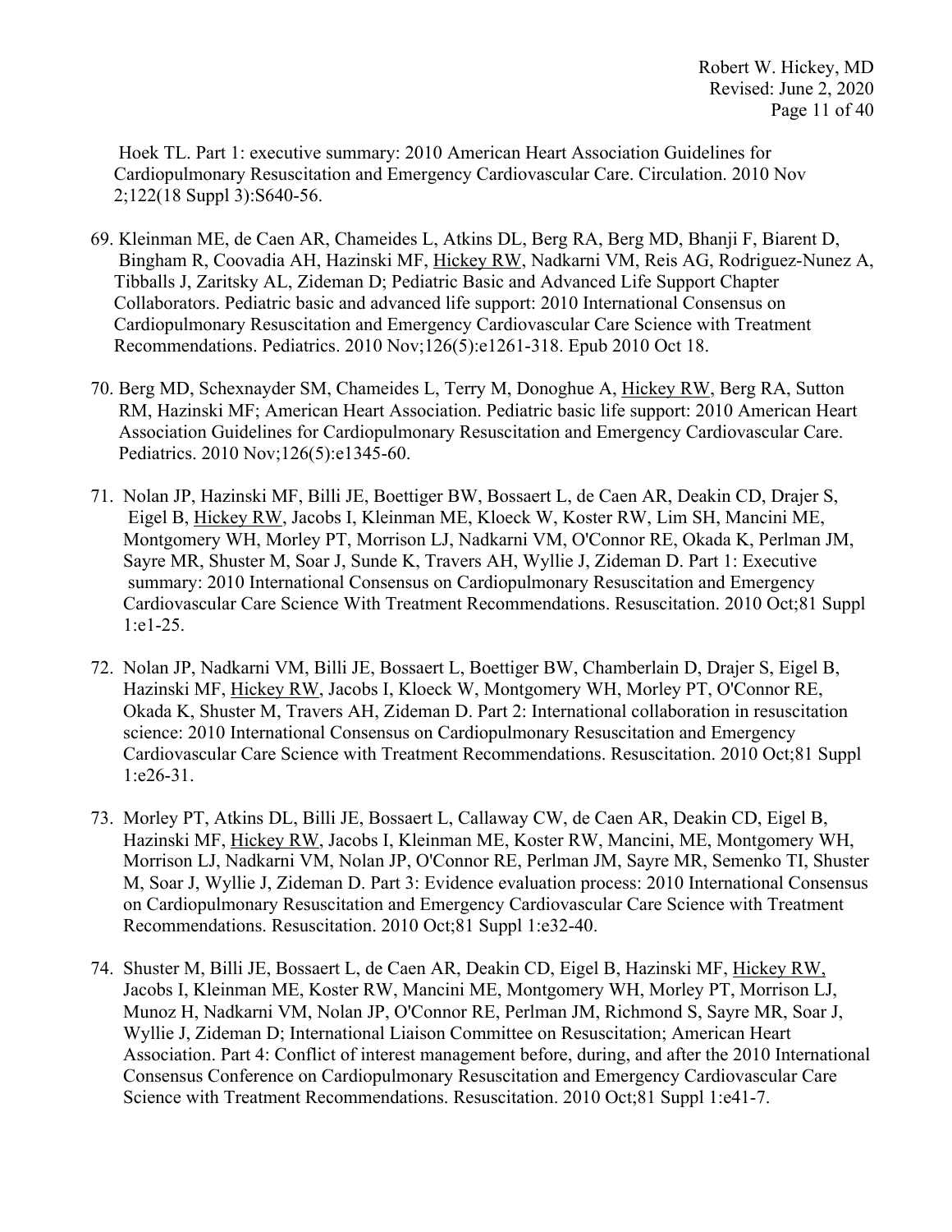Hoek TL. Part 1: executive summary: 2010 American Heart Association Guidelines for Cardiopulmonary Resuscitation and Emergency Cardiovascular Care. Circulation. 2010 Nov 2;122(18 Suppl 3):S640-56.

69. Kleinman ME, de Caen AR, Chameides L, Atkins DL, Berg RA, Berg MD, Bhanji F, Biarent D, Bingham R, Coovadia AH, Hazinski MF, <u>Hickey RW</u>, Nadkarni VM, Reis AG, Rodriguez-Nunez A, Tibballs J, Zaritsky AL, Zideman D; Pediatric Basic and Advanced Life Support Chapter Collaborators. Pediatric basic and advanced life support: 2010 International Consensus on Cardiopulmonary Resuscitation and Emergency Cardiovascular Care Science with Treatment Recommendations. Pediatrics. 2010 Nov;126(5):e1261-318. Epub 2010 Oct 18.

70. Berg MD, Schexnayder SM, Chameides L, Terry M, Donoghue A, <u>Hickey RW</u>, Berg RA, Sutton RM, Hazinski MF; American Heart Association. Pediatric basic life support: 2010 American Heart Association Guidelines for Cardiopulmonary Resuscitation and Emergency Cardiovascular Care. Pediatrics. 2010 Nov;126(5):e1345-60.

71. Nolan JP, Hazinski MF, Billi JE, Boettiger BW, Bossaert L, de Caen AR, Deakin CD, Drajer S, Eigel B, <u>Hickey RW</u>, Jacobs I, Kleinman ME, Kloeck W, Koster RW, Lim SH, Mancini ME, Montgomery WH, Morley PT, Morrison LJ, Nadkarni VM, O'Connor RE, Okada K, Perlman JM, Sayre MR, Shuster M, Soar J, Sunde K, Travers AH, Wyllie J, Zideman D. Part 1: Executive summary: 2010 International Consensus on Cardiopulmonary Resuscitation and Emergency Cardiovascular Care Science With Treatment Recommendations. Resuscitation. 2010 Oct;81 Suppl 1:e1-25.

72. Nolan JP, Nadkarni VM, Billi JE, Bossaert L, Boettiger BW, Chamberlain D, Drajer S, Eigel B, Hazinski MF, <u>Hickey RW</u>, Jacobs I, Kloeck W, Montgomery WH, Morley PT, O'Connor RE, Okada K, Shuster M, Travers AH, Zideman D. Part 2: International collaboration in resuscitation science: 2010 International Consensus on Cardiopulmonary Resuscitation and Emergency Cardiovascular Care Science with Treatment Recommendations. Resuscitation. 2010 Oct;81 Suppl 1:e26-31.

73. Morley PT, Atkins DL, Billi JE, Bossaert L, Callaway CW, de Caen AR, Deakin CD, Eigel B, Hazinski MF, <u>Hickey RW</u>, Jacobs I, Kleinman ME, Koster RW, Mancini, ME, Montgomery WH, Morrison LJ, Nadkarni VM, Nolan JP, O'Connor RE, Perlman JM, Sayre MR, Semenko TI, Shuster M, Soar J, Wyllie J, Zideman D. Part 3: Evidence evaluation process: 2010 International Consensus on Cardiopulmonary Resuscitation and Emergency Cardiovascular Care Science with Treatment Recommendations. Resuscitation. 2010 Oct;81 Suppl 1:e32-40.

74. Shuster M, Billi JE, Bossaert L, de Caen AR, Deakin CD, Eigel B, Hazinski MF, <u>Hickey RW,</u> Jacobs I, Kleinman ME, Koster RW, Mancini ME, Montgomery WH, Morley PT, Morrison LJ, Munoz H, Nadkarni VM, Nolan JP, O'Connor RE, Perlman JM, Richmond S, Sayre MR, Soar J, Wyllie J, Zideman D; International Liaison Committee on Resuscitation; American Heart Association. Part 4: Conflict of interest management before, during, and after the 2010 International Consensus Conference on Cardiopulmonary Resuscitation and Emergency Cardiovascular Care Science with Treatment Recommendations. Resuscitation. 2010 Oct;81 Suppl 1:e41-7.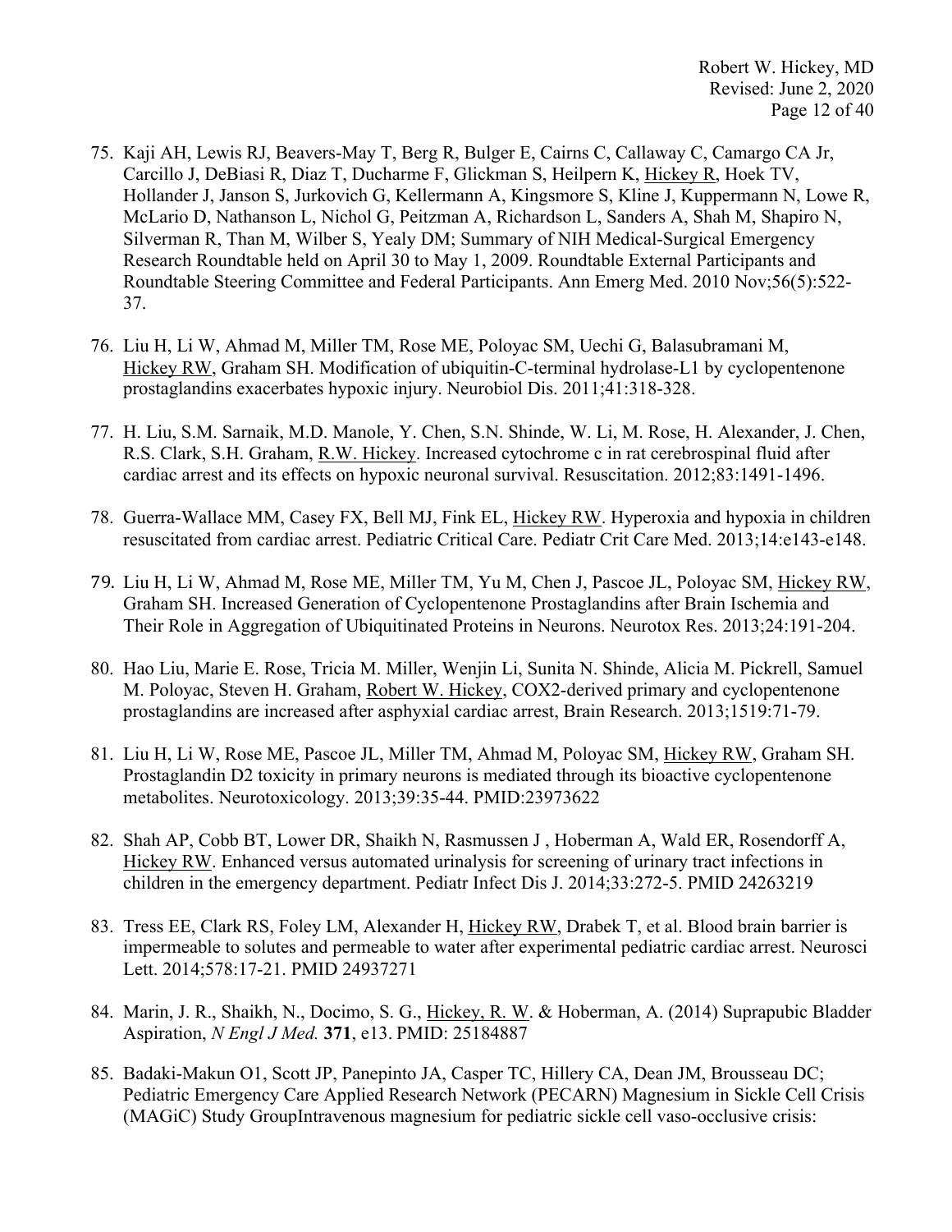75. Kaji AH, Lewis RJ, Beavers-May T, Berg R, Bulger E, Cairns C, Callaway C, Camargo CA Jr, Carcillo J, DeBiasi R, Diaz T, Ducharme F, Glickman S, Heilpern K, Hickey R, Hoek TV, Hollander J, Janson S, Jurkovich G, Kellermann A, Kingsmore S, Kline J, Kuppermann N, Lowe R, McLario D, Nathanson L, Nichol G, Peitzman A, Richardson L, Sanders A, Shah M, Shapiro N, Silverman R, Than M, Wilber S, Yealy DM; Summary of NIH Medical-Surgical Emergency Research Roundtable held on April 30 to May 1, 2009. Roundtable External Participants and Roundtable Steering Committee and Federal Participants. Ann Emerg Med. 2010 Nov;56(5):522-37.

76. Liu H, Li W, Ahmad M, Miller TM, Rose ME, Poloyac SM, Uechi G, Balasubramani M, Hickey RW, Graham SH. Modification of ubiquitin-C-terminal hydrolase-L1 by cyclopentenone prostaglandins exacerbates hypoxic injury. Neurobiol Dis. 2011;41:318-328.

77. H. Liu, S.M. Sarnaik, M.D. Manole, Y. Chen, S.N. Shinde, W. Li, M. Rose, H. Alexander, J. Chen, R.S. Clark, S.H. Graham, R.W. Hickey. Increased cytochrome c in rat cerebrospinal fluid after cardiac arrest and its effects on hypoxic neuronal survival. Resuscitation. 2012;83:1491-1496.

78. Guerra-Wallace MM, Casey FX, Bell MJ, Fink EL, Hickey RW. Hyperoxia and hypoxia in children resuscitated from cardiac arrest. Pediatric Critical Care. Pediatr Crit Care Med. 2013;14:e143-e148.

79. Liu H, Li W, Ahmad M, Rose ME, Miller TM, Yu M, Chen J, Pascoe JL, Poloyac SM, Hickey RW, Graham SH. Increased Generation of Cyclopentenone Prostaglandins after Brain Ischemia and Their Role in Aggregation of Ubiquitinated Proteins in Neurons. Neurotox Res. 2013;24:191-204.

80. Hao Liu, Marie E. Rose, Tricia M. Miller, Wenjin Li, Sunita N. Shinde, Alicia M. Pickrell, Samuel M. Poloyac, Steven H. Graham, Robert W. Hickey, COX2-derived primary and cyclopentenone prostaglandins are increased after asphyxial cardiac arrest, Brain Research. 2013;1519:71-79.

81. Liu H, Li W, Rose ME, Pascoe JL, Miller TM, Ahmad M, Poloyac SM, Hickey RW, Graham SH. Prostaglandin D2 toxicity in primary neurons is mediated through its bioactive cyclopentenone metabolites. Neurotoxicology. 2013;39:35-44. PMID:23973622

82. Shah AP, Cobb BT, Lower DR, Shaikh N, Rasmussen J , Hoberman A, Wald ER, Rosendorff A, Hickey RW. Enhanced versus automated urinalysis for screening of urinary tract infections in children in the emergency department. Pediatr Infect Dis J. 2014;33:272-5. PMID 24263219

83. Tress EE, Clark RS, Foley LM, Alexander H, Hickey RW, Drabek T, et al. Blood brain barrier is impermeable to solutes and permeable to water after experimental pediatric cardiac arrest. Neurosci Lett. 2014;578:17-21. PMID 24937271

84. Marin, J. R., Shaikh, N., Docimo, S. G., Hickey, R. W. & Hoberman, A. (2014) Suprapubic Bladder Aspiration, *N Engl J Med.* **371**, e13. PMID: 25184887

85. Badaki-Makun O1, Scott JP, Panepinto JA, Casper TC, Hillery CA, Dean JM, Brousseau DC; Pediatric Emergency Care Applied Research Network (PECARN) Magnesium in Sickle Cell Crisis (MAGiC) Study GroupIntravenous magnesium for pediatric sickle cell vaso-occlusive crisis: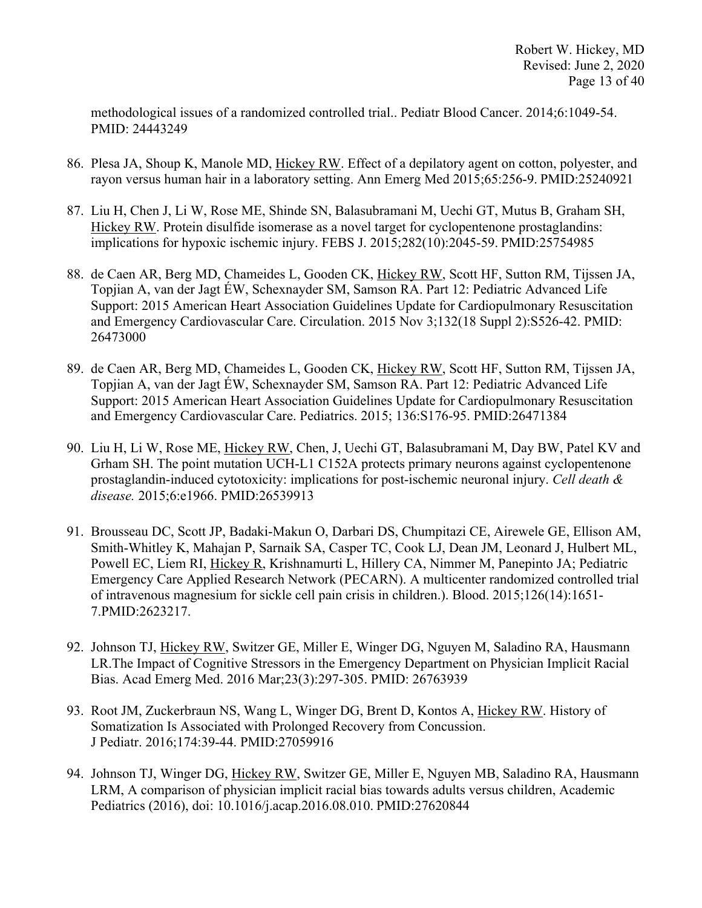methodological issues of a randomized controlled trial.. Pediatr Blood Cancer. 2014;6:1049-54. PMID: 24443249

86. Plesa JA, Shoup K, Manole MD, Hickey RW. Effect of a depilatory agent on cotton, polyester, and rayon versus human hair in a laboratory setting. Ann Emerg Med 2015;65:256-9. PMID:25240921

87. Liu H, Chen J, Li W, Rose ME, Shinde SN, Balasubramani M, Uechi GT, Mutus B, Graham SH, Hickey RW. Protein disulfide isomerase as a novel target for cyclopentenone prostaglandins: implications for hypoxic ischemic injury. FEBS J. 2015;282(10):2045-59. PMID:25754985

88. de Caen AR, Berg MD, Chameides L, Gooden CK, Hickey RW, Scott HF, Sutton RM, Tijssen JA, Topjian A, van der Jagt ÉW, Schexnayder SM, Samson RA. Part 12: Pediatric Advanced Life Support: 2015 American Heart Association Guidelines Update for Cardiopulmonary Resuscitation and Emergency Cardiovascular Care. Circulation. 2015 Nov 3;132(18 Suppl 2):S526-42. PMID: 26473000

89. de Caen AR, Berg MD, Chameides L, Gooden CK, Hickey RW, Scott HF, Sutton RM, Tijssen JA, Topjian A, van der Jagt ÉW, Schexnayder SM, Samson RA. Part 12: Pediatric Advanced Life Support: 2015 American Heart Association Guidelines Update for Cardiopulmonary Resuscitation and Emergency Cardiovascular Care. Pediatrics. 2015; 136:S176-95. PMID:26471384

90. Liu H, Li W, Rose ME, Hickey RW, Chen, J, Uechi GT, Balasubramani M, Day BW, Patel KV and Grham SH. The point mutation UCH-L1 C152A protects primary neurons against cyclopentenone prostaglandin-induced cytotoxicity: implications for post-ischemic neuronal injury. *Cell death & disease.* 2015;6:e1966. PMID:26539913

91. Brousseau DC, Scott JP, Badaki-Makun O, Darbari DS, Chumpitazi CE, Airewele GE, Ellison AM, Smith-Whitley K, Mahajan P, Sarnaik SA, Casper TC, Cook LJ, Dean JM, Leonard J, Hulbert ML, Powell EC, Liem RI, Hickey R, Krishnamurti L, Hillery CA, Nimmer M, Panepinto JA; Pediatric Emergency Care Applied Research Network (PECARN). A multicenter randomized controlled trial of intravenous magnesium for sickle cell pain crisis in children.). Blood. 2015;126(14):1651-7.PMID:2623217.

92. Johnson TJ, Hickey RW, Switzer GE, Miller E, Winger DG, Nguyen M, Saladino RA, Hausmann LR.The Impact of Cognitive Stressors in the Emergency Department on Physician Implicit Racial Bias. Acad Emerg Med. 2016 Mar;23(3):297-305. PMID: 26763939

93. Root JM, Zuckerbraun NS, Wang L, Winger DG, Brent D, Kontos A, Hickey RW. History of Somatization Is Associated with Prolonged Recovery from Concussion. J Pediatr. 2016;174:39-44. PMID:27059916

94. Johnson TJ, Winger DG, Hickey RW, Switzer GE, Miller E, Nguyen MB, Saladino RA, Hausmann LRM, A comparison of physician implicit racial bias towards adults versus children, Academic Pediatrics (2016), doi: 10.1016/j.acap.2016.08.010. PMID:27620844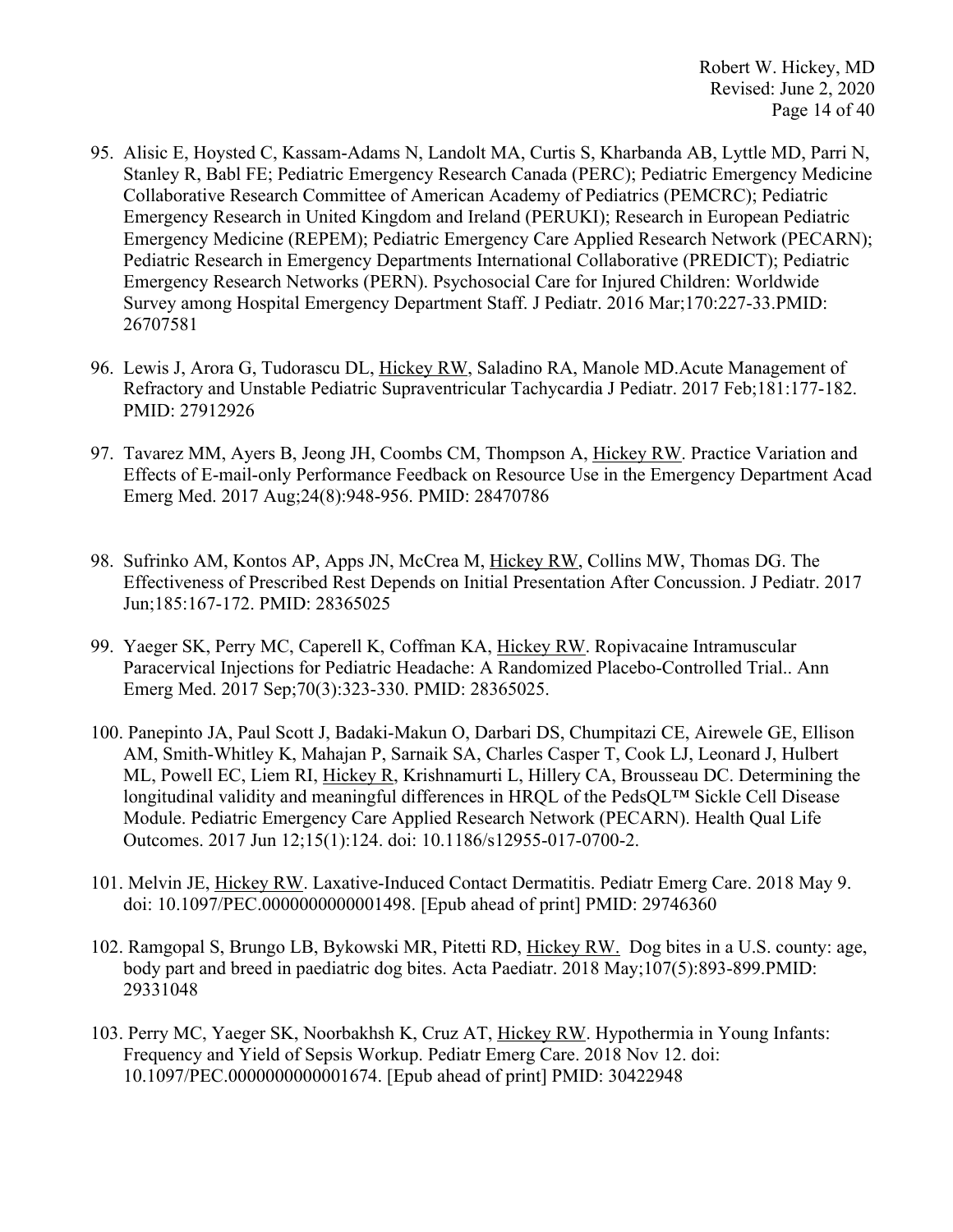95. Alisic E, Hoysted C, Kassam-Adams N, Landolt MA, Curtis S, Kharbanda AB, Lyttle MD, Parri N, Stanley R, Babl FE; Pediatric Emergency Research Canada (PERC); Pediatric Emergency Medicine Collaborative Research Committee of American Academy of Pediatrics (PEMCRC); Pediatric Emergency Research in United Kingdom and Ireland (PERUKI); Research in European Pediatric Emergency Medicine (REPEM); Pediatric Emergency Care Applied Research Network (PECARN); Pediatric Research in Emergency Departments International Collaborative (PREDICT); Pediatric Emergency Research Networks (PERN). Psychosocial Care for Injured Children: Worldwide Survey among Hospital Emergency Department Staff. J Pediatr. 2016 Mar;170:227-33.PMID: 26707581

96. Lewis J, Arora G, Tudorascu DL, Hickey RW, Saladino RA, Manole MD.Acute Management of Refractory and Unstable Pediatric Supraventricular Tachycardia J Pediatr. 2017 Feb;181:177-182. PMID: 27912926

97. Tavarez MM, Ayers B, Jeong JH, Coombs CM, Thompson A, Hickey RW. Practice Variation and Effects of E-mail-only Performance Feedback on Resource Use in the Emergency Department Acad Emerg Med. 2017 Aug;24(8):948-956. PMID: 28470786

98. Sufrinko AM, Kontos AP, Apps JN, McCrea M, Hickey RW, Collins MW, Thomas DG. The Effectiveness of Prescribed Rest Depends on Initial Presentation After Concussion. J Pediatr. 2017 Jun;185:167-172. PMID: 28365025

99. Yaeger SK, Perry MC, Caperell K, Coffman KA, Hickey RW. Ropivacaine Intramuscular Paracervical Injections for Pediatric Headache: A Randomized Placebo-Controlled Trial.. Ann Emerg Med. 2017 Sep;70(3):323-330. PMID: 28365025.

100. Panepinto JA, Paul Scott J, Badaki-Makun O, Darbari DS, Chumpitazi CE, Airewele GE, Ellison AM, Smith-Whitley K, Mahajan P, Sarnaik SA, Charles Casper T, Cook LJ, Leonard J, Hulbert ML, Powell EC, Liem RI, Hickey R, Krishnamurti L, Hillery CA, Brousseau DC. Determining the longitudinal validity and meaningful differences in HRQL of the PedsQL™ Sickle Cell Disease Module. Pediatric Emergency Care Applied Research Network (PECARN). Health Qual Life Outcomes. 2017 Jun 12;15(1):124. doi: 10.1186/s12955-017-0700-2.

101. Melvin JE, Hickey RW. Laxative-Induced Contact Dermatitis. Pediatr Emerg Care. 2018 May 9. doi: 10.1097/PEC.0000000000001498. [Epub ahead of print] PMID: 29746360

102. Ramgopal S, Brungo LB, Bykowski MR, Pitetti RD, Hickey RW. Dog bites in a U.S. county: age, body part and breed in paediatric dog bites. Acta Paediatr. 2018 May;107(5):893-899.PMID: 29331048

103. Perry MC, Yaeger SK, Noorbakhsh K, Cruz AT, Hickey RW. Hypothermia in Young Infants: Frequency and Yield of Sepsis Workup. Pediatr Emerg Care. 2018 Nov 12. doi: 10.1097/PEC.0000000000001674. [Epub ahead of print] PMID: 30422948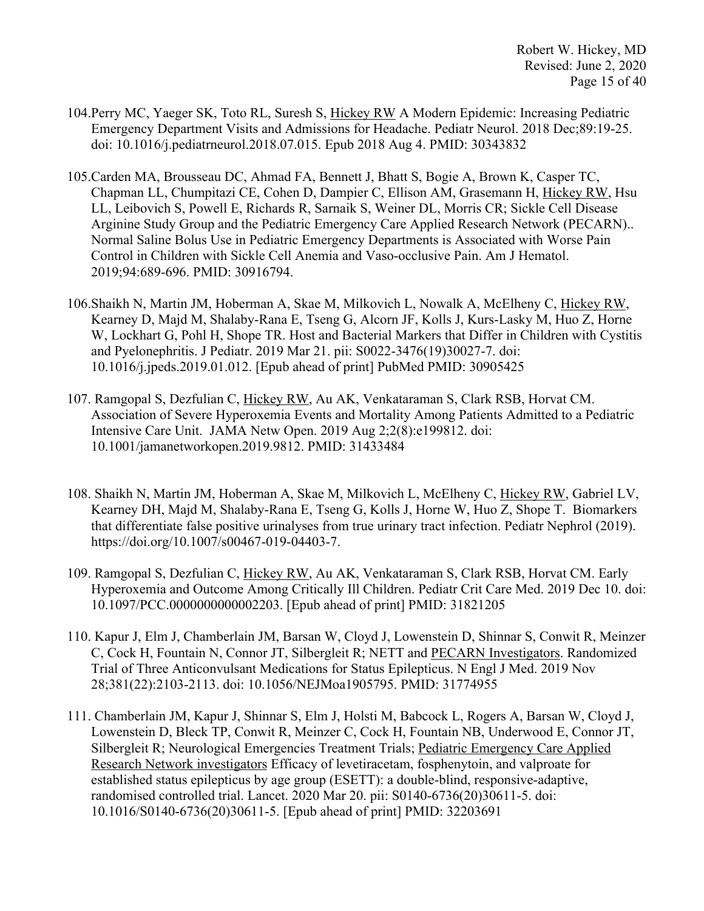104.Perry MC, Yaeger SK, Toto RL, Suresh S, <u>Hickey RW</u> A Modern Epidemic: Increasing Pediatric Emergency Department Visits and Admissions for Headache. Pediatr Neurol. 2018 Dec;89:19-25. doi: 10.1016/j.pediatrneurol.2018.07.015. Epub 2018 Aug 4. PMID: 30343832

105.Carden MA, Brousseau DC, Ahmad FA, Bennett J, Bhatt S, Bogie A, Brown K, Casper TC, Chapman LL, Chumpitazi CE, Cohen D, Dampier C, Ellison AM, Grasemann H, <u>Hickey RW</u>, Hsu LL, Leibovich S, Powell E, Richards R, Sarnaik S, Weiner DL, Morris CR; Sickle Cell Disease Arginine Study Group and the Pediatric Emergency Care Applied Research Network (PECARN).. Normal Saline Bolus Use in Pediatric Emergency Departments is Associated with Worse Pain Control in Children with Sickle Cell Anemia and Vaso-occlusive Pain. Am J Hematol. 2019;94:689-696. PMID: 30916794.

106.Shaikh N, Martin JM, Hoberman A, Skae M, Milkovich L, Nowalk A, McElheny C, <u>Hickey RW</u>, Kearney D, Majd M, Shalaby-Rana E, Tseng G, Alcorn JF, Kolls J, Kurs-Lasky M, Huo Z, Horne W, Lockhart G, Pohl H, Shope TR. Host and Bacterial Markers that Differ in Children with Cystitis and Pyelonephritis. J Pediatr. 2019 Mar 21. pii: S0022-3476(19)30027-7. doi: 10.1016/j.jpeds.2019.01.012. [Epub ahead of print] PubMed PMID: 30905425

107. Ramgopal S, Dezfulian C, <u>Hickey RW</u>, Au AK, Venkataraman S, Clark RSB, Horvat CM. Association of Severe Hyperoxemia Events and Mortality Among Patients Admitted to a Pediatric Intensive Care Unit. JAMA Netw Open. 2019 Aug 2;2(8):e199812. doi: 10.1001/jamanetworkopen.2019.9812. PMID: 31433484

108. Shaikh N, Martin JM, Hoberman A, Skae M, Milkovich L, McElheny C, <u>Hickey RW</u>, Gabriel LV, Kearney DH, Majd M, Shalaby-Rana E, Tseng G, Kolls J, Horne W, Huo Z, Shope T. Biomarkers that differentiate false positive urinalyses from true urinary tract infection. Pediatr Nephrol (2019). https://doi.org/10.1007/s00467-019-04403-7.

109. Ramgopal S, Dezfulian C, <u>Hickey RW</u>, Au AK, Venkataraman S, Clark RSB, Horvat CM. Early Hyperoxemia and Outcome Among Critically Ill Children. Pediatr Crit Care Med. 2019 Dec 10. doi: 10.1097/PCC.0000000000002203. [Epub ahead of print] PMID: 31821205

110. Kapur J, Elm J, Chamberlain JM, Barsan W, Cloyd J, Lowenstein D, Shinnar S, Conwit R, Meinzer C, Cock H, Fountain N, Connor JT, Silbergleit R; NETT and <u>PECARN Investigators</u>. Randomized Trial of Three Anticonvulsant Medications for Status Epilepticus. N Engl J Med. 2019 Nov 28;381(22):2103-2113. doi: 10.1056/NEJMoa1905795. PMID: 31774955

111. Chamberlain JM, Kapur J, Shinnar S, Elm J, Holsti M, Babcock L, Rogers A, Barsan W, Cloyd J, Lowenstein D, Bleck TP, Conwit R, Meinzer C, Cock H, Fountain NB, Underwood E, Connor JT, Silbergleit R; Neurological Emergencies Treatment Trials; <u>Pediatric Emergency Care Applied Research Network investigators</u> Efficacy of levetiracetam, fosphenytoin, and valproate for established status epilepticus by age group (ESETT): a double-blind, responsive-adaptive, randomised controlled trial. Lancet. 2020 Mar 20. pii: S0140-6736(20)30611-5. doi: 10.1016/S0140-6736(20)30611-5. [Epub ahead of print] PMID: 32203691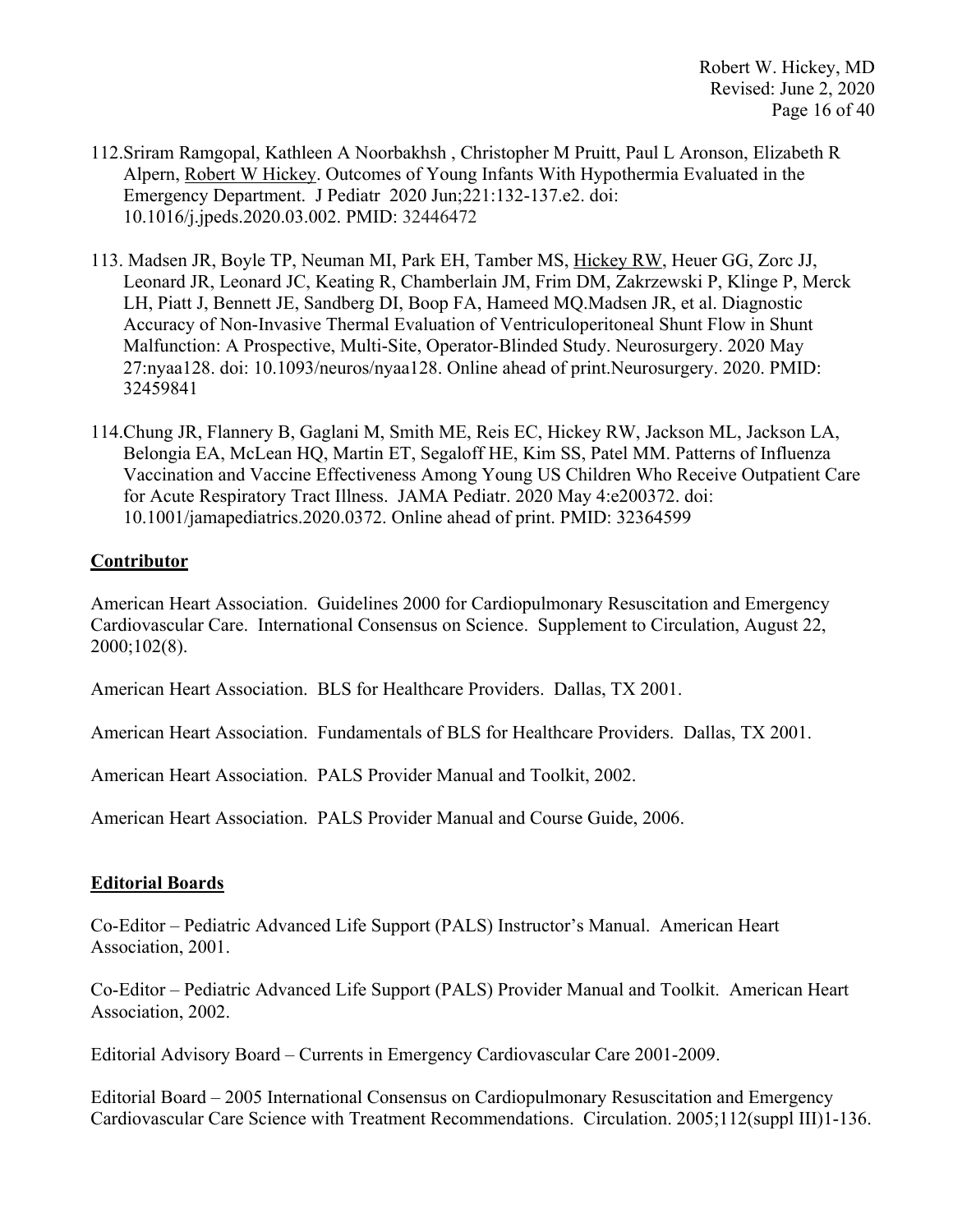112. Sriram Ramgopal, Kathleen A Noorbakhsh , Christopher M Pruitt, Paul L Aronson, Elizabeth R Alpern, Robert W Hickey. Outcomes of Young Infants With Hypothermia Evaluated in the Emergency Department. J Pediatr 2020 Jun;221:132-137.e2. doi: 10.1016/j.jpeds.2020.03.002. PMID: 32446472

113. Madsen JR, Boyle TP, Neuman MI, Park EH, Tamber MS, Hickey RW, Heuer GG, Zorc JJ, Leonard JR, Leonard JC, Keating R, Chamberlain JM, Frim DM, Zakrzewski P, Klinge P, Merck LH, Piatt J, Bennett JE, Sandberg DI, Boop FA, Hameed MQ.Madsen JR, et al. Diagnostic Accuracy of Non-Invasive Thermal Evaluation of Ventriculoperitoneal Shunt Flow in Shunt Malfunction: A Prospective, Multi-Site, Operator-Blinded Study. Neurosurgery. 2020 May 27:nyaa128. doi: 10.1093/neuros/nyaa128. Online ahead of print.Neurosurgery. 2020. PMID: 32459841

114. Chung JR, Flannery B, Gaglani M, Smith ME, Reis EC, Hickey RW, Jackson ML, Jackson LA, Belongia EA, McLean HQ, Martin ET, Segaloff HE, Kim SS, Patel MM. Patterns of Influenza Vaccination and Vaccine Effectiveness Among Young US Children Who Receive Outpatient Care for Acute Respiratory Tract Illness. JAMA Pediatr. 2020 May 4:e200372. doi: 10.1001/jamapediatrics.2020.0372. Online ahead of print. PMID: 32364599

## Contributor

American Heart Association. Guidelines 2000 for Cardiopulmonary Resuscitation and Emergency Cardiovascular Care. International Consensus on Science. Supplement to Circulation, August 22, 2000;102(8).

American Heart Association. BLS for Healthcare Providers. Dallas, TX 2001.

American Heart Association. Fundamentals of BLS for Healthcare Providers. Dallas, TX 2001.

American Heart Association. PALS Provider Manual and Toolkit, 2002.

American Heart Association. PALS Provider Manual and Course Guide, 2006.

## Editorial Boards

Co-Editor – Pediatric Advanced Life Support (PALS) Instructor's Manual. American Heart Association, 2001.

Co-Editor – Pediatric Advanced Life Support (PALS) Provider Manual and Toolkit. American Heart Association, 2002.

Editorial Advisory Board – Currents in Emergency Cardiovascular Care 2001-2009.

Editorial Board – 2005 International Consensus on Cardiopulmonary Resuscitation and Emergency Cardiovascular Care Science with Treatment Recommendations. Circulation. 2005;112(suppl III)1-136.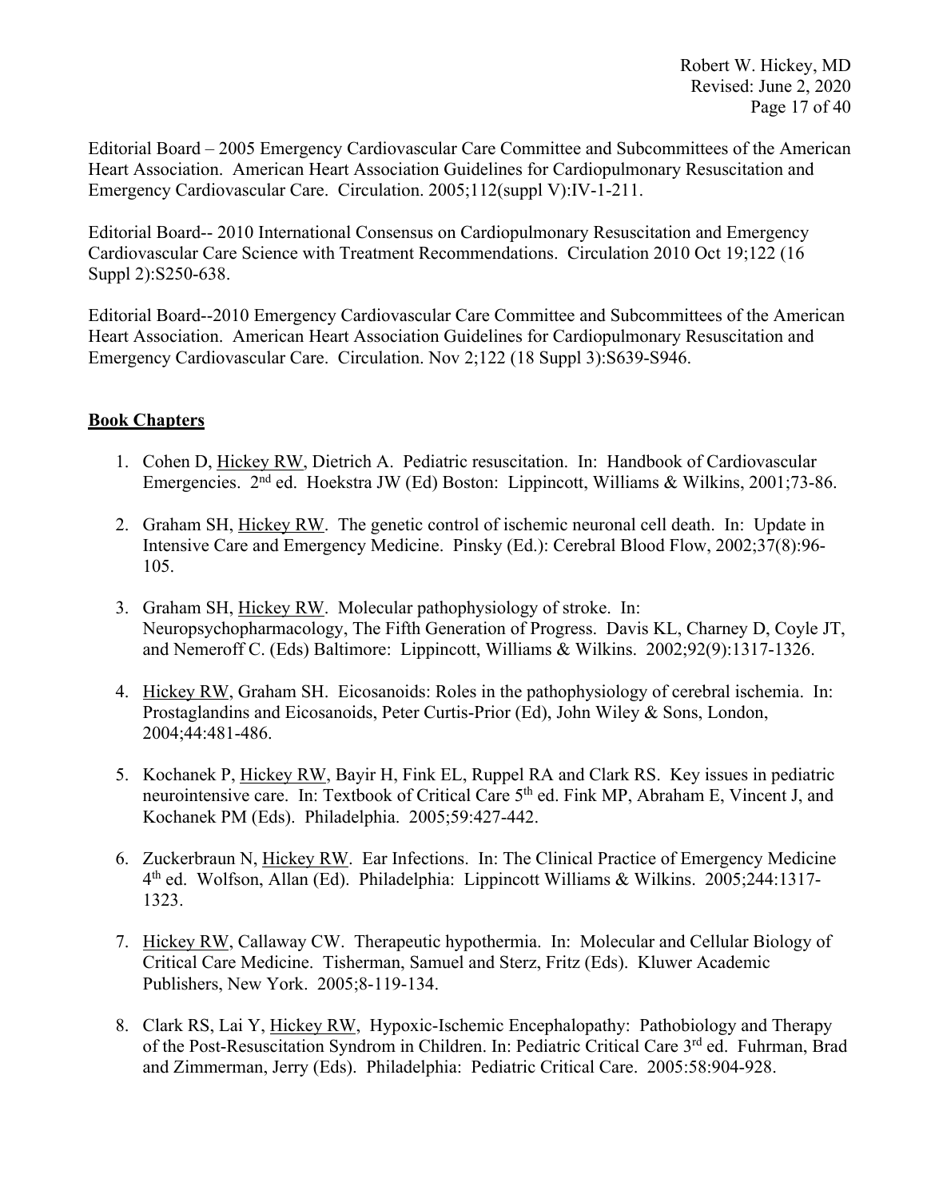Editorial Board – 2005 Emergency Cardiovascular Care Committee and Subcommittees of the American Heart Association. American Heart Association Guidelines for Cardiopulmonary Resuscitation and Emergency Cardiovascular Care. Circulation. 2005;112(suppl V):IV-1-211.

Editorial Board-- 2010 International Consensus on Cardiopulmonary Resuscitation and Emergency Cardiovascular Care Science with Treatment Recommendations. Circulation 2010 Oct 19;122 (16 Suppl 2):S250-638.

Editorial Board--2010 Emergency Cardiovascular Care Committee and Subcommittees of the American Heart Association. American Heart Association Guidelines for Cardiopulmonary Resuscitation and Emergency Cardiovascular Care. Circulation. Nov 2;122 (18 Suppl 3):S639-S946.

## Book Chapters

1. Cohen D, <u>Hickey RW</u>, Dietrich A. Pediatric resuscitation. In: Handbook of Cardiovascular Emergencies. 2nd ed. Hoekstra JW (Ed) Boston: Lippincott, Williams & Wilkins, 2001;73-86.

2. Graham SH, <u>Hickey RW</u>. The genetic control of ischemic neuronal cell death. In: Update in Intensive Care and Emergency Medicine. Pinsky (Ed.): Cerebral Blood Flow, 2002;37(8):96-105.

3. Graham SH, <u>Hickey RW</u>. Molecular pathophysiology of stroke. In: Neuropsychopharmacology, The Fifth Generation of Progress. Davis KL, Charney D, Coyle JT, and Nemeroff C. (Eds) Baltimore: Lippincott, Williams & Wilkins. 2002;92(9):1317-1326.

4. <u>Hickey RW</u>, Graham SH. Eicosanoids: Roles in the pathophysiology of cerebral ischemia. In: Prostaglandins and Eicosanoids, Peter Curtis-Prior (Ed), John Wiley & Sons, London, 2004;44:481-486.

5. Kochanek P, <u>Hickey RW</u>, Bayir H, Fink EL, Ruppel RA and Clark RS. Key issues in pediatric neurointensive care. In: Textbook of Critical Care 5th ed. Fink MP, Abraham E, Vincent J, and Kochanek PM (Eds). Philadelphia. 2005;59:427-442.

6. Zuckerbraun N, <u>Hickey RW</u>. Ear Infections. In: The Clinical Practice of Emergency Medicine 4th ed. Wolfson, Allan (Ed). Philadelphia: Lippincott Williams & Wilkins. 2005;244:1317-1323.

7. <u>Hickey RW</u>, Callaway CW. Therapeutic hypothermia. In: Molecular and Cellular Biology of Critical Care Medicine. Tisherman, Samuel and Sterz, Fritz (Eds). Kluwer Academic Publishers, New York. 2005;8-119-134.

8. Clark RS, Lai Y, <u>Hickey RW</u>, Hypoxic-Ischemic Encephalopathy: Pathobiology and Therapy of the Post-Resuscitation Syndrom in Children. In: Pediatric Critical Care 3rd ed. Fuhrman, Brad and Zimmerman, Jerry (Eds). Philadelphia: Pediatric Critical Care. 2005:58:904-928.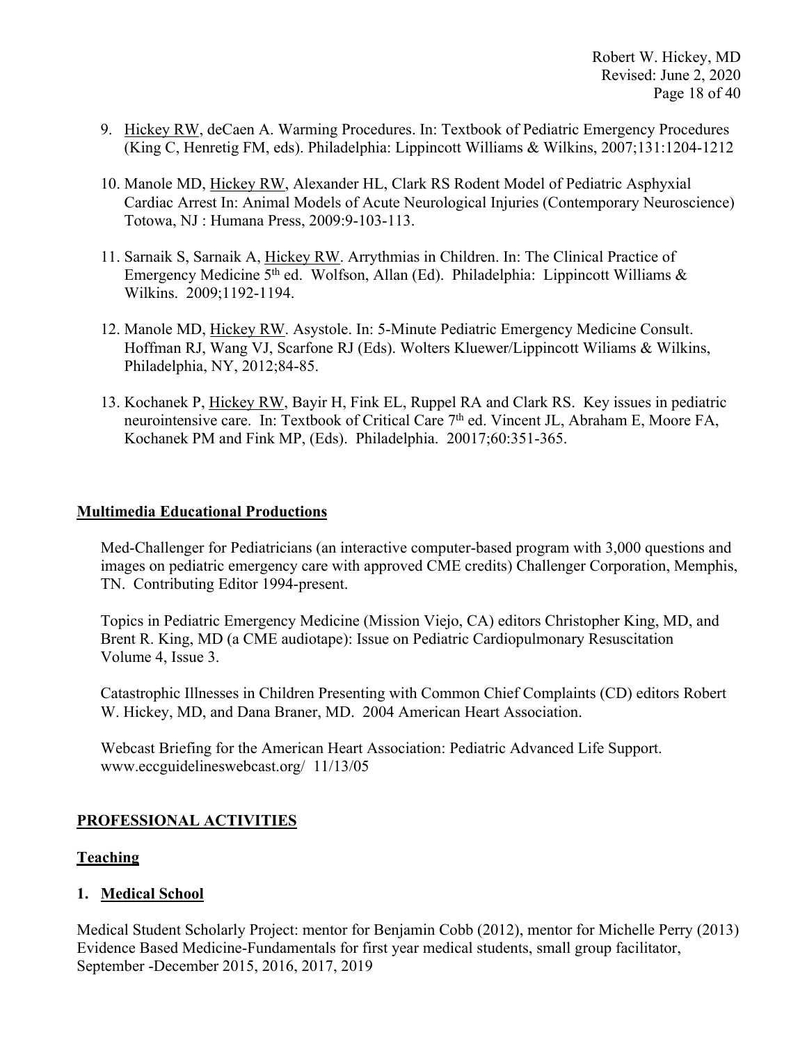9. Hickey RW, deCaen A. Warming Procedures. In: Textbook of Pediatric Emergency Procedures (King C, Henretig FM, eds). Philadelphia: Lippincott Williams & Wilkins, 2007;131:1204-1212

10. Manole MD, Hickey RW, Alexander HL, Clark RS Rodent Model of Pediatric Asphyxial Cardiac Arrest In: Animal Models of Acute Neurological Injuries (Contemporary Neuroscience) Totowa, NJ : Humana Press, 2009:9-103-113.

11. Sarnaik S, Sarnaik A, Hickey RW. Arrythmias in Children. In: The Clinical Practice of Emergency Medicine 5th ed. Wolfson, Allan (Ed). Philadelphia: Lippincott Williams & Wilkins. 2009;1192-1194.

12. Manole MD, Hickey RW. Asystole. In: 5-Minute Pediatric Emergency Medicine Consult. Hoffman RJ, Wang VJ, Scarfone RJ (Eds). Wolters Kluewer/Lippincott Wiliams & Wilkins, Philadelphia, NY, 2012;84-85.

13. Kochanek P, Hickey RW, Bayir H, Fink EL, Ruppel RA and Clark RS. Key issues in pediatric neurointensive care. In: Textbook of Critical Care 7th ed. Vincent JL, Abraham E, Moore FA, Kochanek PM and Fink MP, (Eds). Philadelphia. 20017;60:351-365.

## Multimedia Educational Productions

Med-Challenger for Pediatricians (an interactive computer-based program with 3,000 questions and images on pediatric emergency care with approved CME credits) Challenger Corporation, Memphis, TN. Contributing Editor 1994-present.

Topics in Pediatric Emergency Medicine (Mission Viejo, CA) editors Christopher King, MD, and Brent R. King, MD (a CME audiotape): Issue on Pediatric Cardiopulmonary Resuscitation Volume 4, Issue 3.

Catastrophic Illnesses in Children Presenting with Common Chief Complaints (CD) editors Robert W. Hickey, MD, and Dana Braner, MD. 2004 American Heart Association.

Webcast Briefing for the American Heart Association: Pediatric Advanced Life Support. www.eccguidelineswebcast.org/ 11/13/05

## PROFESSIONAL ACTIVITIES

## Teaching

### 1. Medical School

Medical Student Scholarly Project: mentor for Benjamin Cobb (2012), mentor for Michelle Perry (2013)
Evidence Based Medicine-Fundamentals for first year medical students, small group facilitator, September -December 2015, 2016, 2017, 2019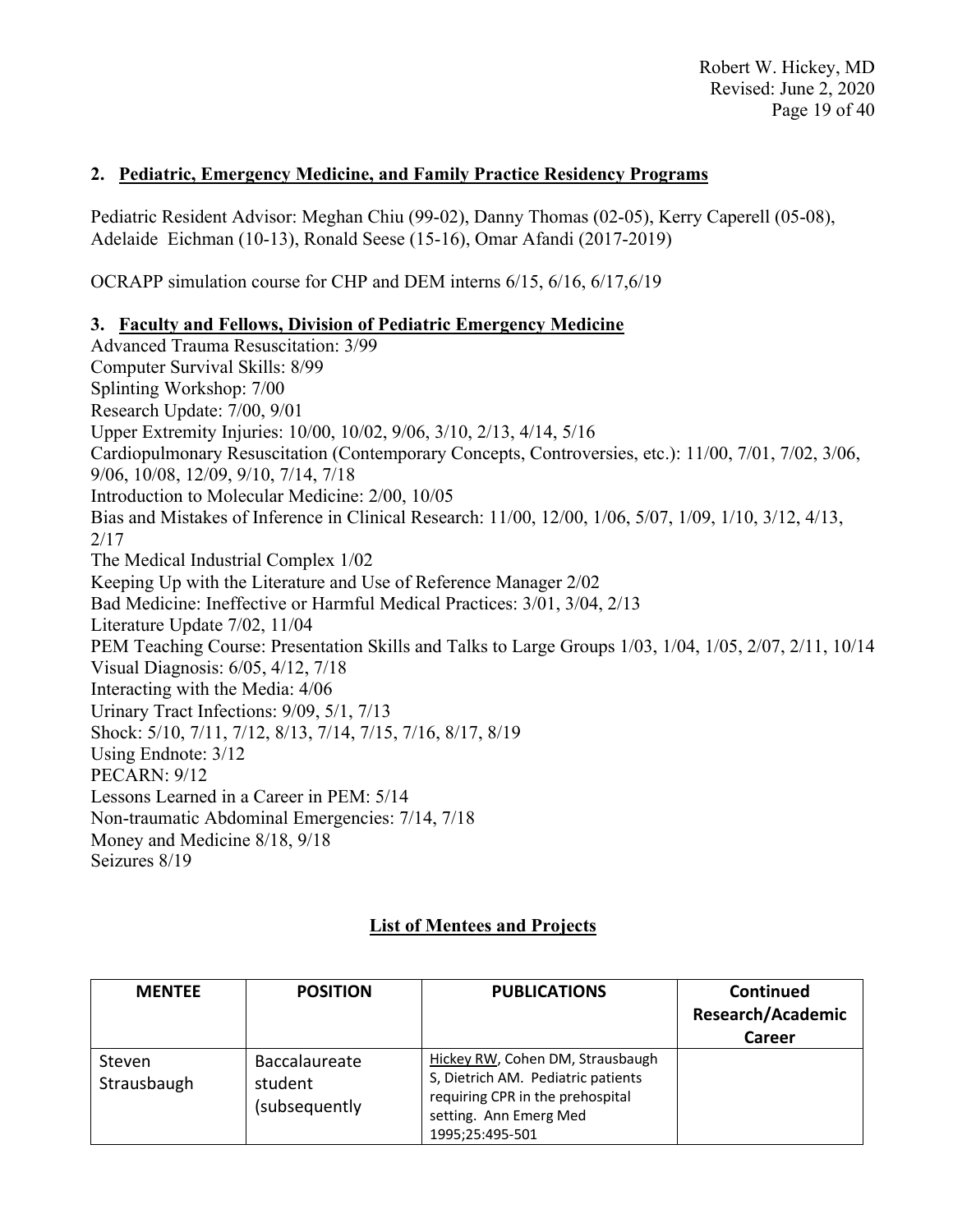**2. Pediatric, Emergency Medicine, and Family Practice Residency Programs**

Pediatric Resident Advisor: Meghan Chiu (99-02), Danny Thomas (02-05), Kerry Caperell (05-08), Adelaide Eichman (10-13), Ronald Seese (15-16), Omar Afandi (2017-2019)

OCRAPP simulation course for CHP and DEM interns 6/15, 6/16, 6/17,6/19

**3. Faculty and Fellows, Division of Pediatric Emergency Medicine**

Advanced Trauma Resuscitation: 3/99
Computer Survival Skills: 8/99
Splinting Workshop: 7/00
Research Update: 7/00, 9/01
Upper Extremity Injuries: 10/00, 10/02, 9/06, 3/10, 2/13, 4/14, 5/16
Cardiopulmonary Resuscitation (Contemporary Concepts, Controversies, etc.): 11/00, 7/01, 7/02, 3/06, 9/06, 10/08, 12/09, 9/10, 7/14, 7/18
Introduction to Molecular Medicine: 2/00, 10/05
Bias and Mistakes of Inference in Clinical Research: 11/00, 12/00, 1/06, 5/07, 1/09, 1/10, 3/12, 4/13, 2/17
The Medical Industrial Complex 1/02
Keeping Up with the Literature and Use of Reference Manager 2/02
Bad Medicine: Ineffective or Harmful Medical Practices: 3/01, 3/04, 2/13
Literature Update 7/02, 11/04
PEM Teaching Course: Presentation Skills and Talks to Large Groups 1/03, 1/04, 1/05, 2/07, 2/11, 10/14
Visual Diagnosis: 6/05, 4/12, 7/18
Interacting with the Media: 4/06
Urinary Tract Infections: 9/09, 5/1, 7/13
Shock: 5/10, 7/11, 7/12, 8/13, 7/14, 7/15, 7/16, 8/17, 8/19
Using Endnote: 3/12
PECARN: 9/12
Lessons Learned in a Career in PEM: 5/14
Non-traumatic Abdominal Emergencies: 7/14, 7/18
Money and Medicine 8/18, 9/18
Seizures 8/19

## List of Mentees and Projects

| MENTEE | POSITION | PUBLICATIONS | Continued Research/Academic Career |
|---|---|---|---|
| Steven Strausbaugh | Baccalaureate student (subsequently | Hickey RW, Cohen DM, Strausbaugh S, Dietrich AM. Pediatric patients requiring CPR in the prehospital setting. Ann Emerg Med 1995;25:495-501 | |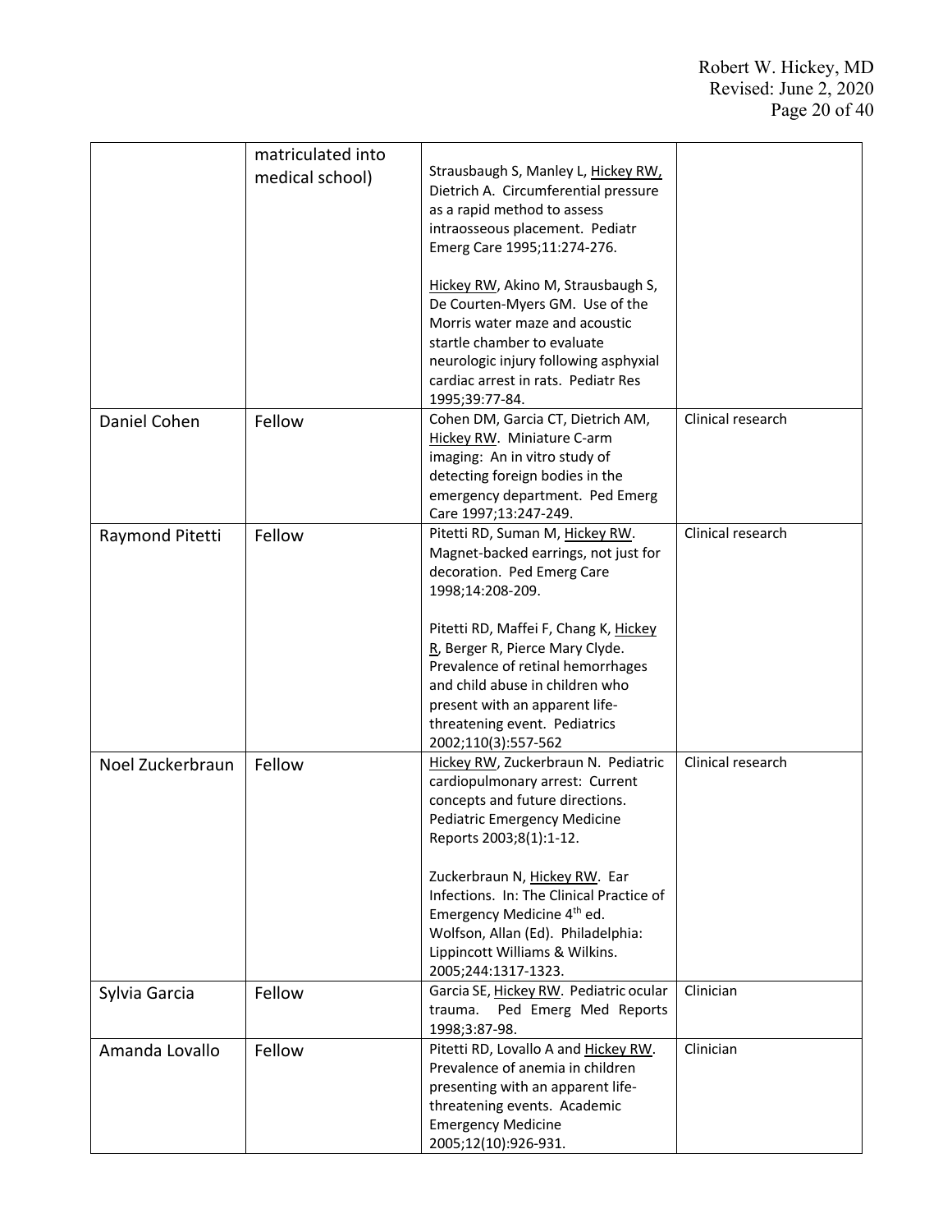| | matriculated into medical school) | Strausbaugh S, Manley L, Hickey RW, Dietrich A. Circumferential pressure as a rapid method to assess intraosseous placement. Pediatr Emerg Care 1995;11:274-276.<br><br>Hickey RW, Akino M, Strausbaugh S, De Courten-Myers GM. Use of the Morris water maze and acoustic startle chamber to evaluate neurologic injury following asphyxial cardiac arrest in rats. Pediatr Res 1995;39:77-84. | |
|---|---|---|---|
| Daniel Cohen | Fellow | Cohen DM, Garcia CT, Dietrich AM, Hickey RW. Miniature C-arm imaging: An in vitro study of detecting foreign bodies in the emergency department. Ped Emerg Care 1997;13:247-249. | Clinical research |
| Raymond Pitetti | Fellow | Pitetti RD, Suman M, Hickey RW. Magnet-backed earrings, not just for decoration. Ped Emerg Care 1998;14:208-209.<br><br>Pitetti RD, Maffei F, Chang K, Hickey R, Berger R, Pierce Mary Clyde. Prevalence of retinal hemorrhages and child abuse in children who present with an apparent life-threatening event. Pediatrics 2002;110(3):557-562 | Clinical research |
| Noel Zuckerbraun | Fellow | Hickey RW, Zuckerbraun N. Pediatric cardiopulmonary arrest: Current concepts and future directions. Pediatric Emergency Medicine Reports 2003;8(1):1-12.<br><br>Zuckerbraun N, Hickey RW. Ear Infections. In: The Clinical Practice of Emergency Medicine 4th ed. Wolfson, Allan (Ed). Philadelphia: Lippincott Williams & Wilkins. 2005;244:1317-1323. | Clinical research |
| Sylvia Garcia | Fellow | Garcia SE, Hickey RW. Pediatric ocular trauma. Ped Emerg Med Reports 1998;3:87-98. | Clinician |
| Amanda Lovallo | Fellow | Pitetti RD, Lovallo A and Hickey RW. Prevalence of anemia in children presenting with an apparent life-threatening events. Academic Emergency Medicine 2005;12(10):926-931. | Clinician |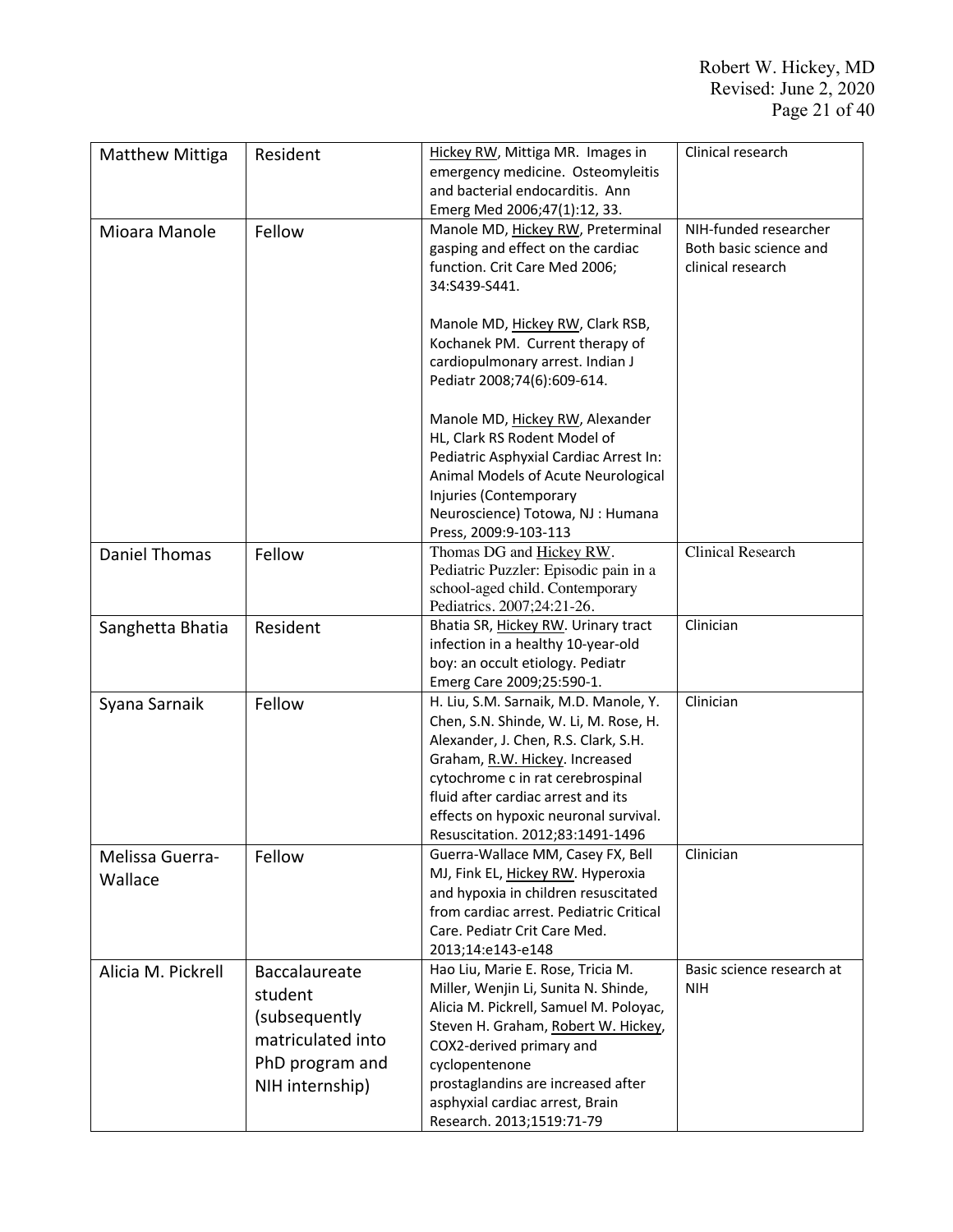| Matthew Mittiga | Resident | Hickey RW, Mittiga MR. Images in emergency medicine. Osteomyleitis and bacterial endocarditis. Ann Emerg Med 2006;47(1):12, 33. | Clinical research |
|---|---|---|---|
| Mioara Manole | Fellow | Manole MD, Hickey RW, Preterminal gasping and effect on the cardiac function. Crit Care Med 2006; 34:S439-S441.<br><br>Manole MD, Hickey RW, Clark RSB, Kochanek PM. Current therapy of cardiopulmonary arrest. Indian J Pediatr 2008;74(6):609-614.<br><br>Manole MD, Hickey RW, Alexander HL, Clark RS Rodent Model of Pediatric Asphyxial Cardiac Arrest In: Animal Models of Acute Neurological Injuries (Contemporary Neuroscience) Totowa, NJ : Humana Press, 2009:9-103-113 | NIH-funded researcher Both basic science and clinical research |
| Daniel Thomas | Fellow | Thomas DG and Hickey RW. Pediatric Puzzler: Episodic pain in a school-aged child. Contemporary Pediatrics. 2007;24:21-26. | Clinical Research |
| Sanghetta Bhatia | Resident | Bhatia SR, Hickey RW. Urinary tract infection in a healthy 10-year-old boy: an occult etiology. Pediatr Emerg Care 2009;25:590-1. | Clinician |
| Syana Sarnaik | Fellow | H. Liu, S.M. Sarnaik, M.D. Manole, Y. Chen, S.N. Shinde, W. Li, M. Rose, H. Alexander, J. Chen, R.S. Clark, S.H. Graham, R.W. Hickey. Increased cytochrome c in rat cerebrospinal fluid after cardiac arrest and its effects on hypoxic neuronal survival. Resuscitation. 2012;83:1491-1496 | Clinician |
| Melissa Guerra-Wallace | Fellow | Guerra-Wallace MM, Casey FX, Bell MJ, Fink EL, Hickey RW. Hyperoxia and hypoxia in children resuscitated from cardiac arrest. Pediatric Critical Care. Pediatr Crit Care Med. 2013;14:e143-e148 | Clinician |
| Alicia M. Pickrell | Baccalaureate student (subsequently matriculated into PhD program and NIH internship) | Hao Liu, Marie E. Rose, Tricia M. Miller, Wenjin Li, Sunita N. Shinde, Alicia M. Pickrell, Samuel M. Poloyac, Steven H. Graham, Robert W. Hickey, COX2-derived primary and cyclopentenone prostaglandins are increased after asphyxial cardiac arrest, Brain Research. 2013;1519:71-79 | Basic science research at NIH |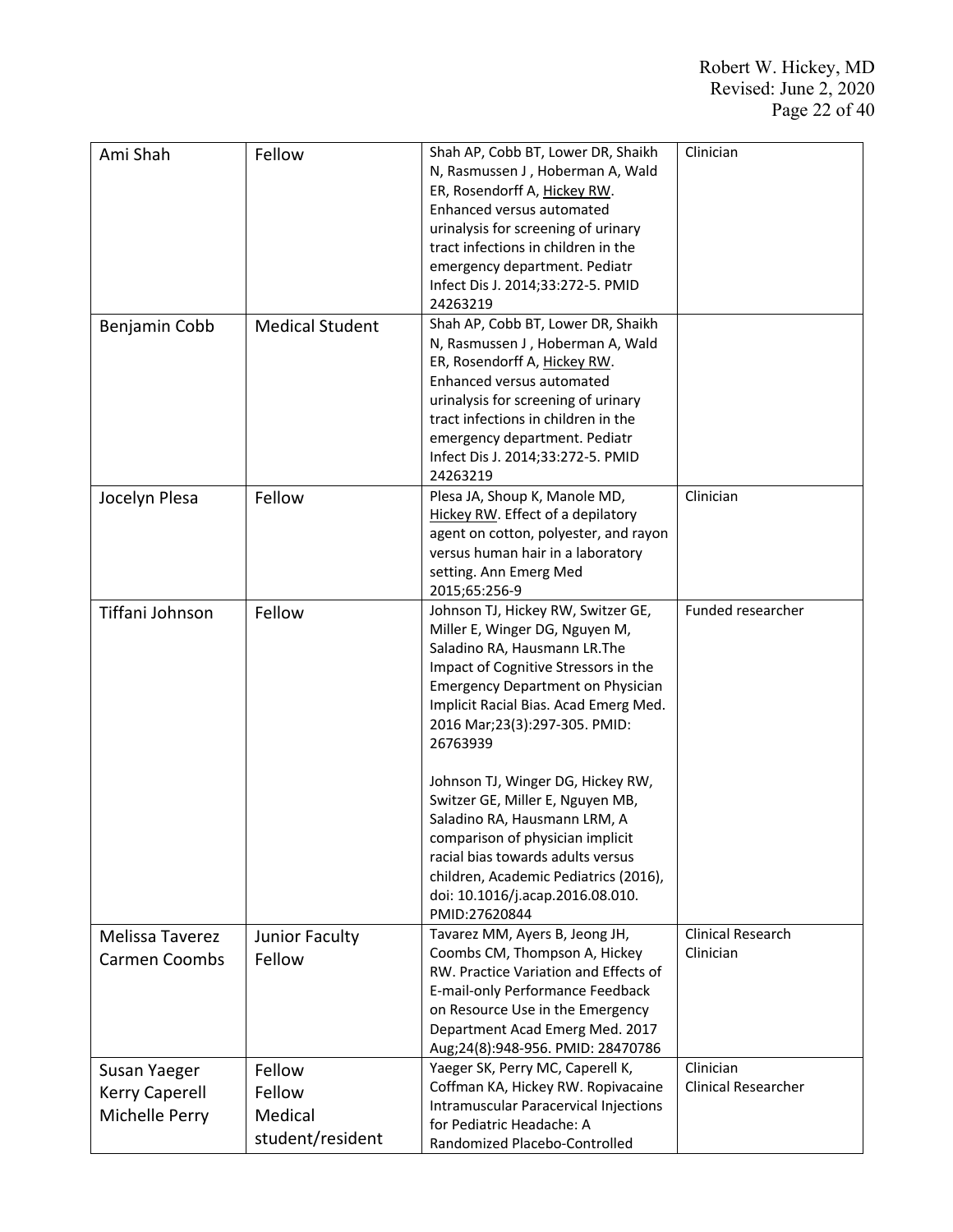| | | | |
|---|---|---|---|
| Ami Shah | Fellow | Shah AP, Cobb BT, Lower DR, Shaikh N, Rasmussen J , Hoberman A, Wald ER, Rosendorff A, Hickey RW. Enhanced versus automated urinalysis for screening of urinary tract infections in children in the emergency department. Pediatr Infect Dis J. 2014;33:272-5. PMID 24263219 | Clinician |
| Benjamin Cobb | Medical Student | Shah AP, Cobb BT, Lower DR, Shaikh N, Rasmussen J , Hoberman A, Wald ER, Rosendorff A, Hickey RW. Enhanced versus automated urinalysis for screening of urinary tract infections in children in the emergency department. Pediatr Infect Dis J. 2014;33:272-5. PMID 24263219 | |
| Jocelyn Plesa | Fellow | Plesa JA, Shoup K, Manole MD, Hickey RW. Effect of a depilatory agent on cotton, polyester, and rayon versus human hair in a laboratory setting. Ann Emerg Med 2015;65:256-9 | Clinician |
| Tiffani Johnson | Fellow | Johnson TJ, Hickey RW, Switzer GE, Miller E, Winger DG, Nguyen M, Saladino RA, Hausmann LR.The Impact of Cognitive Stressors in the Emergency Department on Physician Implicit Racial Bias. Acad Emerg Med. 2016 Mar;23(3):297-305. PMID: 26763939<br><br>Johnson TJ, Winger DG, Hickey RW, Switzer GE, Miller E, Nguyen MB, Saladino RA, Hausmann LRM, A comparison of physician implicit racial bias towards adults versus children, Academic Pediatrics (2016), doi: 10.1016/j.acap.2016.08.010. PMID:27620844 | Funded researcher |
| Melissa Taverez<br>Carmen Coombs | Junior Faculty<br>Fellow | Tavarez MM, Ayers B, Jeong JH, Coombs CM, Thompson A, Hickey RW. Practice Variation and Effects of E-mail-only Performance Feedback on Resource Use in the Emergency Department Acad Emerg Med. 2017 Aug;24(8):948-956. PMID: 28470786 | Clinical Research<br>Clinician |
| Susan Yaeger<br>Kerry Caperell<br>Michelle Perry | Fellow<br>Fellow<br>Medical student/resident | Yaeger SK, Perry MC, Caperell K, Coffman KA, Hickey RW. Ropivacaine Intramuscular Paracervical Injections for Pediatric Headache: A Randomized Placebo-Controlled | Clinician<br>Clinical Researcher |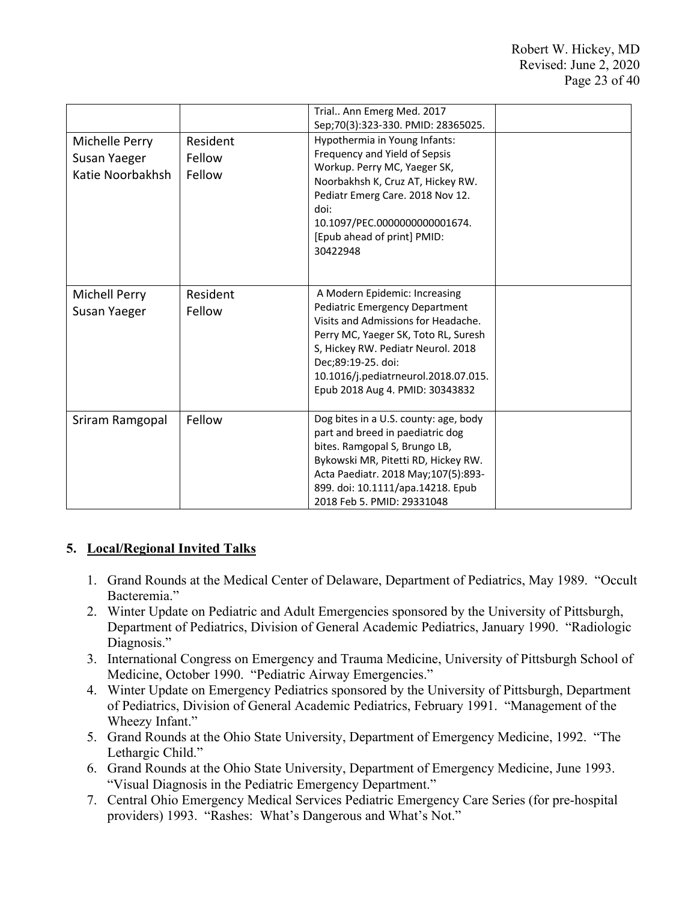| | | | |
|---|---|---|---|
| | | Trial.. Ann Emerg Med. 2017 Sep;70(3):323-330. PMID: 28365025. | |
| Michelle Perry<br>Susan Yaeger<br>Katie Noorbakhsh | Resident<br>Fellow<br>Fellow | Hypothermia in Young Infants: Frequency and Yield of Sepsis Workup. Perry MC, Yaeger SK, Noorbakhsh K, Cruz AT, Hickey RW. Pediatr Emerg Care. 2018 Nov 12. doi: 10.1097/PEC.0000000000001674. [Epub ahead of print] PMID: 30422948 | |
| Michell Perry<br>Susan Yaeger | Resident<br>Fellow | A Modern Epidemic: Increasing Pediatric Emergency Department Visits and Admissions for Headache. Perry MC, Yaeger SK, Toto RL, Suresh S, Hickey RW. Pediatr Neurol. 2018 Dec;89:19-25. doi: 10.1016/j.pediatrneurol.2018.07.015. Epub 2018 Aug 4. PMID: 30343832 | |
| Sriram Ramgopal | Fellow | Dog bites in a U.S. county: age, body part and breed in paediatric dog bites. Ramgopal S, Brungo LB, Bykowski MR, Pitetti RD, Hickey RW. Acta Paediatr. 2018 May;107(5):893-899. doi: 10.1111/apa.14218. Epub 2018 Feb 5. PMID: 29331048 | |

## 5. Local/Regional Invited Talks

1. Grand Rounds at the Medical Center of Delaware, Department of Pediatrics, May 1989. "Occult Bacteremia."
2. Winter Update on Pediatric and Adult Emergencies sponsored by the University of Pittsburgh, Department of Pediatrics, Division of General Academic Pediatrics, January 1990. "Radiologic Diagnosis."
3. International Congress on Emergency and Trauma Medicine, University of Pittsburgh School of Medicine, October 1990. "Pediatric Airway Emergencies."
4. Winter Update on Emergency Pediatrics sponsored by the University of Pittsburgh, Department of Pediatrics, Division of General Academic Pediatrics, February 1991. "Management of the Wheezy Infant."
5. Grand Rounds at the Ohio State University, Department of Emergency Medicine, 1992. "The Lethargic Child."
6. Grand Rounds at the Ohio State University, Department of Emergency Medicine, June 1993. "Visual Diagnosis in the Pediatric Emergency Department."
7. Central Ohio Emergency Medical Services Pediatric Emergency Care Series (for pre-hospital providers) 1993. "Rashes: What's Dangerous and What's Not."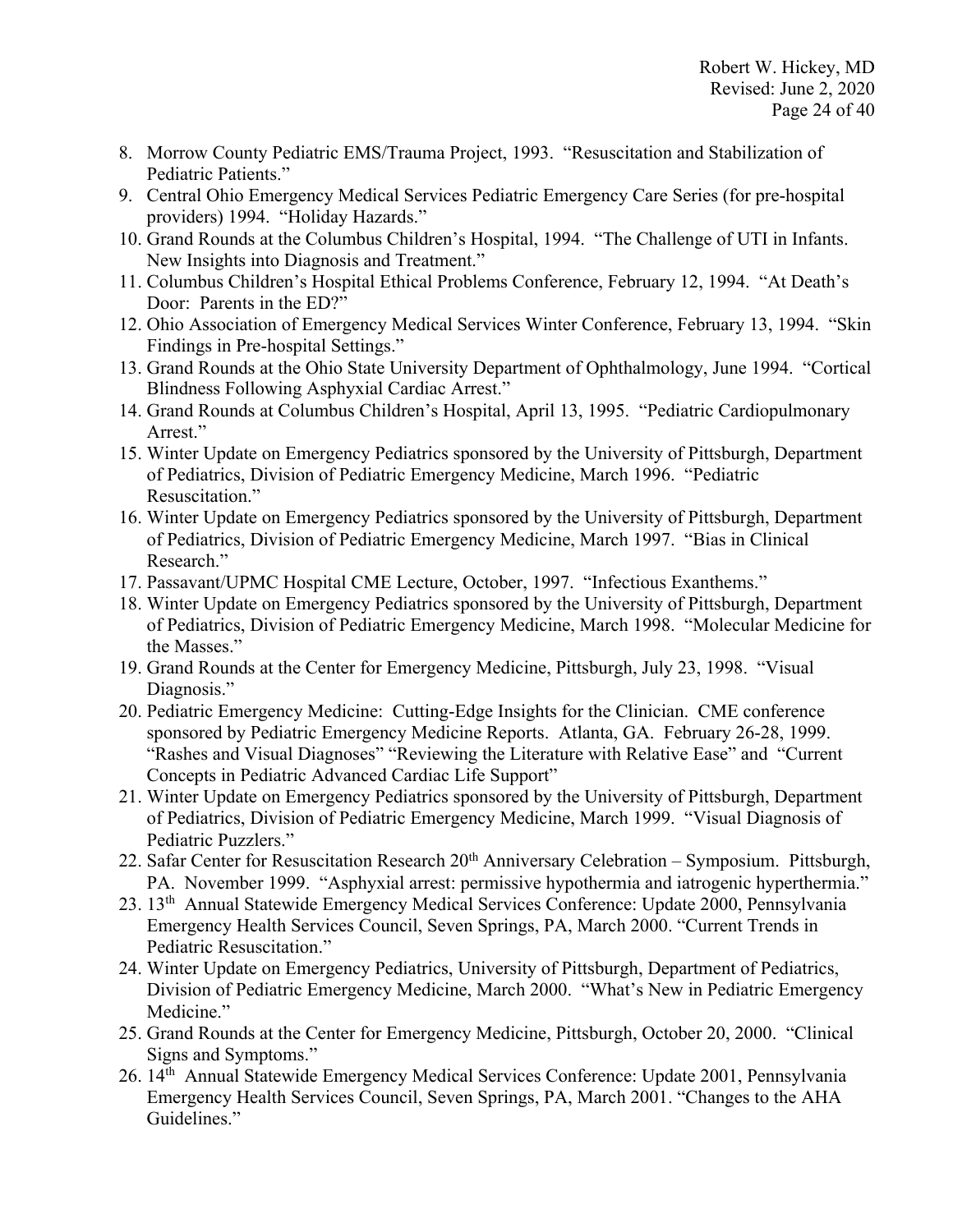8. Morrow County Pediatric EMS/Trauma Project, 1993. "Resuscitation and Stabilization of Pediatric Patients."
9. Central Ohio Emergency Medical Services Pediatric Emergency Care Series (for pre-hospital providers) 1994. "Holiday Hazards."
10. Grand Rounds at the Columbus Children's Hospital, 1994. "The Challenge of UTI in Infants. New Insights into Diagnosis and Treatment."
11. Columbus Children's Hospital Ethical Problems Conference, February 12, 1994. "At Death's Door: Parents in the ED?"
12. Ohio Association of Emergency Medical Services Winter Conference, February 13, 1994. "Skin Findings in Pre-hospital Settings."
13. Grand Rounds at the Ohio State University Department of Ophthalmology, June 1994. "Cortical Blindness Following Asphyxial Cardiac Arrest."
14. Grand Rounds at Columbus Children's Hospital, April 13, 1995. "Pediatric Cardiopulmonary Arrest."
15. Winter Update on Emergency Pediatrics sponsored by the University of Pittsburgh, Department of Pediatrics, Division of Pediatric Emergency Medicine, March 1996. "Pediatric Resuscitation."
16. Winter Update on Emergency Pediatrics sponsored by the University of Pittsburgh, Department of Pediatrics, Division of Pediatric Emergency Medicine, March 1997. "Bias in Clinical Research."
17. Passavant/UPMC Hospital CME Lecture, October, 1997. "Infectious Exanthems."
18. Winter Update on Emergency Pediatrics sponsored by the University of Pittsburgh, Department of Pediatrics, Division of Pediatric Emergency Medicine, March 1998. "Molecular Medicine for the Masses."
19. Grand Rounds at the Center for Emergency Medicine, Pittsburgh, July 23, 1998. "Visual Diagnosis."
20. Pediatric Emergency Medicine: Cutting-Edge Insights for the Clinician. CME conference sponsored by Pediatric Emergency Medicine Reports. Atlanta, GA. February 26-28, 1999. "Rashes and Visual Diagnoses" "Reviewing the Literature with Relative Ease" and "Current Concepts in Pediatric Advanced Cardiac Life Support"
21. Winter Update on Emergency Pediatrics sponsored by the University of Pittsburgh, Department of Pediatrics, Division of Pediatric Emergency Medicine, March 1999. "Visual Diagnosis of Pediatric Puzzlers."
22. Safar Center for Resuscitation Research 20th Anniversary Celebration – Symposium. Pittsburgh, PA. November 1999. "Asphyxial arrest: permissive hypothermia and iatrogenic hyperthermia."
23. 13th Annual Statewide Emergency Medical Services Conference: Update 2000, Pennsylvania Emergency Health Services Council, Seven Springs, PA, March 2000. "Current Trends in Pediatric Resuscitation."
24. Winter Update on Emergency Pediatrics, University of Pittsburgh, Department of Pediatrics, Division of Pediatric Emergency Medicine, March 2000. "What's New in Pediatric Emergency Medicine."
25. Grand Rounds at the Center for Emergency Medicine, Pittsburgh, October 20, 2000. "Clinical Signs and Symptoms."
26. 14th Annual Statewide Emergency Medical Services Conference: Update 2001, Pennsylvania Emergency Health Services Council, Seven Springs, PA, March 2001. "Changes to the AHA Guidelines."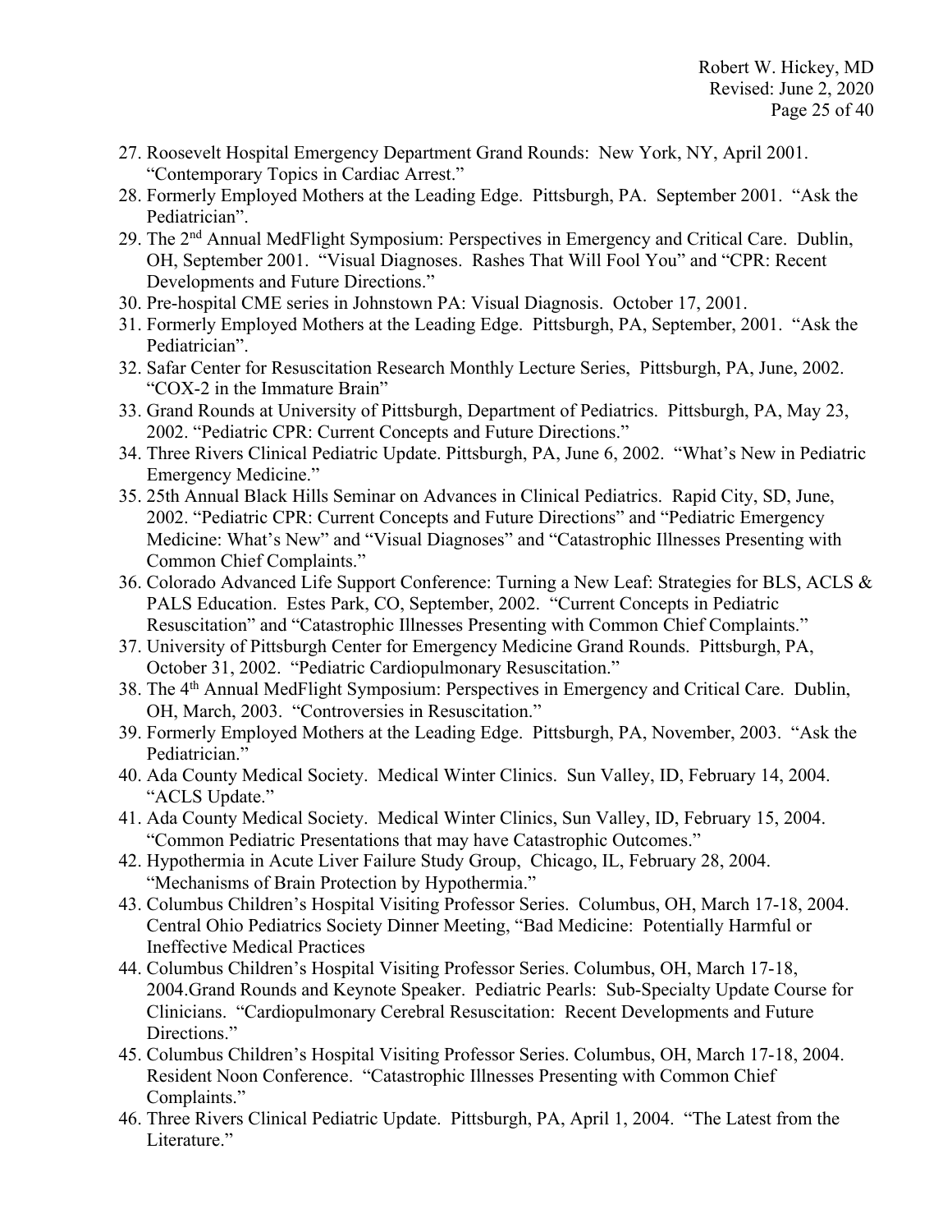27. Roosevelt Hospital Emergency Department Grand Rounds: New York, NY, April 2001. "Contemporary Topics in Cardiac Arrest."
28. Formerly Employed Mothers at the Leading Edge. Pittsburgh, PA. September 2001. "Ask the Pediatrician".
29. The 2nd Annual MedFlight Symposium: Perspectives in Emergency and Critical Care. Dublin, OH, September 2001. "Visual Diagnoses. Rashes That Will Fool You" and "CPR: Recent Developments and Future Directions."
30. Pre-hospital CME series in Johnstown PA: Visual Diagnosis. October 17, 2001.
31. Formerly Employed Mothers at the Leading Edge. Pittsburgh, PA, September, 2001. "Ask the Pediatrician".
32. Safar Center for Resuscitation Research Monthly Lecture Series, Pittsburgh, PA, June, 2002. "COX-2 in the Immature Brain"
33. Grand Rounds at University of Pittsburgh, Department of Pediatrics. Pittsburgh, PA, May 23, 2002. "Pediatric CPR: Current Concepts and Future Directions."
34. Three Rivers Clinical Pediatric Update. Pittsburgh, PA, June 6, 2002. "What's New in Pediatric Emergency Medicine."
35. 25th Annual Black Hills Seminar on Advances in Clinical Pediatrics. Rapid City, SD, June, 2002. "Pediatric CPR: Current Concepts and Future Directions" and "Pediatric Emergency Medicine: What's New" and "Visual Diagnoses" and "Catastrophic Illnesses Presenting with Common Chief Complaints."
36. Colorado Advanced Life Support Conference: Turning a New Leaf: Strategies for BLS, ACLS & PALS Education. Estes Park, CO, September, 2002. "Current Concepts in Pediatric Resuscitation" and "Catastrophic Illnesses Presenting with Common Chief Complaints."
37. University of Pittsburgh Center for Emergency Medicine Grand Rounds. Pittsburgh, PA, October 31, 2002. "Pediatric Cardiopulmonary Resuscitation."
38. The 4th Annual MedFlight Symposium: Perspectives in Emergency and Critical Care. Dublin, OH, March, 2003. "Controversies in Resuscitation."
39. Formerly Employed Mothers at the Leading Edge. Pittsburgh, PA, November, 2003. "Ask the Pediatrician."
40. Ada County Medical Society. Medical Winter Clinics. Sun Valley, ID, February 14, 2004. "ACLS Update."
41. Ada County Medical Society. Medical Winter Clinics, Sun Valley, ID, February 15, 2004. "Common Pediatric Presentations that may have Catastrophic Outcomes."
42. Hypothermia in Acute Liver Failure Study Group, Chicago, IL, February 28, 2004. "Mechanisms of Brain Protection by Hypothermia."
43. Columbus Children's Hospital Visiting Professor Series. Columbus, OH, March 17-18, 2004. Central Ohio Pediatrics Society Dinner Meeting, "Bad Medicine: Potentially Harmful or Ineffective Medical Practices
44. Columbus Children's Hospital Visiting Professor Series. Columbus, OH, March 17-18, 2004.Grand Rounds and Keynote Speaker. Pediatric Pearls: Sub-Specialty Update Course for Clinicians. "Cardiopulmonary Cerebral Resuscitation: Recent Developments and Future Directions."
45. Columbus Children's Hospital Visiting Professor Series. Columbus, OH, March 17-18, 2004. Resident Noon Conference. "Catastrophic Illnesses Presenting with Common Chief Complaints."
46. Three Rivers Clinical Pediatric Update. Pittsburgh, PA, April 1, 2004. "The Latest from the Literature."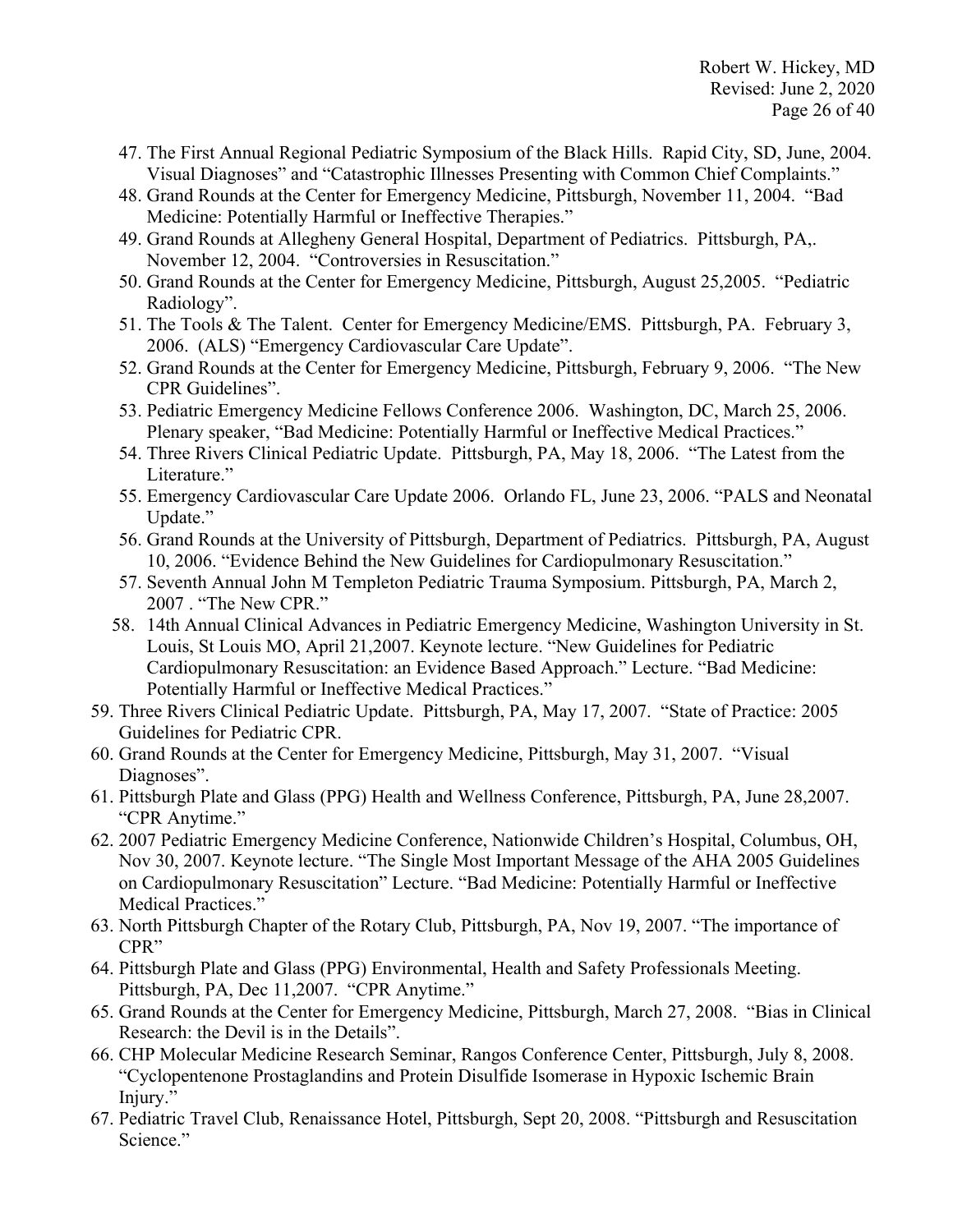47. The First Annual Regional Pediatric Symposium of the Black Hills. Rapid City, SD, June, 2004. Visual Diagnoses" and "Catastrophic Illnesses Presenting with Common Chief Complaints."
48. Grand Rounds at the Center for Emergency Medicine, Pittsburgh, November 11, 2004. "Bad Medicine: Potentially Harmful or Ineffective Therapies."
49. Grand Rounds at Allegheny General Hospital, Department of Pediatrics. Pittsburgh, PA,. November 12, 2004. "Controversies in Resuscitation."
50. Grand Rounds at the Center for Emergency Medicine, Pittsburgh, August 25,2005. "Pediatric Radiology".
51. The Tools & The Talent. Center for Emergency Medicine/EMS. Pittsburgh, PA. February 3, 2006. (ALS) "Emergency Cardiovascular Care Update".
52. Grand Rounds at the Center for Emergency Medicine, Pittsburgh, February 9, 2006. "The New CPR Guidelines".
53. Pediatric Emergency Medicine Fellows Conference 2006. Washington, DC, March 25, 2006. Plenary speaker, "Bad Medicine: Potentially Harmful or Ineffective Medical Practices."
54. Three Rivers Clinical Pediatric Update. Pittsburgh, PA, May 18, 2006. "The Latest from the Literature."
55. Emergency Cardiovascular Care Update 2006. Orlando FL, June 23, 2006. "PALS and Neonatal Update."
56. Grand Rounds at the University of Pittsburgh, Department of Pediatrics. Pittsburgh, PA, August 10, 2006. "Evidence Behind the New Guidelines for Cardiopulmonary Resuscitation."
57. Seventh Annual John M Templeton Pediatric Trauma Symposium. Pittsburgh, PA, March 2, 2007 . "The New CPR."
58. 14th Annual Clinical Advances in Pediatric Emergency Medicine, Washington University in St. Louis, St Louis MO, April 21,2007. Keynote lecture. "New Guidelines for Pediatric Cardiopulmonary Resuscitation: an Evidence Based Approach." Lecture. "Bad Medicine: Potentially Harmful or Ineffective Medical Practices."
59. Three Rivers Clinical Pediatric Update. Pittsburgh, PA, May 17, 2007. "State of Practice: 2005 Guidelines for Pediatric CPR.
60. Grand Rounds at the Center for Emergency Medicine, Pittsburgh, May 31, 2007. "Visual Diagnoses".
61. Pittsburgh Plate and Glass (PPG) Health and Wellness Conference, Pittsburgh, PA, June 28,2007. "CPR Anytime."
62. 2007 Pediatric Emergency Medicine Conference, Nationwide Children's Hospital, Columbus, OH, Nov 30, 2007. Keynote lecture. "The Single Most Important Message of the AHA 2005 Guidelines on Cardiopulmonary Resuscitation" Lecture. "Bad Medicine: Potentially Harmful or Ineffective Medical Practices."
63. North Pittsburgh Chapter of the Rotary Club, Pittsburgh, PA, Nov 19, 2007. "The importance of CPR"
64. Pittsburgh Plate and Glass (PPG) Environmental, Health and Safety Professionals Meeting. Pittsburgh, PA, Dec 11,2007. "CPR Anytime."
65. Grand Rounds at the Center for Emergency Medicine, Pittsburgh, March 27, 2008. "Bias in Clinical Research: the Devil is in the Details".
66. CHP Molecular Medicine Research Seminar, Rangos Conference Center, Pittsburgh, July 8, 2008. "Cyclopentenone Prostaglandins and Protein Disulfide Isomerase in Hypoxic Ischemic Brain Injury."
67. Pediatric Travel Club, Renaissance Hotel, Pittsburgh, Sept 20, 2008. "Pittsburgh and Resuscitation Science."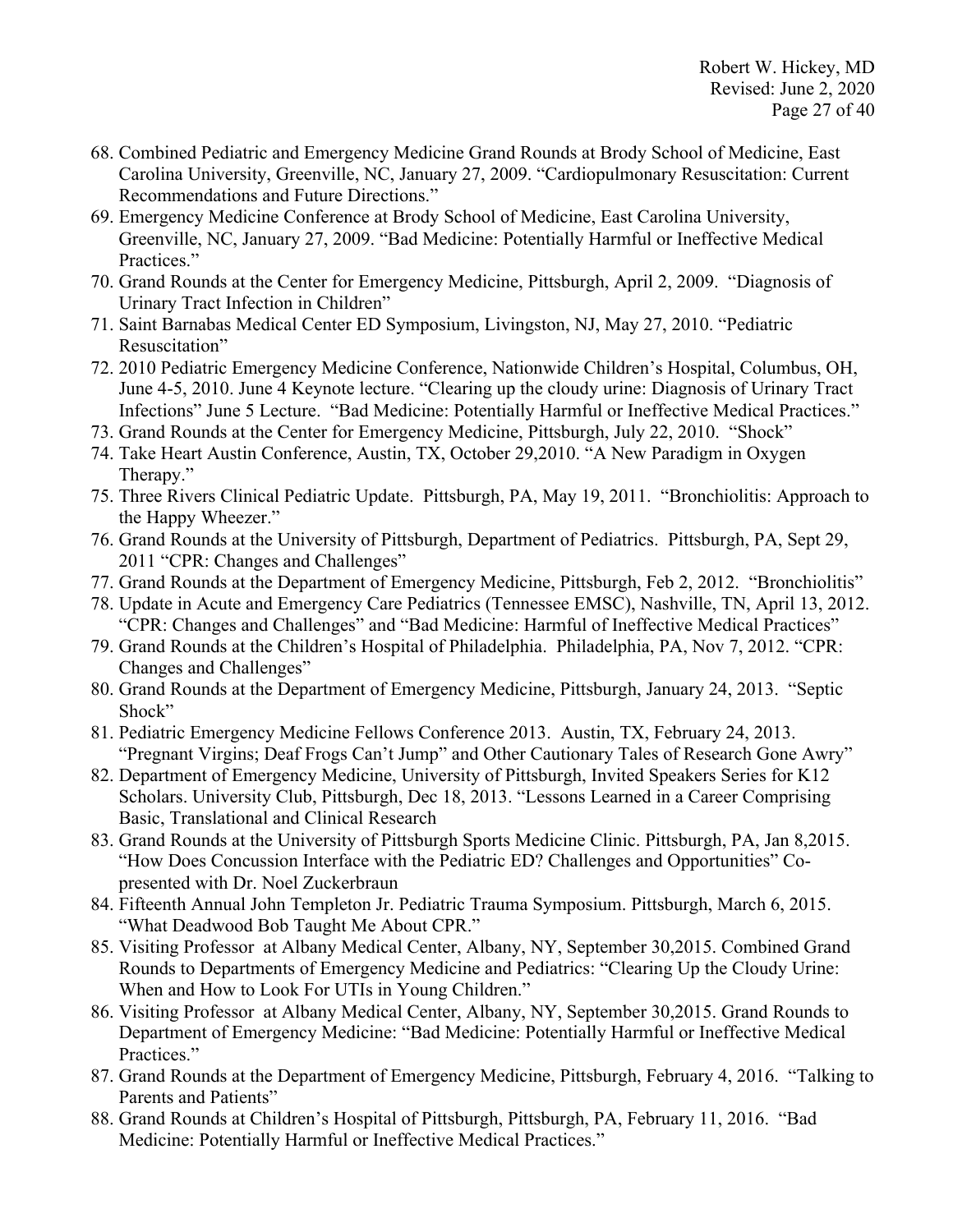68. Combined Pediatric and Emergency Medicine Grand Rounds at Brody School of Medicine, East Carolina University, Greenville, NC, January 27, 2009. "Cardiopulmonary Resuscitation: Current Recommendations and Future Directions."
69. Emergency Medicine Conference at Brody School of Medicine, East Carolina University, Greenville, NC, January 27, 2009. "Bad Medicine: Potentially Harmful or Ineffective Medical Practices."
70. Grand Rounds at the Center for Emergency Medicine, Pittsburgh, April 2, 2009. "Diagnosis of Urinary Tract Infection in Children"
71. Saint Barnabas Medical Center ED Symposium, Livingston, NJ, May 27, 2010. "Pediatric Resuscitation"
72. 2010 Pediatric Emergency Medicine Conference, Nationwide Children's Hospital, Columbus, OH, June 4-5, 2010. June 4 Keynote lecture. "Clearing up the cloudy urine: Diagnosis of Urinary Tract Infections" June 5 Lecture. "Bad Medicine: Potentially Harmful or Ineffective Medical Practices."
73. Grand Rounds at the Center for Emergency Medicine, Pittsburgh, July 22, 2010. "Shock"
74. Take Heart Austin Conference, Austin, TX, October 29,2010. "A New Paradigm in Oxygen Therapy."
75. Three Rivers Clinical Pediatric Update. Pittsburgh, PA, May 19, 2011. "Bronchiolitis: Approach to the Happy Wheezer."
76. Grand Rounds at the University of Pittsburgh, Department of Pediatrics. Pittsburgh, PA, Sept 29, 2011 "CPR: Changes and Challenges"
77. Grand Rounds at the Department of Emergency Medicine, Pittsburgh, Feb 2, 2012. "Bronchiolitis"
78. Update in Acute and Emergency Care Pediatrics (Tennessee EMSC), Nashville, TN, April 13, 2012. "CPR: Changes and Challenges" and "Bad Medicine: Harmful of Ineffective Medical Practices"
79. Grand Rounds at the Children's Hospital of Philadelphia. Philadelphia, PA, Nov 7, 2012. "CPR: Changes and Challenges"
80. Grand Rounds at the Department of Emergency Medicine, Pittsburgh, January 24, 2013. "Septic Shock"
81. Pediatric Emergency Medicine Fellows Conference 2013. Austin, TX, February 24, 2013. "Pregnant Virgins; Deaf Frogs Can't Jump" and Other Cautionary Tales of Research Gone Awry"
82. Department of Emergency Medicine, University of Pittsburgh, Invited Speakers Series for K12 Scholars. University Club, Pittsburgh, Dec 18, 2013. "Lessons Learned in a Career Comprising Basic, Translational and Clinical Research
83. Grand Rounds at the University of Pittsburgh Sports Medicine Clinic. Pittsburgh, PA, Jan 8,2015. "How Does Concussion Interface with the Pediatric ED? Challenges and Opportunities" Co-presented with Dr. Noel Zuckerbraun
84. Fifteenth Annual John Templeton Jr. Pediatric Trauma Symposium. Pittsburgh, March 6, 2015. "What Deadwood Bob Taught Me About CPR."
85. Visiting Professor at Albany Medical Center, Albany, NY, September 30,2015. Combined Grand Rounds to Departments of Emergency Medicine and Pediatrics: "Clearing Up the Cloudy Urine: When and How to Look For UTIs in Young Children."
86. Visiting Professor at Albany Medical Center, Albany, NY, September 30,2015. Grand Rounds to Department of Emergency Medicine: "Bad Medicine: Potentially Harmful or Ineffective Medical Practices."
87. Grand Rounds at the Department of Emergency Medicine, Pittsburgh, February 4, 2016. "Talking to Parents and Patients"
88. Grand Rounds at Children's Hospital of Pittsburgh, Pittsburgh, PA, February 11, 2016. "Bad Medicine: Potentially Harmful or Ineffective Medical Practices."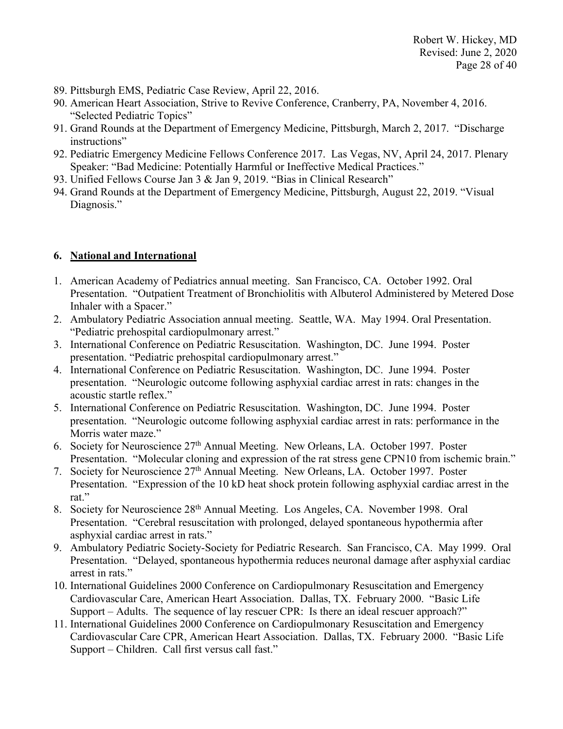89. Pittsburgh EMS, Pediatric Case Review, April 22, 2016.
90. American Heart Association, Strive to Revive Conference, Cranberry, PA, November 4, 2016. "Selected Pediatric Topics"
91. Grand Rounds at the Department of Emergency Medicine, Pittsburgh, March 2, 2017. "Discharge instructions"
92. Pediatric Emergency Medicine Fellows Conference 2017. Las Vegas, NV, April 24, 2017. Plenary Speaker: "Bad Medicine: Potentially Harmful or Ineffective Medical Practices."
93. Unified Fellows Course Jan 3 & Jan 9, 2019. "Bias in Clinical Research"
94. Grand Rounds at the Department of Emergency Medicine, Pittsburgh, August 22, 2019. "Visual Diagnosis."

## 6. National and International

1. American Academy of Pediatrics annual meeting. San Francisco, CA. October 1992. Oral Presentation. "Outpatient Treatment of Bronchiolitis with Albuterol Administered by Metered Dose Inhaler with a Spacer."
2. Ambulatory Pediatric Association annual meeting. Seattle, WA. May 1994. Oral Presentation. "Pediatric prehospital cardiopulmonary arrest."
3. International Conference on Pediatric Resuscitation. Washington, DC. June 1994. Poster presentation. "Pediatric prehospital cardiopulmonary arrest."
4. International Conference on Pediatric Resuscitation. Washington, DC. June 1994. Poster presentation. "Neurologic outcome following asphyxial cardiac arrest in rats: changes in the acoustic startle reflex."
5. International Conference on Pediatric Resuscitation. Washington, DC. June 1994. Poster presentation. "Neurologic outcome following asphyxial cardiac arrest in rats: performance in the Morris water maze."
6. Society for Neuroscience 27th Annual Meeting. New Orleans, LA. October 1997. Poster Presentation. "Molecular cloning and expression of the rat stress gene CPN10 from ischemic brain."
7. Society for Neuroscience 27th Annual Meeting. New Orleans, LA. October 1997. Poster Presentation. "Expression of the 10 kD heat shock protein following asphyxial cardiac arrest in the rat."
8. Society for Neuroscience 28th Annual Meeting. Los Angeles, CA. November 1998. Oral Presentation. "Cerebral resuscitation with prolonged, delayed spontaneous hypothermia after asphyxial cardiac arrest in rats."
9. Ambulatory Pediatric Society-Society for Pediatric Research. San Francisco, CA. May 1999. Oral Presentation. "Delayed, spontaneous hypothermia reduces neuronal damage after asphyxial cardiac arrest in rats."
10. International Guidelines 2000 Conference on Cardiopulmonary Resuscitation and Emergency Cardiovascular Care, American Heart Association. Dallas, TX. February 2000. "Basic Life Support – Adults. The sequence of lay rescuer CPR: Is there an ideal rescuer approach?"
11. International Guidelines 2000 Conference on Cardiopulmonary Resuscitation and Emergency Cardiovascular Care CPR, American Heart Association. Dallas, TX. February 2000. "Basic Life Support – Children. Call first versus call fast."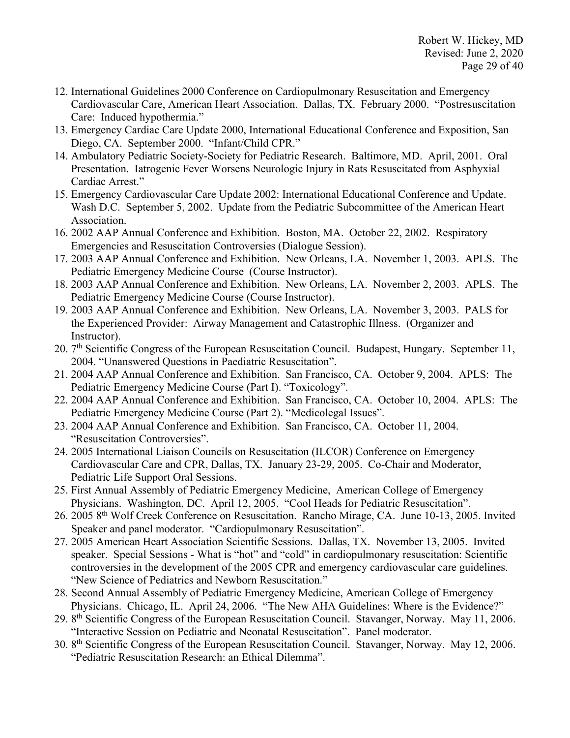12. International Guidelines 2000 Conference on Cardiopulmonary Resuscitation and Emergency Cardiovascular Care, American Heart Association. Dallas, TX. February 2000. "Postresuscitation Care: Induced hypothermia."
13. Emergency Cardiac Care Update 2000, International Educational Conference and Exposition, San Diego, CA. September 2000. "Infant/Child CPR."
14. Ambulatory Pediatric Society-Society for Pediatric Research. Baltimore, MD. April, 2001. Oral Presentation. Iatrogenic Fever Worsens Neurologic Injury in Rats Resuscitated from Asphyxial Cardiac Arrest."
15. Emergency Cardiovascular Care Update 2002: International Educational Conference and Update. Wash D.C. September 5, 2002. Update from the Pediatric Subcommittee of the American Heart Association.
16. 2002 AAP Annual Conference and Exhibition. Boston, MA. October 22, 2002. Respiratory Emergencies and Resuscitation Controversies (Dialogue Session).
17. 2003 AAP Annual Conference and Exhibition. New Orleans, LA. November 1, 2003. APLS. The Pediatric Emergency Medicine Course (Course Instructor).
18. 2003 AAP Annual Conference and Exhibition. New Orleans, LA. November 2, 2003. APLS. The Pediatric Emergency Medicine Course (Course Instructor).
19. 2003 AAP Annual Conference and Exhibition. New Orleans, LA. November 3, 2003. PALS for the Experienced Provider: Airway Management and Catastrophic Illness. (Organizer and Instructor).
20. 7th Scientific Congress of the European Resuscitation Council. Budapest, Hungary. September 11, 2004. "Unanswered Questions in Paediatric Resuscitation".
21. 2004 AAP Annual Conference and Exhibition. San Francisco, CA. October 9, 2004. APLS: The Pediatric Emergency Medicine Course (Part I). "Toxicology".
22. 2004 AAP Annual Conference and Exhibition. San Francisco, CA. October 10, 2004. APLS: The Pediatric Emergency Medicine Course (Part 2). "Medicolegal Issues".
23. 2004 AAP Annual Conference and Exhibition. San Francisco, CA. October 11, 2004. "Resuscitation Controversies".
24. 2005 International Liaison Councils on Resuscitation (ILCOR) Conference on Emergency Cardiovascular Care and CPR, Dallas, TX. January 23-29, 2005. Co-Chair and Moderator, Pediatric Life Support Oral Sessions.
25. First Annual Assembly of Pediatric Emergency Medicine, American College of Emergency Physicians. Washington, DC. April 12, 2005. "Cool Heads for Pediatric Resuscitation".
26. 2005 8th Wolf Creek Conference on Resuscitation. Rancho Mirage, CA. June 10-13, 2005. Invited Speaker and panel moderator. "Cardiopulmonary Resuscitation".
27. 2005 American Heart Association Scientific Sessions. Dallas, TX. November 13, 2005. Invited speaker. Special Sessions - What is "hot" and "cold" in cardiopulmonary resuscitation: Scientific controversies in the development of the 2005 CPR and emergency cardiovascular care guidelines. "New Science of Pediatrics and Newborn Resuscitation."
28. Second Annual Assembly of Pediatric Emergency Medicine, American College of Emergency Physicians. Chicago, IL. April 24, 2006. "The New AHA Guidelines: Where is the Evidence?"
29. 8th Scientific Congress of the European Resuscitation Council. Stavanger, Norway. May 11, 2006. "Interactive Session on Pediatric and Neonatal Resuscitation". Panel moderator.
30. 8th Scientific Congress of the European Resuscitation Council. Stavanger, Norway. May 12, 2006. "Pediatric Resuscitation Research: an Ethical Dilemma".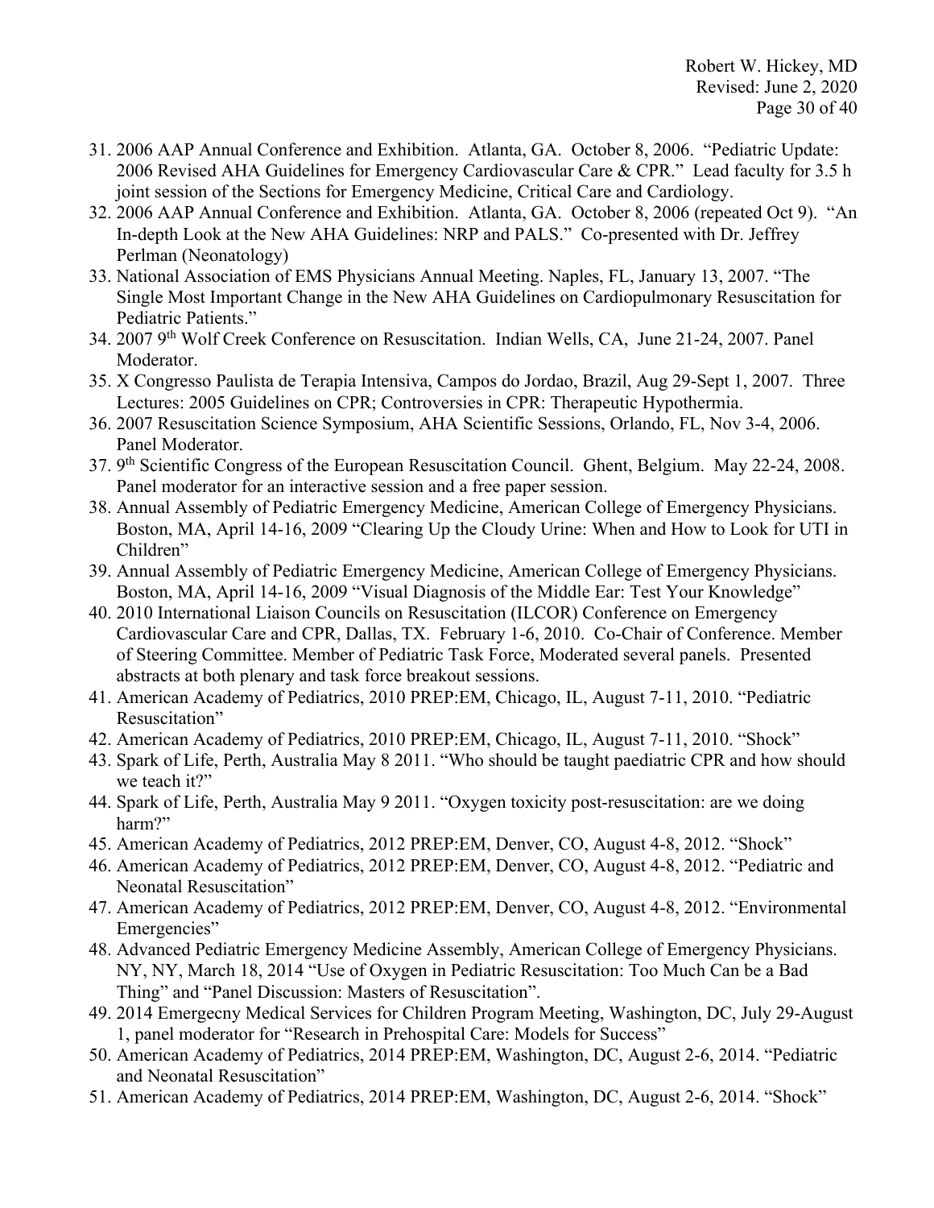31. 2006 AAP Annual Conference and Exhibition. Atlanta, GA. October 8, 2006. "Pediatric Update: 2006 Revised AHA Guidelines for Emergency Cardiovascular Care & CPR." Lead faculty for 3.5 h joint session of the Sections for Emergency Medicine, Critical Care and Cardiology.
32. 2006 AAP Annual Conference and Exhibition. Atlanta, GA. October 8, 2006 (repeated Oct 9). "An In-depth Look at the New AHA Guidelines: NRP and PALS." Co-presented with Dr. Jeffrey Perlman (Neonatology)
33. National Association of EMS Physicians Annual Meeting. Naples, FL, January 13, 2007. "The Single Most Important Change in the New AHA Guidelines on Cardiopulmonary Resuscitation for Pediatric Patients."
34. 2007 9th Wolf Creek Conference on Resuscitation. Indian Wells, CA, June 21-24, 2007. Panel Moderator.
35. X Congresso Paulista de Terapia Intensiva, Campos do Jordao, Brazil, Aug 29-Sept 1, 2007. Three Lectures: 2005 Guidelines on CPR; Controversies in CPR: Therapeutic Hypothermia.
36. 2007 Resuscitation Science Symposium, AHA Scientific Sessions, Orlando, FL, Nov 3-4, 2006. Panel Moderator.
37. 9th Scientific Congress of the European Resuscitation Council. Ghent, Belgium. May 22-24, 2008. Panel moderator for an interactive session and a free paper session.
38. Annual Assembly of Pediatric Emergency Medicine, American College of Emergency Physicians. Boston, MA, April 14-16, 2009 "Clearing Up the Cloudy Urine: When and How to Look for UTI in Children"
39. Annual Assembly of Pediatric Emergency Medicine, American College of Emergency Physicians. Boston, MA, April 14-16, 2009 "Visual Diagnosis of the Middle Ear: Test Your Knowledge"
40. 2010 International Liaison Councils on Resuscitation (ILCOR) Conference on Emergency Cardiovascular Care and CPR, Dallas, TX. February 1-6, 2010. Co-Chair of Conference. Member of Steering Committee. Member of Pediatric Task Force, Moderated several panels. Presented abstracts at both plenary and task force breakout sessions.
41. American Academy of Pediatrics, 2010 PREP:EM, Chicago, IL, August 7-11, 2010. "Pediatric Resuscitation"
42. American Academy of Pediatrics, 2010 PREP:EM, Chicago, IL, August 7-11, 2010. "Shock"
43. Spark of Life, Perth, Australia May 8 2011. "Who should be taught paediatric CPR and how should we teach it?"
44. Spark of Life, Perth, Australia May 9 2011. "Oxygen toxicity post-resuscitation: are we doing harm?"
45. American Academy of Pediatrics, 2012 PREP:EM, Denver, CO, August 4-8, 2012. "Shock"
46. American Academy of Pediatrics, 2012 PREP:EM, Denver, CO, August 4-8, 2012. "Pediatric and Neonatal Resuscitation"
47. American Academy of Pediatrics, 2012 PREP:EM, Denver, CO, August 4-8, 2012. "Environmental Emergencies"
48. Advanced Pediatric Emergency Medicine Assembly, American College of Emergency Physicians. NY, NY, March 18, 2014 "Use of Oxygen in Pediatric Resuscitation: Too Much Can be a Bad Thing" and "Panel Discussion: Masters of Resuscitation".
49. 2014 Emergecny Medical Services for Children Program Meeting, Washington, DC, July 29-August 1, panel moderator for "Research in Prehospital Care: Models for Success"
50. American Academy of Pediatrics, 2014 PREP:EM, Washington, DC, August 2-6, 2014. "Pediatric and Neonatal Resuscitation"
51. American Academy of Pediatrics, 2014 PREP:EM, Washington, DC, August 2-6, 2014. "Shock"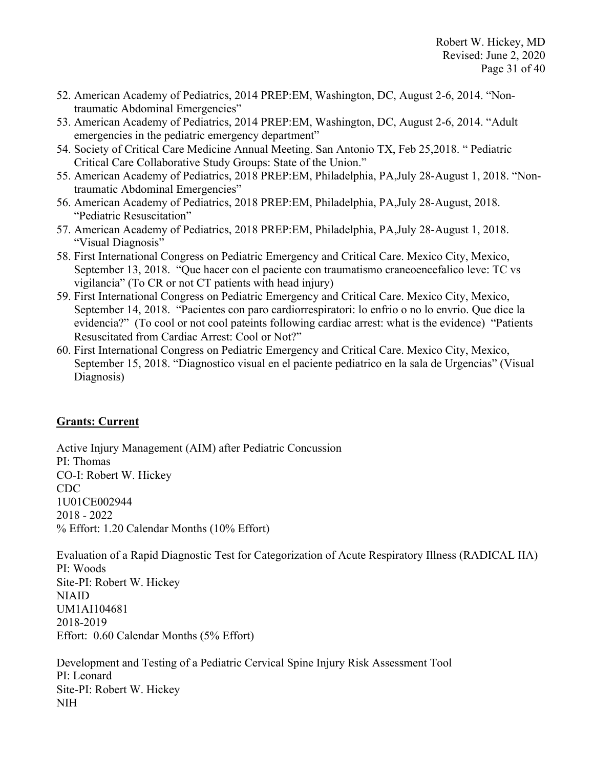52. American Academy of Pediatrics, 2014 PREP:EM, Washington, DC, August 2-6, 2014. "Non-traumatic Abdominal Emergencies"
53. American Academy of Pediatrics, 2014 PREP:EM, Washington, DC, August 2-6, 2014. "Adult emergencies in the pediatric emergency department"
54. Society of Critical Care Medicine Annual Meeting. San Antonio TX, Feb 25,2018. " Pediatric Critical Care Collaborative Study Groups: State of the Union."
55. American Academy of Pediatrics, 2018 PREP:EM, Philadelphia, PA,July 28-August 1, 2018. "Non-traumatic Abdominal Emergencies"
56. American Academy of Pediatrics, 2018 PREP:EM, Philadelphia, PA,July 28-August, 2018. "Pediatric Resuscitation"
57. American Academy of Pediatrics, 2018 PREP:EM, Philadelphia, PA,July 28-August 1, 2018. "Visual Diagnosis"
58. First International Congress on Pediatric Emergency and Critical Care. Mexico City, Mexico, September 13, 2018. "Que hacer con el paciente con traumatismo craneoencefalico leve: TC vs vigilancia" (To CR or not CT patients with head injury)
59. First International Congress on Pediatric Emergency and Critical Care. Mexico City, Mexico, September 14, 2018. "Pacientes con paro cardiorrespiratori: lo enfrio o no lo envrio. Que dice la evidencia?" (To cool or not cool pateints following cardiac arrest: what is the evidence) "Patients Resuscitated from Cardiac Arrest: Cool or Not?"
60. First International Congress on Pediatric Emergency and Critical Care. Mexico City, Mexico, September 15, 2018. "Diagnostico visual en el paciente pediatrico en la sala de Urgencias" (Visual Diagnosis)

## Grants: Current

Active Injury Management (AIM) after Pediatric Concussion
PI: Thomas
CO-I: Robert W. Hickey
CDC
1U01CE002944
2018 - 2022
% Effort: 1.20 Calendar Months (10% Effort)

Evaluation of a Rapid Diagnostic Test for Categorization of Acute Respiratory Illness (RADICAL IIA)
PI: Woods
Site-PI: Robert W. Hickey
NIAID
UM1AI104681
2018-2019
Effort: 0.60 Calendar Months (5% Effort)

Development and Testing of a Pediatric Cervical Spine Injury Risk Assessment Tool
PI: Leonard
Site-PI: Robert W. Hickey
NIH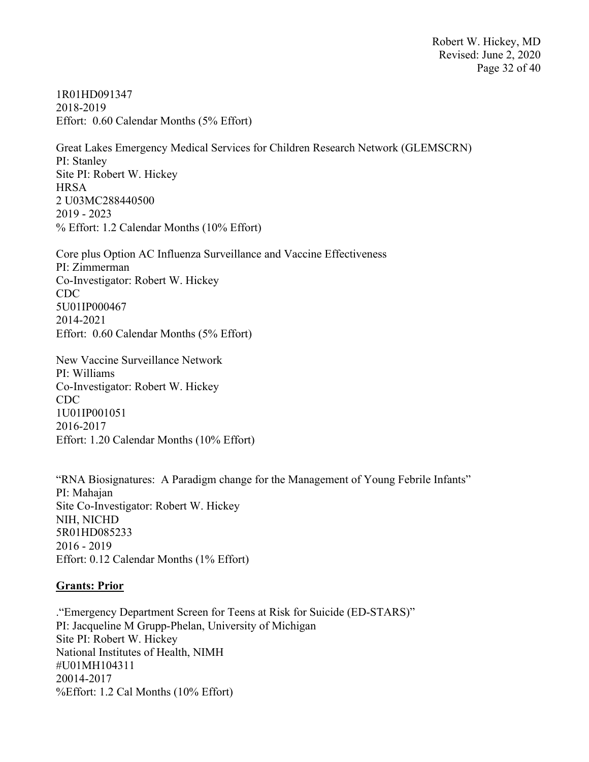1R01HD091347
2018-2019
Effort: 0.60 Calendar Months (5% Effort)

Great Lakes Emergency Medical Services for Children Research Network (GLEMSCRN)
PI: Stanley
Site PI: Robert W. Hickey
HRSA
2 U03MC288440500
2019 - 2023
% Effort: 1.2 Calendar Months (10% Effort)

Core plus Option AC Influenza Surveillance and Vaccine Effectiveness
PI: Zimmerman
Co-Investigator: Robert W. Hickey
CDC
5U01IP000467
2014-2021
Effort: 0.60 Calendar Months (5% Effort)

New Vaccine Surveillance Network
PI: Williams
Co-Investigator: Robert W. Hickey
CDC
1U01IP001051
2016-2017
Effort: 1.20 Calendar Months (10% Effort)

"RNA Biosignatures: A Paradigm change for the Management of Young Febrile Infants"
PI: Mahajan
Site Co-Investigator: Robert W. Hickey
NIH, NICHD
5R01HD085233
2016 - 2019
Effort: 0.12 Calendar Months (1% Effort)

**Grants: Prior**

."Emergency Department Screen for Teens at Risk for Suicide (ED-STARS)"
PI: Jacqueline M Grupp-Phelan, University of Michigan
Site PI: Robert W. Hickey
National Institutes of Health, NIMH
#U01MH104311
20014-2017
%Effort: 1.2 Cal Months (10% Effort)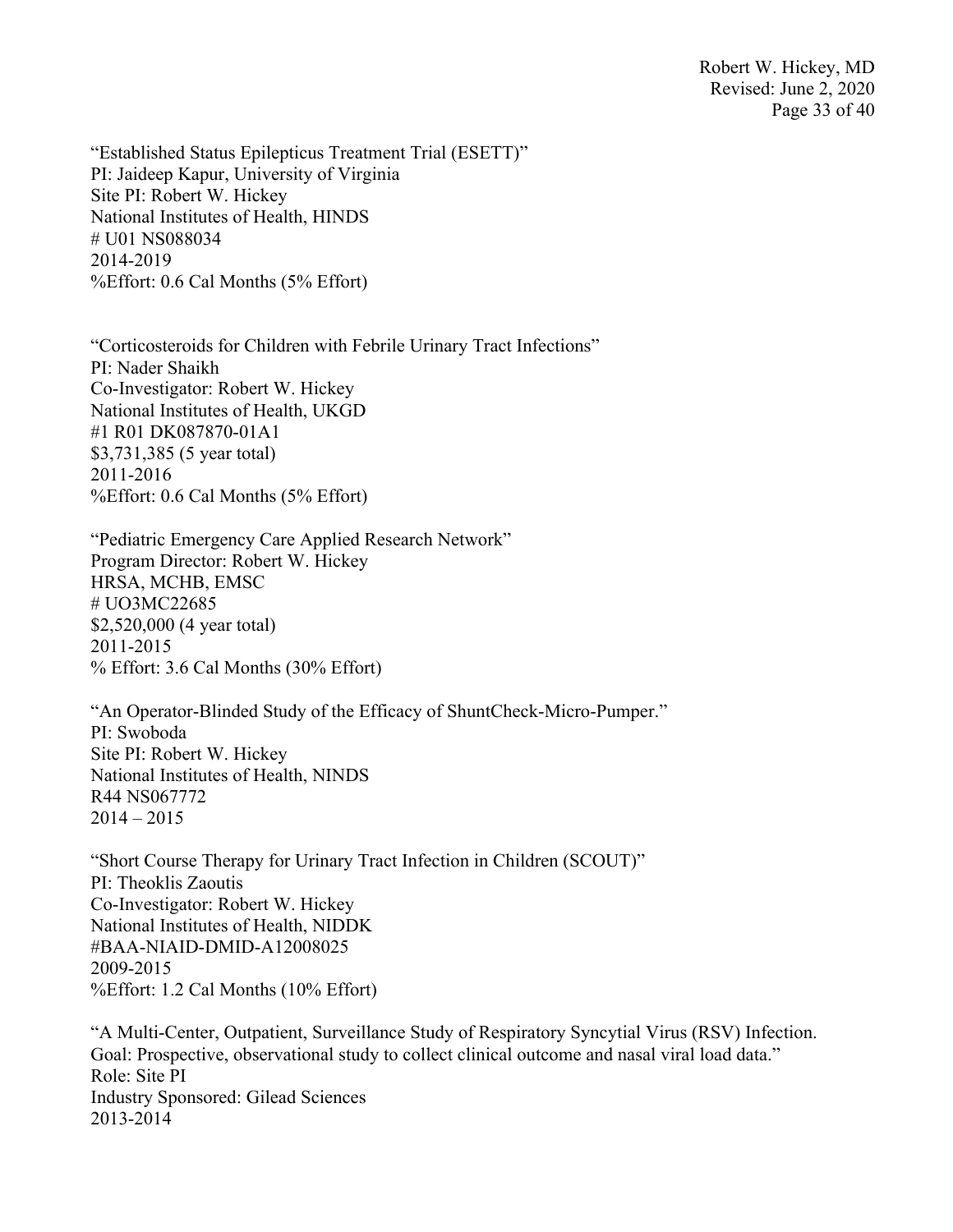“Established Status Epilepticus Treatment Trial (ESETT)”  
PI: Jaideep Kapur, University of Virginia  
Site PI: Robert W. Hickey  
National Institutes of Health, HINDS  
# U01 NS088034  
2014-2019  
%Effort: 0.6 Cal Months (5% Effort)

“Corticosteroids for Children with Febrile Urinary Tract Infections”  
PI: Nader Shaikh  
Co-Investigator: Robert W. Hickey  
National Institutes of Health, UKGD  
#1 R01 DK087870-01A1  
$3,731,385 (5 year total)  
2011-2016  
%Effort: 0.6 Cal Months (5% Effort)

“Pediatric Emergency Care Applied Research Network”  
Program Director: Robert W. Hickey  
HRSA, MCHB, EMSC  
# UO3MC22685  
$2,520,000 (4 year total)  
2011-2015  
% Effort: 3.6 Cal Months (30% Effort)

“An Operator-Blinded Study of the Efficacy of ShuntCheck-Micro-Pumper.”  
PI: Swoboda  
Site PI: Robert W. Hickey  
National Institutes of Health, NINDS  
R44 NS067772  
2014 – 2015

“Short Course Therapy for Urinary Tract Infection in Children (SCOUT)”  
PI: Theoklis Zaoutis  
Co-Investigator: Robert W. Hickey  
National Institutes of Health, NIDDK  
#BAA-NIAID-DMID-A12008025  
2009-2015  
%Effort: 1.2 Cal Months (10% Effort)

“A Multi-Center, Outpatient, Surveillance Study of Respiratory Syncytial Virus (RSV) Infection. Goal: Prospective, observational study to collect clinical outcome and nasal viral load data.”  
Role: Site PI  
Industry Sponsored: Gilead Sciences  
2013-2014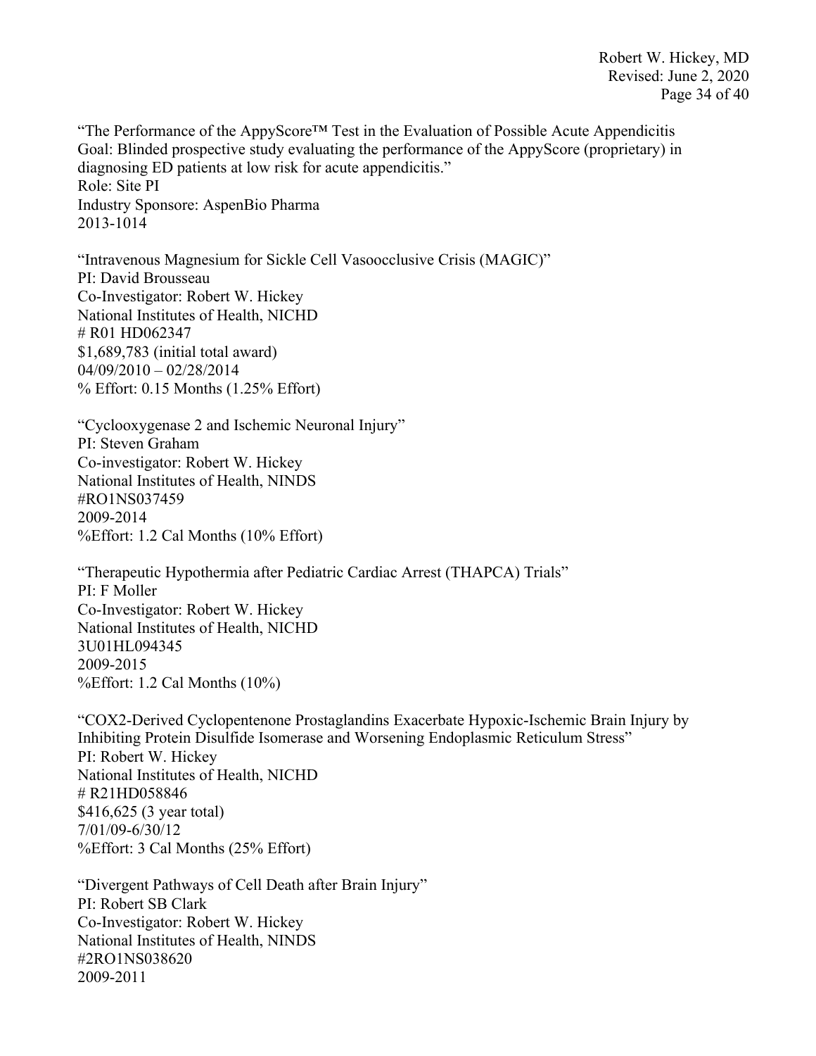"The Performance of the AppyScore™ Test in the Evaluation of Possible Acute Appendicitis
Goal: Blinded prospective study evaluating the performance of the AppyScore (proprietary) in diagnosing ED patients at low risk for acute appendicitis."
Role: Site PI
Industry Sponsore: AspenBio Pharma
2013-1014

"Intravenous Magnesium for Sickle Cell Vasoocclusive Crisis (MAGIC)"
PI: David Brousseau
Co-Investigator: Robert W. Hickey
National Institutes of Health, NICHD
# R01 HD062347
$1,689,783 (initial total award)
04/09/2010 – 02/28/2014
% Effort: 0.15 Months (1.25% Effort)

"Cyclooxygenase 2 and Ischemic Neuronal Injury"
PI: Steven Graham
Co-investigator: Robert W. Hickey
National Institutes of Health, NINDS
#RO1NS037459
2009-2014
%Effort: 1.2 Cal Months (10% Effort)

"Therapeutic Hypothermia after Pediatric Cardiac Arrest (THAPCA) Trials"
PI: F Moller
Co-Investigator: Robert W. Hickey
National Institutes of Health, NICHD
3U01HL094345
2009-2015
%Effort: 1.2 Cal Months (10%)

"COX2-Derived Cyclopentenone Prostaglandins Exacerbate Hypoxic-Ischemic Brain Injury by Inhibiting Protein Disulfide Isomerase and Worsening Endoplasmic Reticulum Stress"
PI: Robert W. Hickey
National Institutes of Health, NICHD
# R21HD058846
$416,625 (3 year total)
7/01/09-6/30/12
%Effort: 3 Cal Months (25% Effort)

"Divergent Pathways of Cell Death after Brain Injury"
PI: Robert SB Clark
Co-Investigator: Robert W. Hickey
National Institutes of Health, NINDS
#2RO1NS038620
2009-2011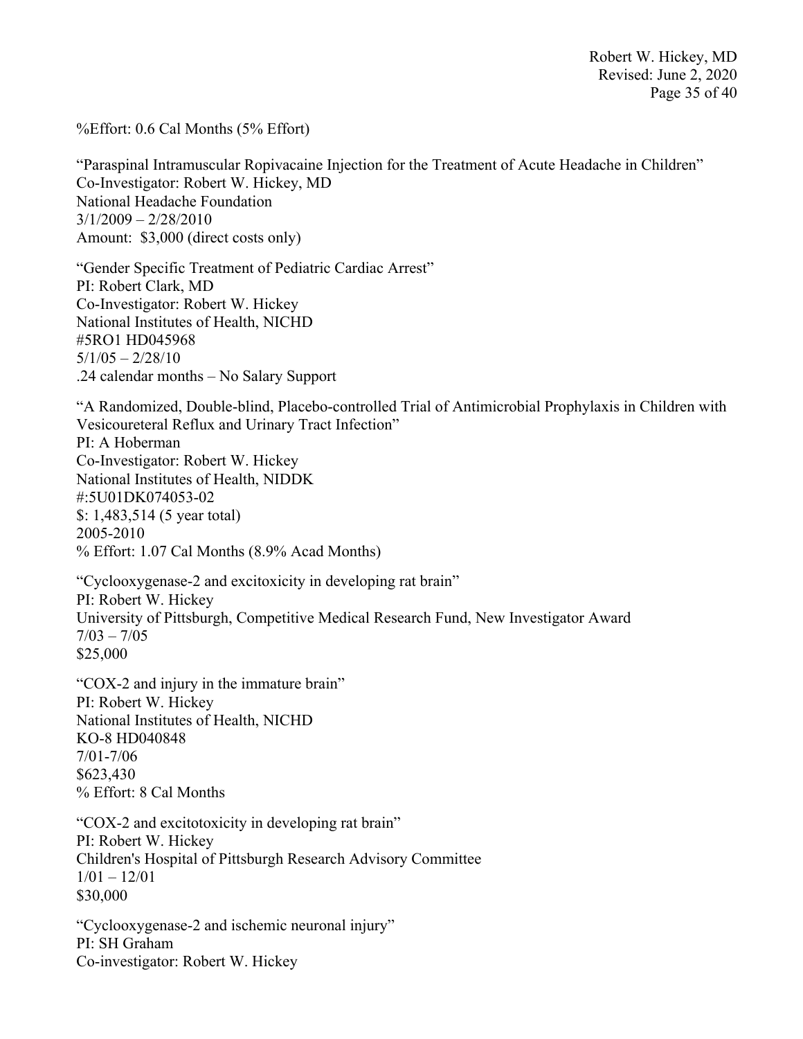%Effort: 0.6 Cal Months (5% Effort)

"Paraspinal Intramuscular Ropivacaine Injection for the Treatment of Acute Headache in Children"
Co-Investigator: Robert W. Hickey, MD
National Headache Foundation
3/1/2009 – 2/28/2010
Amount: $3,000 (direct costs only)

"Gender Specific Treatment of Pediatric Cardiac Arrest"
PI: Robert Clark, MD
Co-Investigator: Robert W. Hickey
National Institutes of Health, NICHD
#5RO1 HD045968
5/1/05 – 2/28/10
.24 calendar months – No Salary Support

"A Randomized, Double-blind, Placebo-controlled Trial of Antimicrobial Prophylaxis in Children with Vesicoureteral Reflux and Urinary Tract Infection"
PI: A Hoberman
Co-Investigator: Robert W. Hickey
National Institutes of Health, NIDDK
#:5U01DK074053-02
$: 1,483,514 (5 year total)
2005-2010
% Effort: 1.07 Cal Months (8.9% Acad Months)

"Cyclooxygenase-2 and excitoxicity in developing rat brain"
PI: Robert W. Hickey
University of Pittsburgh, Competitive Medical Research Fund, New Investigator Award
7/03 – 7/05
$25,000

"COX-2 and injury in the immature brain"
PI: Robert W. Hickey
National Institutes of Health, NICHD
KO-8 HD040848
7/01-7/06
$623,430
% Effort: 8 Cal Months

"COX-2 and excitotoxicity in developing rat brain"
PI: Robert W. Hickey
Children's Hospital of Pittsburgh Research Advisory Committee
1/01 – 12/01
$30,000

"Cyclooxygenase-2 and ischemic neuronal injury"
PI: SH Graham
Co-investigator: Robert W. Hickey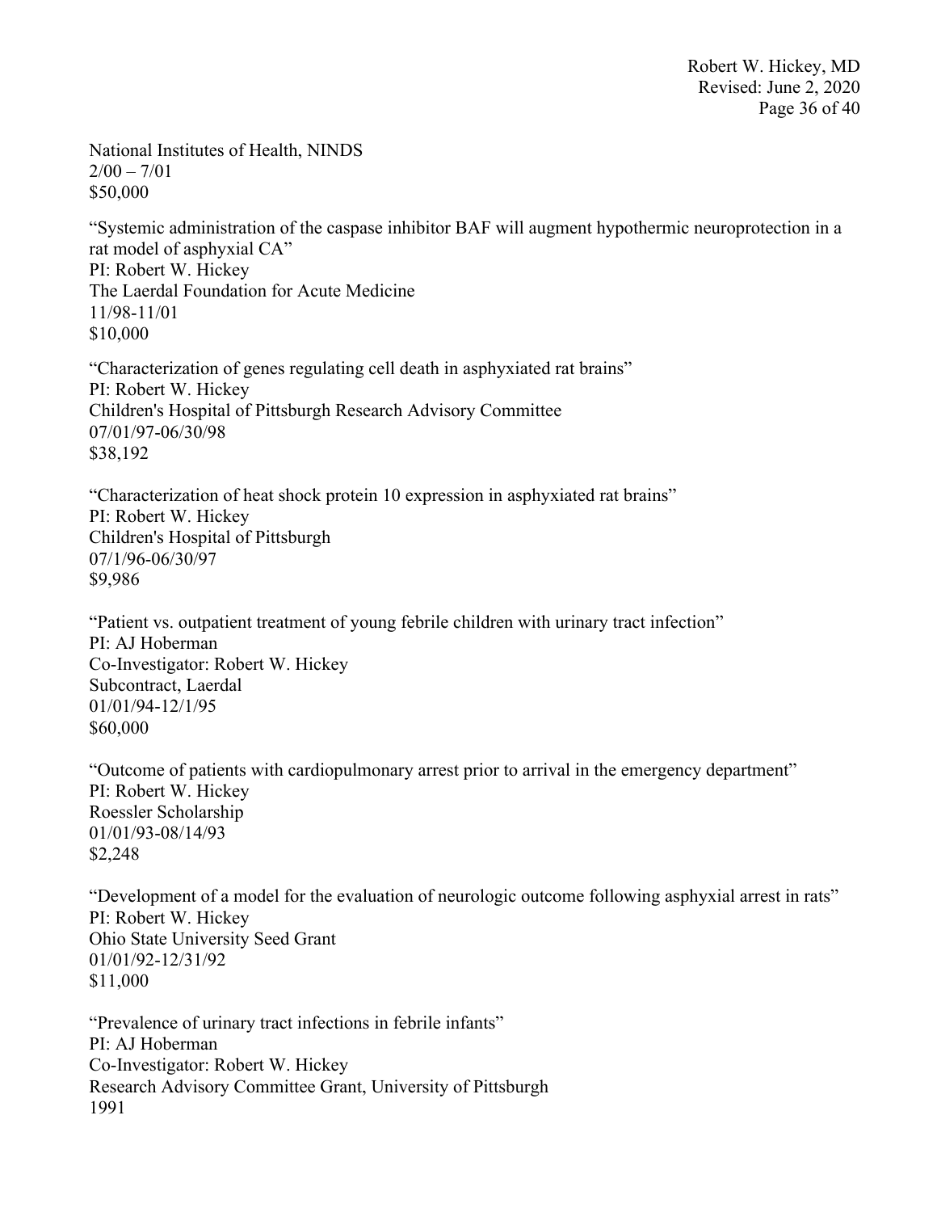National Institutes of Health, NINDS
2/00 – 7/01
$50,000

"Systemic administration of the caspase inhibitor BAF will augment hypothermic neuroprotection in a rat model of asphyxial CA"
PI: Robert W. Hickey
The Laerdal Foundation for Acute Medicine
11/98-11/01
$10,000

"Characterization of genes regulating cell death in asphyxiated rat brains"
PI: Robert W. Hickey
Children's Hospital of Pittsburgh Research Advisory Committee
07/01/97-06/30/98
$38,192

"Characterization of heat shock protein 10 expression in asphyxiated rat brains"
PI: Robert W. Hickey
Children's Hospital of Pittsburgh
07/1/96-06/30/97
$9,986

"Patient vs. outpatient treatment of young febrile children with urinary tract infection"
PI: AJ Hoberman
Co-Investigator: Robert W. Hickey
Subcontract, Laerdal
01/01/94-12/1/95
$60,000

"Outcome of patients with cardiopulmonary arrest prior to arrival in the emergency department"
PI: Robert W. Hickey
Roessler Scholarship
01/01/93-08/14/93
$2,248

"Development of a model for the evaluation of neurologic outcome following asphyxial arrest in rats"
PI: Robert W. Hickey
Ohio State University Seed Grant
01/01/92-12/31/92
$11,000

"Prevalence of urinary tract infections in febrile infants"
PI: AJ Hoberman
Co-Investigator: Robert W. Hickey
Research Advisory Committee Grant, University of Pittsburgh
1991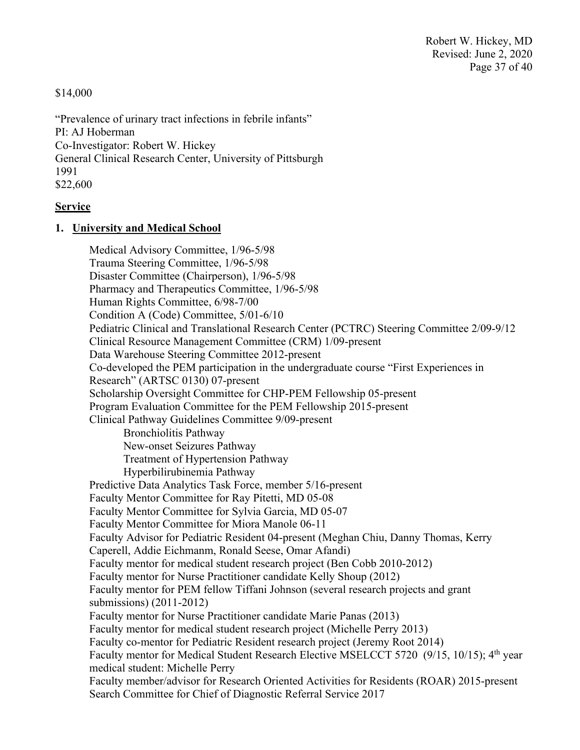$14,000

"Prevalence of urinary tract infections in febrile infants"
PI: AJ Hoberman
Co-Investigator: Robert W. Hickey
General Clinical Research Center, University of Pittsburgh
1991
$22,600

## **Service**

### 1. **University and Medical School**

Medical Advisory Committee, 1/96-5/98
Trauma Steering Committee, 1/96-5/98
Disaster Committee (Chairperson), 1/96-5/98
Pharmacy and Therapeutics Committee, 1/96-5/98
Human Rights Committee, 6/98-7/00
Condition A (Code) Committee, 5/01-6/10
Pediatric Clinical and Translational Research Center (PCTRC) Steering Committee 2/09-9/12
Clinical Resource Management Committee (CRM) 1/09-present
Data Warehouse Steering Committee 2012-present
Co-developed the PEM participation in the undergraduate course "First Experiences in Research" (ARTSC 0130) 07-present
Scholarship Oversight Committee for CHP-PEM Fellowship 05-present
Program Evaluation Committee for the PEM Fellowship 2015-present
Clinical Pathway Guidelines Committee 9/09-present

- Bronchiolitis Pathway
- New-onset Seizures Pathway
- Treatment of Hypertension Pathway
- Hyperbilirubinemia Pathway

Predictive Data Analytics Task Force, member 5/16-present
Faculty Mentor Committee for Ray Pitetti, MD 05-08
Faculty Mentor Committee for Sylvia Garcia, MD 05-07
Faculty Mentor Committee for Miora Manole 06-11
Faculty Advisor for Pediatric Resident 04-present (Meghan Chiu, Danny Thomas, Kerry Caperell, Addie Eichmanm, Ronald Seese, Omar Afandi)
Faculty mentor for medical student research project (Ben Cobb 2010-2012)
Faculty mentor for Nurse Practitioner candidate Kelly Shoup (2012)
Faculty mentor for PEM fellow Tiffani Johnson (several research projects and grant submissions) (2011-2012)
Faculty mentor for Nurse Practitioner candidate Marie Panas (2013)
Faculty mentor for medical student research project (Michelle Perry 2013)
Faculty co-mentor for Pediatric Resident research project (Jeremy Root 2014)
Faculty mentor for Medical Student Research Elective MSELCCT 5720 (9/15, 10/15); 4th year medical student: Michelle Perry
Faculty member/advisor for Research Oriented Activities for Residents (ROAR) 2015-present
Search Committee for Chief of Diagnostic Referral Service 2017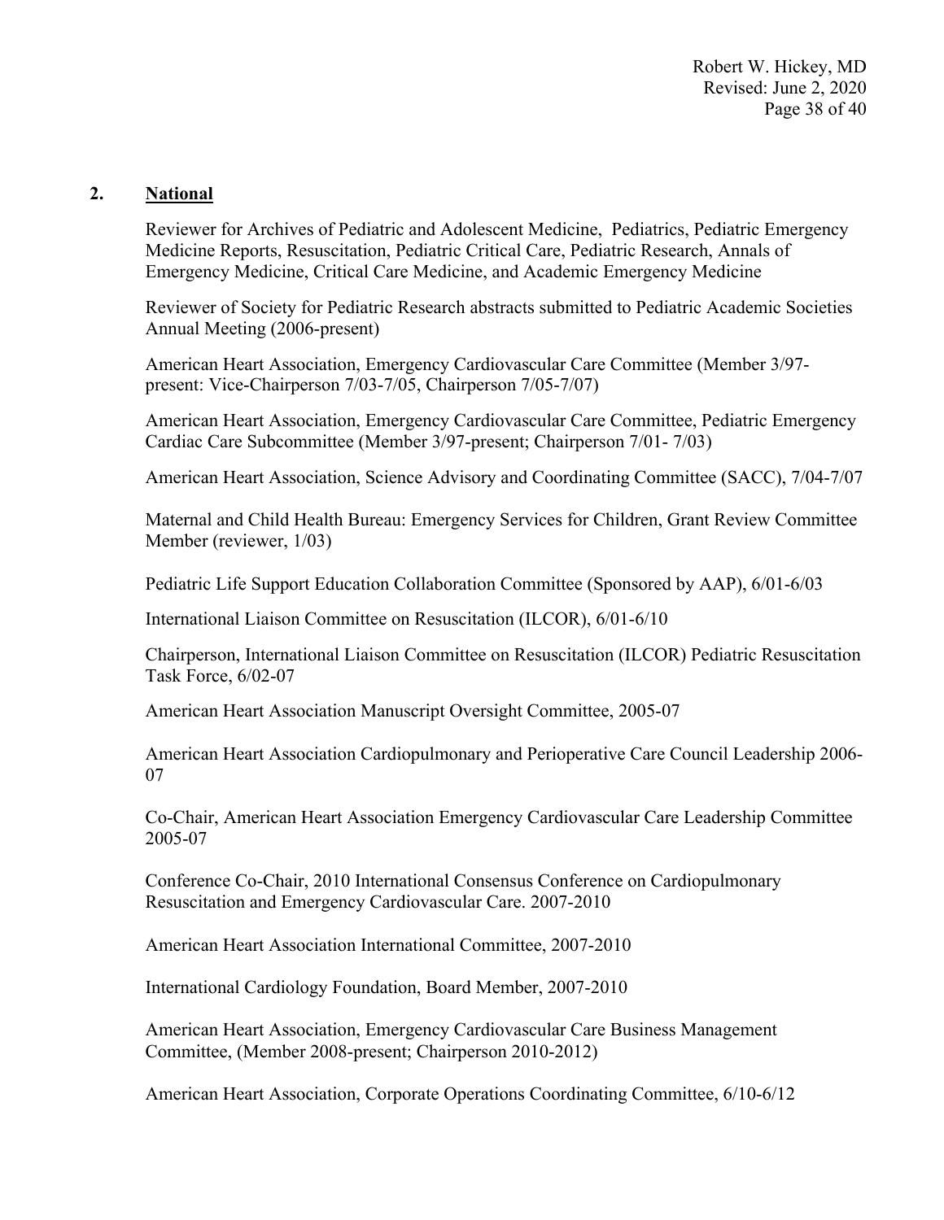## 2. National

Reviewer for Archives of Pediatric and Adolescent Medicine, Pediatrics, Pediatric Emergency Medicine Reports, Resuscitation, Pediatric Critical Care, Pediatric Research, Annals of Emergency Medicine, Critical Care Medicine, and Academic Emergency Medicine

Reviewer of Society for Pediatric Research abstracts submitted to Pediatric Academic Societies Annual Meeting (2006-present)

American Heart Association, Emergency Cardiovascular Care Committee (Member 3/97-present: Vice-Chairperson 7/03-7/05, Chairperson 7/05-7/07)

American Heart Association, Emergency Cardiovascular Care Committee, Pediatric Emergency Cardiac Care Subcommittee (Member 3/97-present; Chairperson 7/01- 7/03)

American Heart Association, Science Advisory and Coordinating Committee (SACC), 7/04-7/07

Maternal and Child Health Bureau: Emergency Services for Children, Grant Review Committee Member (reviewer, 1/03)

Pediatric Life Support Education Collaboration Committee (Sponsored by AAP), 6/01-6/03

International Liaison Committee on Resuscitation (ILCOR), 6/01-6/10

Chairperson, International Liaison Committee on Resuscitation (ILCOR) Pediatric Resuscitation Task Force, 6/02-07

American Heart Association Manuscript Oversight Committee, 2005-07

American Heart Association Cardiopulmonary and Perioperative Care Council Leadership 2006-07

Co-Chair, American Heart Association Emergency Cardiovascular Care Leadership Committee 2005-07

Conference Co-Chair, 2010 International Consensus Conference on Cardiopulmonary Resuscitation and Emergency Cardiovascular Care. 2007-2010

American Heart Association International Committee, 2007-2010

International Cardiology Foundation, Board Member, 2007-2010

American Heart Association, Emergency Cardiovascular Care Business Management Committee, (Member 2008-present; Chairperson 2010-2012)

American Heart Association, Corporate Operations Coordinating Committee, 6/10-6/12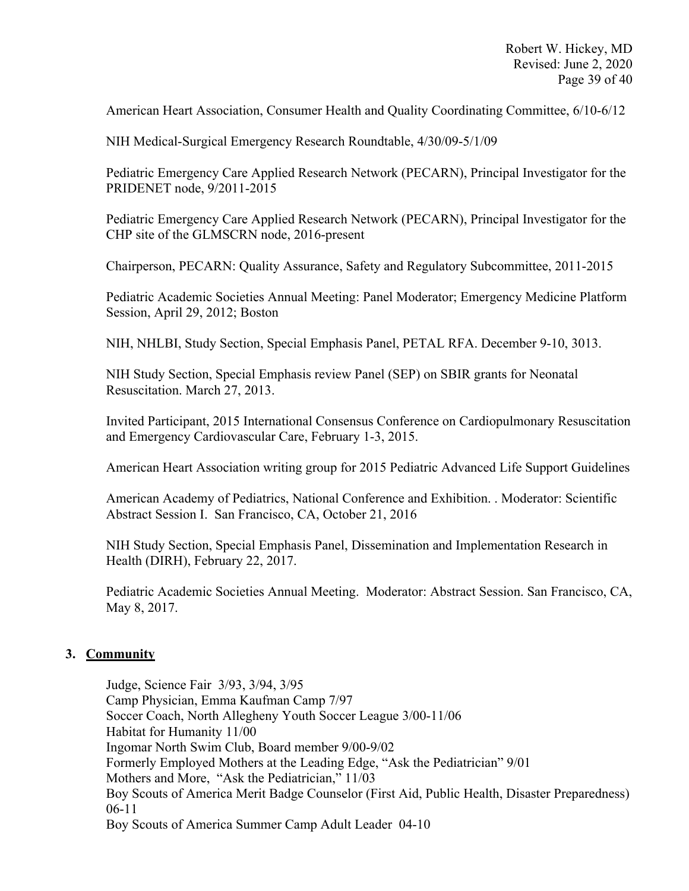American Heart Association, Consumer Health and Quality Coordinating Committee, 6/10-6/12

NIH Medical-Surgical Emergency Research Roundtable, 4/30/09-5/1/09

Pediatric Emergency Care Applied Research Network (PECARN), Principal Investigator for the PRIDENET node, 9/2011-2015

Pediatric Emergency Care Applied Research Network (PECARN), Principal Investigator for the CHP site of the GLMSCRN node, 2016-present

Chairperson, PECARN: Quality Assurance, Safety and Regulatory Subcommittee, 2011-2015

Pediatric Academic Societies Annual Meeting: Panel Moderator; Emergency Medicine Platform Session, April 29, 2012; Boston

NIH, NHLBI, Study Section, Special Emphasis Panel, PETAL RFA. December 9-10, 3013.

NIH Study Section, Special Emphasis review Panel (SEP) on SBIR grants for Neonatal Resuscitation. March 27, 2013.

Invited Participant, 2015 International Consensus Conference on Cardiopulmonary Resuscitation and Emergency Cardiovascular Care, February 1-3, 2015.

American Heart Association writing group for 2015 Pediatric Advanced Life Support Guidelines

American Academy of Pediatrics, National Conference and Exhibition. . Moderator: Scientific Abstract Session I. San Francisco, CA, October 21, 2016

NIH Study Section, Special Emphasis Panel, Dissemination and Implementation Research in Health (DIRH), February 22, 2017.

Pediatric Academic Societies Annual Meeting. Moderator: Abstract Session. San Francisco, CA, May 8, 2017.

## 3. Community

Judge, Science Fair 3/93, 3/94, 3/95
Camp Physician, Emma Kaufman Camp 7/97
Soccer Coach, North Allegheny Youth Soccer League 3/00-11/06
Habitat for Humanity 11/00
Ingomar North Swim Club, Board member 9/00-9/02
Formerly Employed Mothers at the Leading Edge, "Ask the Pediatrician" 9/01
Mothers and More, "Ask the Pediatrician," 11/03
Boy Scouts of America Merit Badge Counselor (First Aid, Public Health, Disaster Preparedness) 06-11
Boy Scouts of America Summer Camp Adult Leader 04-10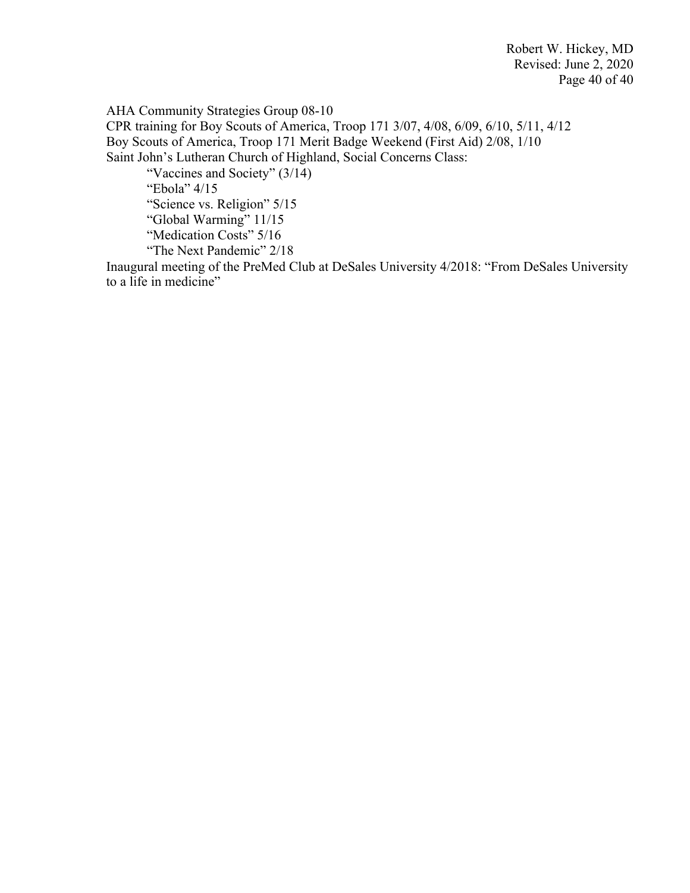AHA Community Strategies Group 08-10

CPR training for Boy Scouts of America, Troop 171 3/07, 4/08, 6/09, 6/10, 5/11, 4/12

Boy Scouts of America, Troop 171 Merit Badge Weekend (First Aid) 2/08, 1/10

Saint John's Lutheran Church of Highland, Social Concerns Class:

- "Vaccines and Society" (3/14)
- "Ebola" 4/15
- "Science vs. Religion" 5/15
- "Global Warming" 11/15
- "Medication Costs" 5/16
- "The Next Pandemic" 2/18

Inaugural meeting of the PreMed Club at DeSales University 4/2018: "From DeSales University to a life in medicine"